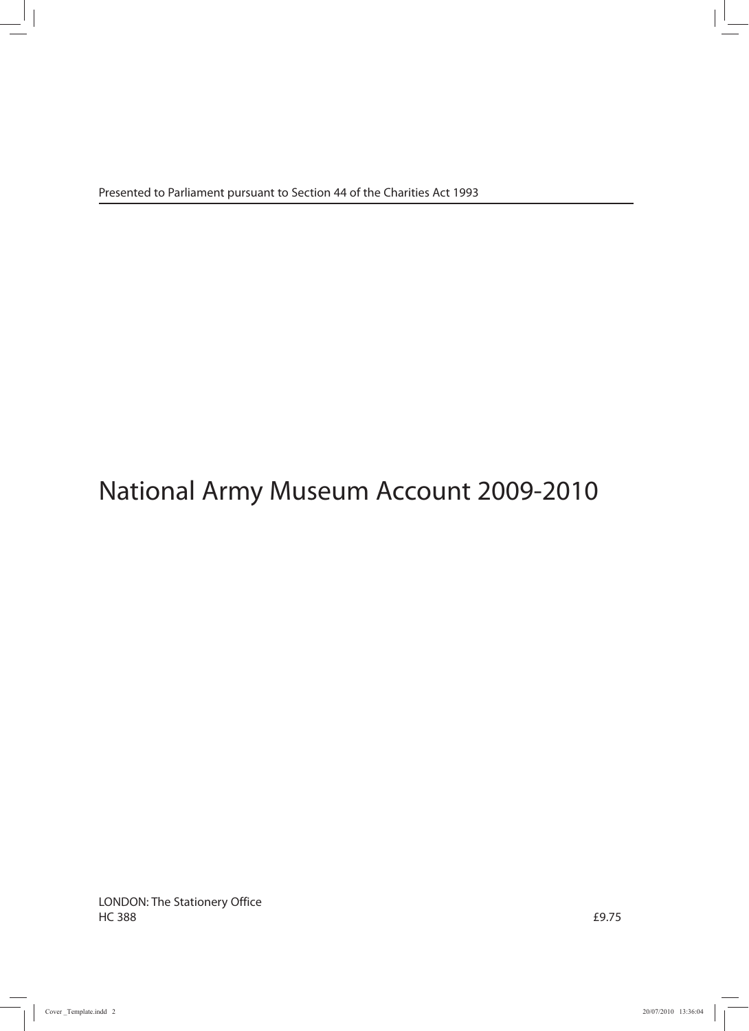Presented to Parliament pursuant to Section 44 of the Charities Act 1993

# National Army Museum Account 2009-2010

LONDON: The Stationery Office
HC 388

£9.75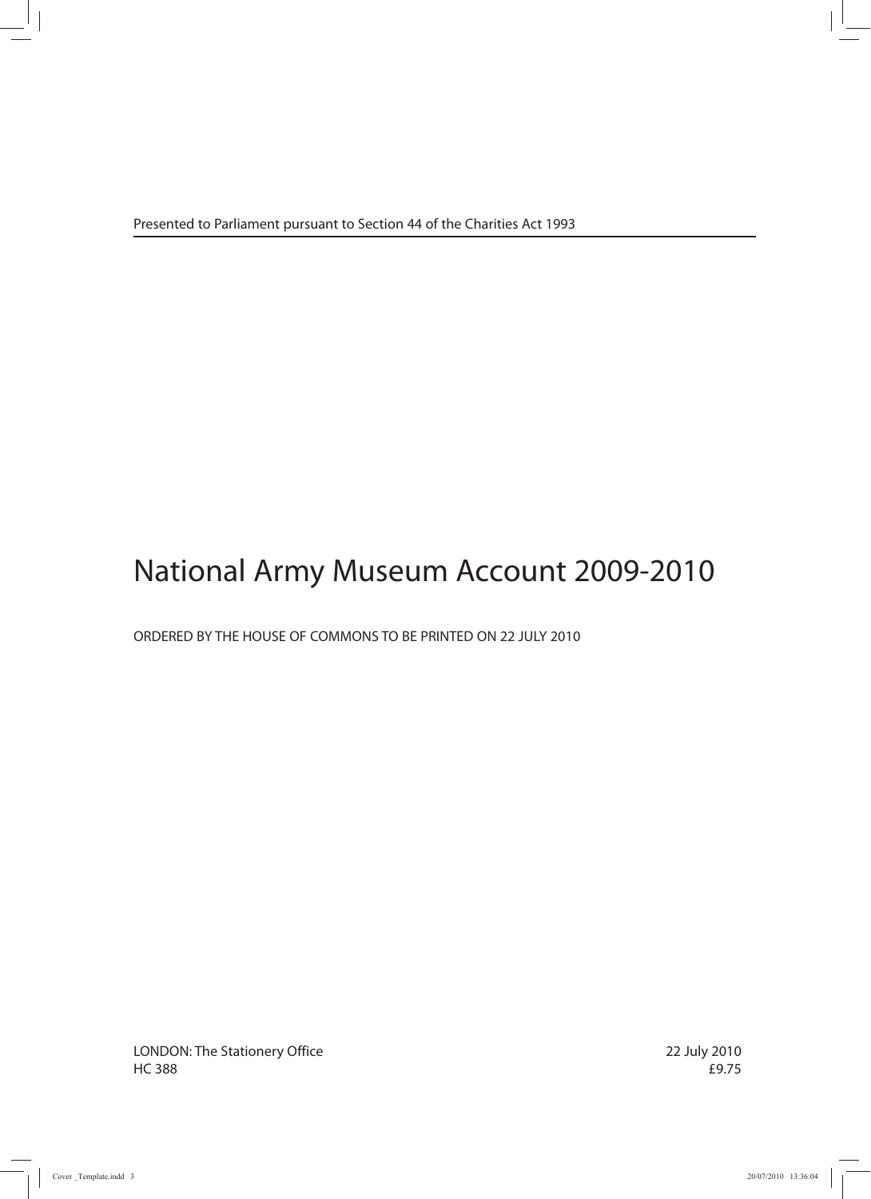Presented to Parliament pursuant to Section 44 of the Charities Act 1993

# National Army Museum Account 2009-2010

ORDERED BY THE HOUSE OF COMMONS TO BE PRINTED ON 22 JULY 2010

LONDON: The Stationery Office
HC 388

22 July 2010
£9.75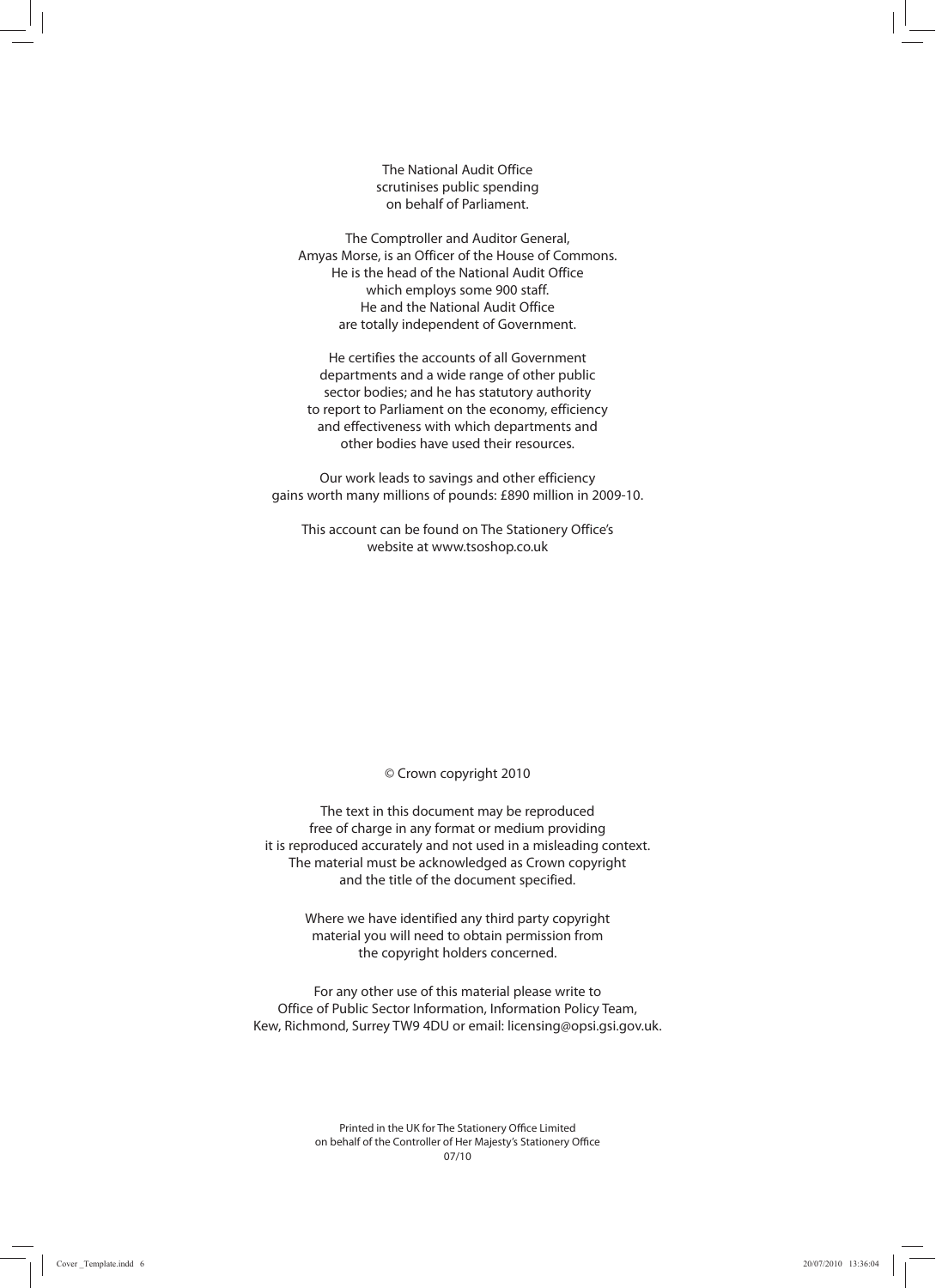The National Audit Office scrutinises public spending on behalf of Parliament.

The Comptroller and Auditor General, Amyas Morse, is an Officer of the House of Commons. He is the head of the National Audit Office which employs some 900 staff. He and the National Audit Office are totally independent of Government.

He certifies the accounts of all Government departments and a wide range of other public sector bodies; and he has statutory authority to report to Parliament on the economy, efficiency and effectiveness with which departments and other bodies have used their resources.

Our work leads to savings and other efficiency gains worth many millions of pounds: £890 million in 2009-10.

This account can be found on The Stationery Office's website at www.tsoshop.co.uk

© Crown copyright 2010

The text in this document may be reproduced free of charge in any format or medium providing it is reproduced accurately and not used in a misleading context. The material must be acknowledged as Crown copyright and the title of the document specified.

Where we have identified any third party copyright material you will need to obtain permission from the copyright holders concerned.

For any other use of this material please write to Office of Public Sector Information, Information Policy Team, Kew, Richmond, Surrey TW9 4DU or email: licensing@opsi.gsi.gov.uk.

Printed in the UK for The Stationery Office Limited on behalf of the Controller of Her Majesty's Stationery Office
07/10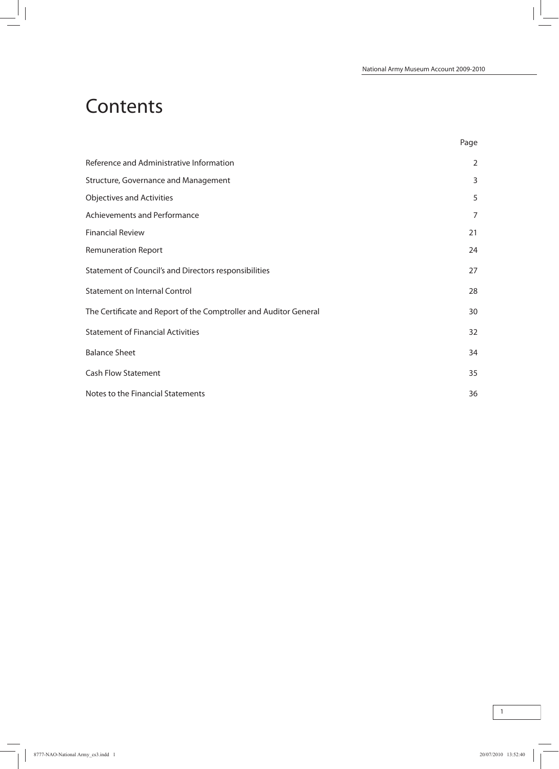# Contents

| | Page |
|---|---|
| Reference and Administrative Information | 2 |
| Structure, Governance and Management | 3 |
| Objectives and Activities | 5 |
| Achievements and Performance | 7 |
| Financial Review | 21 |
| Remuneration Report | 24 |
| Statement of Council's and Directors responsibilities | 27 |
| Statement on Internal Control | 28 |
| The Certificate and Report of the Comptroller and Auditor General | 30 |
| Statement of Financial Activities | 32 |
| Balance Sheet | 34 |
| Cash Flow Statement | 35 |
| Notes to the Financial Statements | 36 |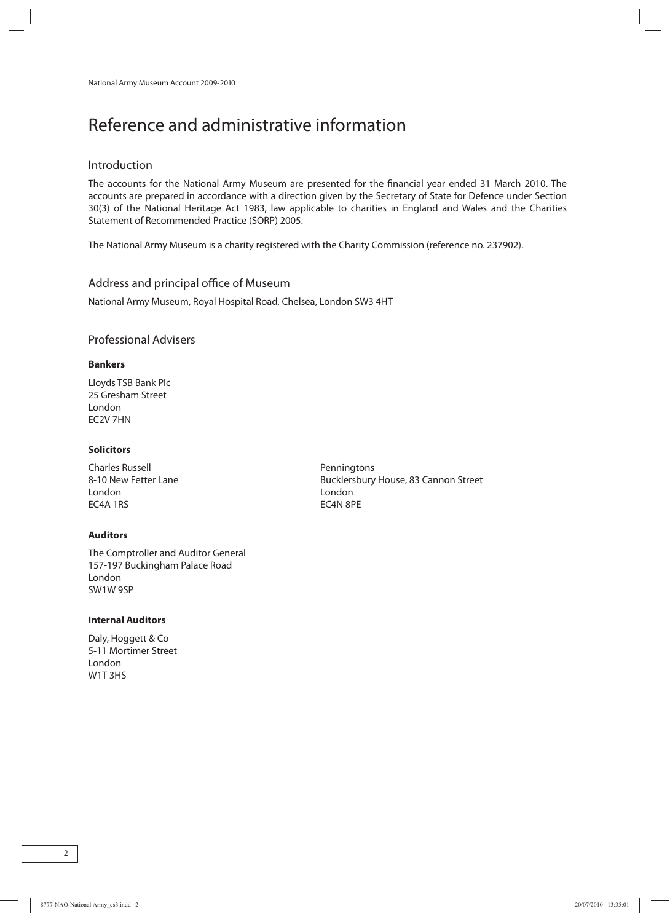# Reference and administrative information

## Introduction

The accounts for the National Army Museum are presented for the financial year ended 31 March 2010. The accounts are prepared in accordance with a direction given by the Secretary of State for Defence under Section 30(3) of the National Heritage Act 1983, law applicable to charities in England and Wales and the Charities Statement of Recommended Practice (SORP) 2005.

The National Army Museum is a charity registered with the Charity Commission (reference no. 237902).

## Address and principal office of Museum

National Army Museum, Royal Hospital Road, Chelsea, London SW3 4HT

## Professional Advisers

**Bankers**

Lloyds TSB Bank Plc
25 Gresham Street
London
EC2V 7HN

**Solicitors**

Charles Russell
8-10 New Fetter Lane
London
EC4A 1RS

Penningtons
Bucklersbury House, 83 Cannon Street
London
EC4N 8PE

**Auditors**

The Comptroller and Auditor General
157-197 Buckingham Palace Road
London
SW1W 9SP

**Internal Auditors**

Daly, Hoggett & Co
5-11 Mortimer Street
London
W1T 3HS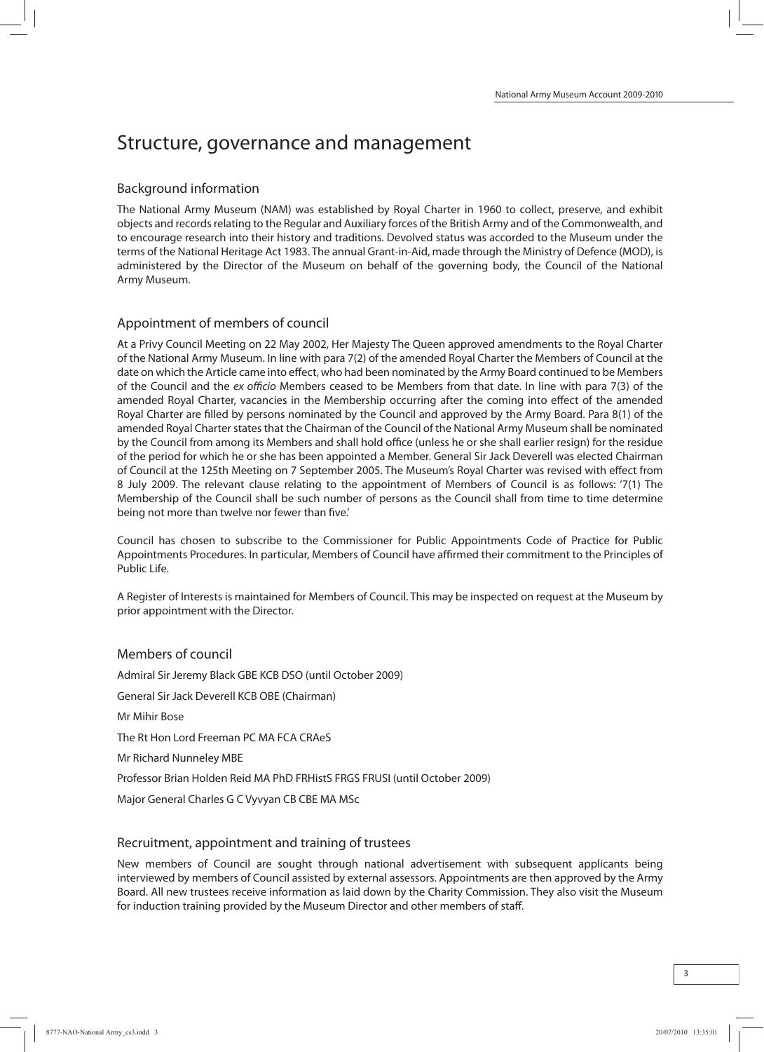# Structure, governance and management

## Background information

The National Army Museum (NAM) was established by Royal Charter in 1960 to collect, preserve, and exhibit objects and records relating to the Regular and Auxiliary forces of the British Army and of the Commonwealth, and to encourage research into their history and traditions. Devolved status was accorded to the Museum under the terms of the National Heritage Act 1983. The annual Grant-in-Aid, made through the Ministry of Defence (MOD), is administered by the Director of the Museum on behalf of the governing body, the Council of the National Army Museum.

## Appointment of members of council

At a Privy Council Meeting on 22 May 2002, Her Majesty The Queen approved amendments to the Royal Charter of the National Army Museum. In line with para 7(2) of the amended Royal Charter the Members of Council at the date on which the Article came into effect, who had been nominated by the Army Board continued to be Members of the Council and the *ex officio* Members ceased to be Members from that date. In line with para 7(3) of the amended Royal Charter, vacancies in the Membership occurring after the coming into effect of the amended Royal Charter are filled by persons nominated by the Council and approved by the Army Board. Para 8(1) of the amended Royal Charter states that the Chairman of the Council of the National Army Museum shall be nominated by the Council from among its Members and shall hold office (unless he or she shall earlier resign) for the residue of the period for which he or she has been appointed a Member. General Sir Jack Deverell was elected Chairman of Council at the 125th Meeting on 7 September 2005. The Museum's Royal Charter was revised with effect from 8 July 2009. The relevant clause relating to the appointment of Members of Council is as follows: '7(1) The Membership of the Council shall be such number of persons as the Council shall from time to time determine being not more than twelve nor fewer than five.'

Council has chosen to subscribe to the Commissioner for Public Appointments Code of Practice for Public Appointments Procedures. In particular, Members of Council have affirmed their commitment to the Principles of Public Life.

A Register of Interests is maintained for Members of Council. This may be inspected on request at the Museum by prior appointment with the Director.

## Members of council

Admiral Sir Jeremy Black GBE KCB DSO (until October 2009)

General Sir Jack Deverell KCB OBE (Chairman)

Mr Mihir Bose

The Rt Hon Lord Freeman PC MA FCA CRAeS

Mr Richard Nunneley MBE

Professor Brian Holden Reid MA PhD FRHistS FRGS FRUSI (until October 2009)

Major General Charles G C Vyvyan CB CBE MA MSc

## Recruitment, appointment and training of trustees

New members of Council are sought through national advertisement with subsequent applicants being interviewed by members of Council assisted by external assessors. Appointments are then approved by the Army Board. All new trustees receive information as laid down by the Charity Commission. They also visit the Museum for induction training provided by the Museum Director and other members of staff.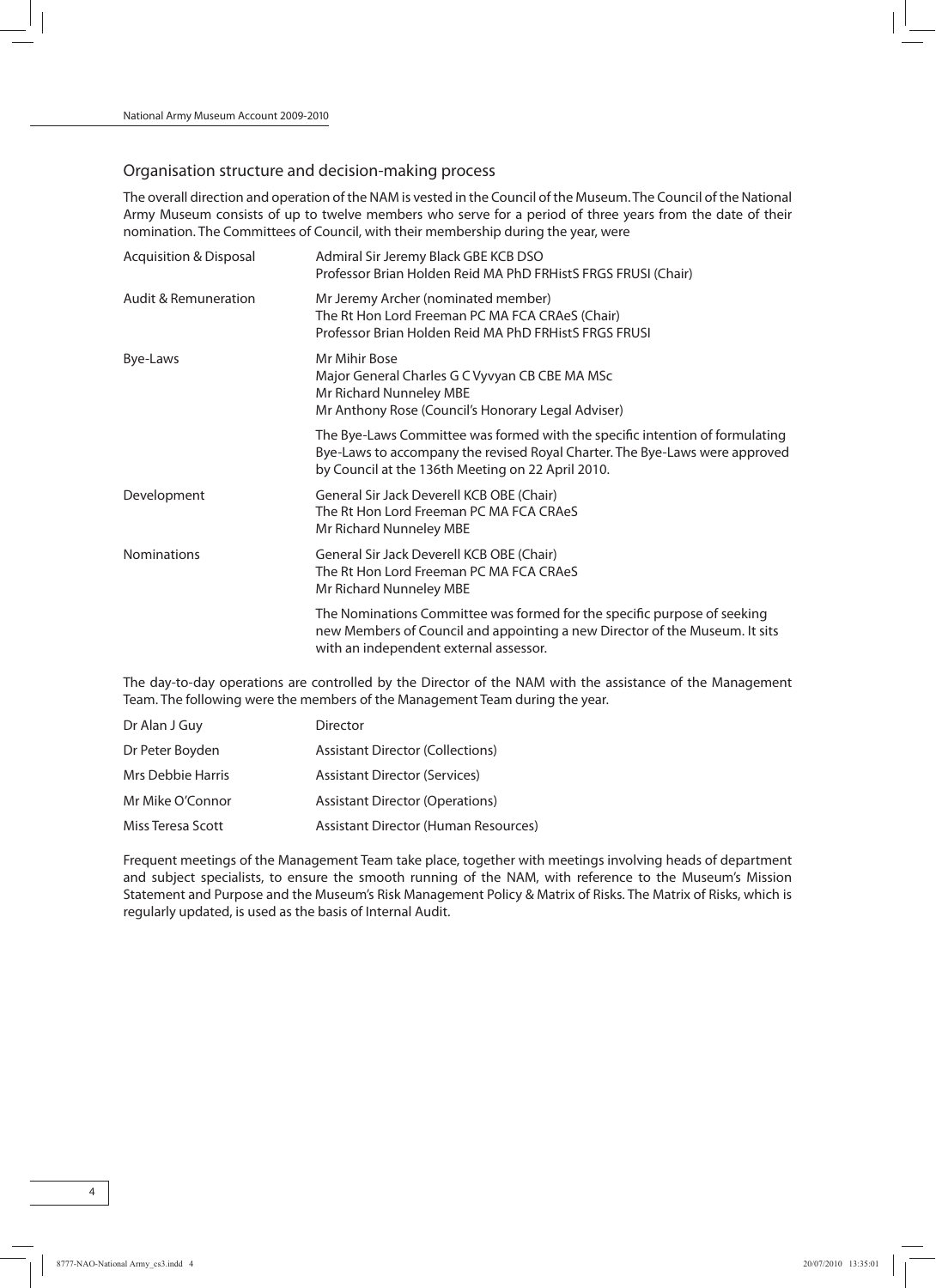## Organisation structure and decision-making process

The overall direction and operation of the NAM is vested in the Council of the Museum. The Council of the National Army Museum consists of up to twelve members who serve for a period of three years from the date of their nomination. The Committees of Council, with their membership during the year, were

| | |
|---|---|
| Acquisition & Disposal | Admiral Sir Jeremy Black GBE KCB DSO<br>Professor Brian Holden Reid MA PhD FRHistS FRGS FRUSI (Chair) |
| Audit & Remuneration | Mr Jeremy Archer (nominated member)<br>The Rt Hon Lord Freeman PC MA FCA CRAeS (Chair)<br>Professor Brian Holden Reid MA PhD FRHistS FRGS FRUSI |
| Bye-Laws | Mr Mihir Bose<br>Major General Charles G C Vyvyan CB CBE MA MSc<br>Mr Richard Nunneley MBE<br>Mr Anthony Rose (Council's Honorary Legal Adviser)<br><br>The Bye-Laws Committee was formed with the specific intention of formulating Bye-Laws to accompany the revised Royal Charter. The Bye-Laws were approved by Council at the 136th Meeting on 22 April 2010. |
| Development | General Sir Jack Deverell KCB OBE (Chair)<br>The Rt Hon Lord Freeman PC MA FCA CRAeS<br>Mr Richard Nunneley MBE |
| Nominations | General Sir Jack Deverell KCB OBE (Chair)<br>The Rt Hon Lord Freeman PC MA FCA CRAeS<br>Mr Richard Nunneley MBE<br><br>The Nominations Committee was formed for the specific purpose of seeking new Members of Council and appointing a new Director of the Museum. It sits with an independent external assessor. |

The day-to-day operations are controlled by the Director of the NAM with the assistance of the Management Team. The following were the members of the Management Team during the year.

| | |
|---|---|
| Dr Alan J Guy | Director |
| Dr Peter Boyden | Assistant Director (Collections) |
| Mrs Debbie Harris | Assistant Director (Services) |
| Mr Mike O'Connor | Assistant Director (Operations) |
| Miss Teresa Scott | Assistant Director (Human Resources) |

Frequent meetings of the Management Team take place, together with meetings involving heads of department and subject specialists, to ensure the smooth running of the NAM, with reference to the Museum's Mission Statement and Purpose and the Museum's Risk Management Policy & Matrix of Risks. The Matrix of Risks, which is regularly updated, is used as the basis of Internal Audit.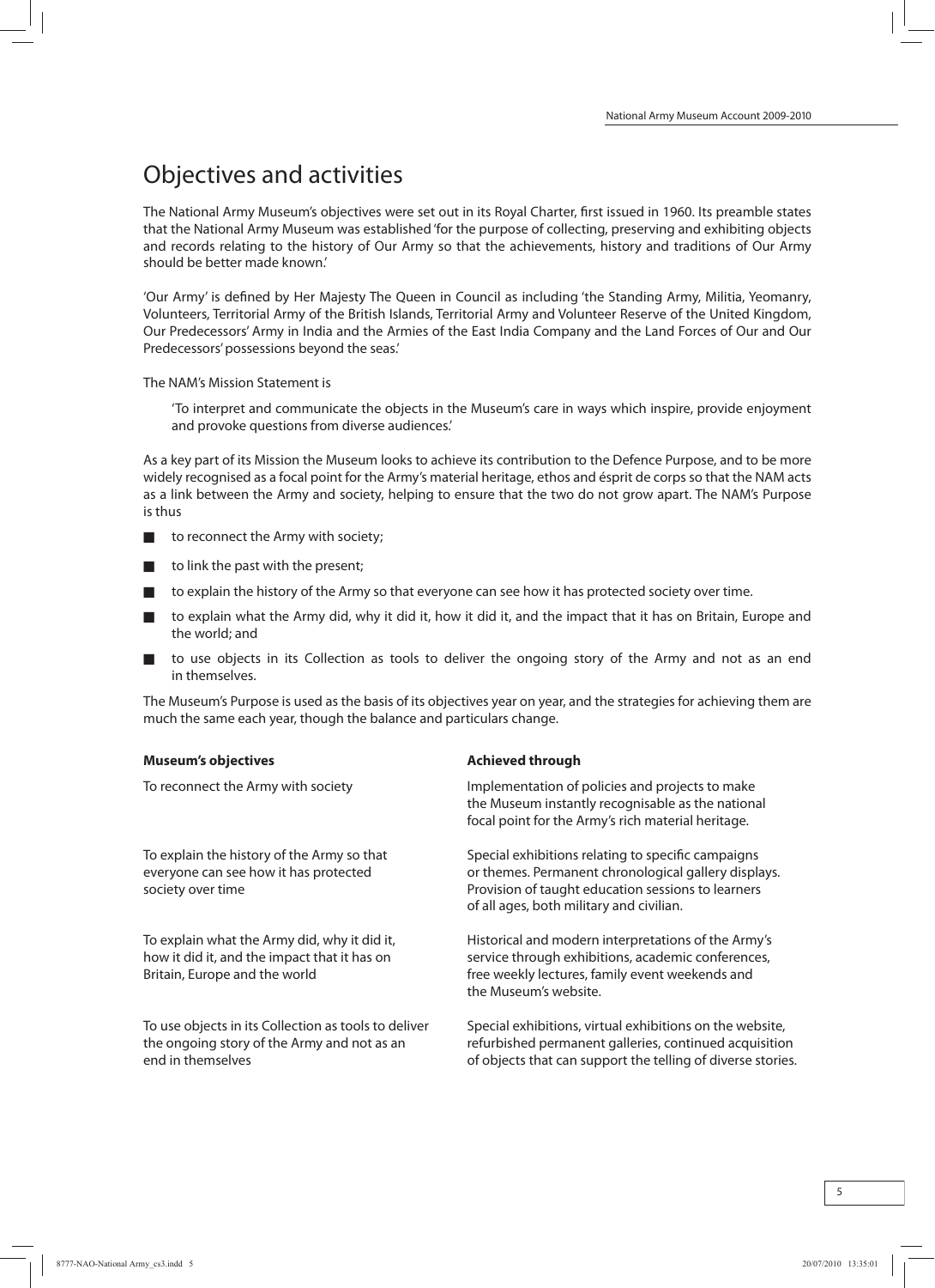# Objectives and activities

The National Army Museum's objectives were set out in its Royal Charter, first issued in 1960. Its preamble states that the National Army Museum was established 'for the purpose of collecting, preserving and exhibiting objects and records relating to the history of Our Army so that the achievements, history and traditions of Our Army should be better made known.'

'Our Army' is defined by Her Majesty The Queen in Council as including 'the Standing Army, Militia, Yeomanry, Volunteers, Territorial Army of the British Islands, Territorial Army and Volunteer Reserve of the United Kingdom, Our Predecessors' Army in India and the Armies of the East India Company and the Land Forces of Our and Our Predecessors' possessions beyond the seas.'

The NAM's Mission Statement is

> 'To interpret and communicate the objects in the Museum's care in ways which inspire, provide enjoyment and provoke questions from diverse audiences.'

As a key part of its Mission the Museum looks to achieve its contribution to the Defence Purpose, and to be more widely recognised as a focal point for the Army's material heritage, ethos and ésprit de corps so that the NAM acts as a link between the Army and society, helping to ensure that the two do not grow apart. The NAM's Purpose is thus

- to reconnect the Army with society;
- to link the past with the present;
- to explain the history of the Army so that everyone can see how it has protected society over time.
- to explain what the Army did, why it did it, how it did it, and the impact that it has on Britain, Europe and the world; and
- to use objects in its Collection as tools to deliver the ongoing story of the Army and not as an end in themselves.

The Museum's Purpose is used as the basis of its objectives year on year, and the strategies for achieving them are much the same each year, though the balance and particulars change.

| **Museum's objectives** | **Achieved through** |
|---|---|
| To reconnect the Army with society | Implementation of policies and projects to make the Museum instantly recognisable as the national focal point for the Army's rich material heritage. |
| To explain the history of the Army so that everyone can see how it has protected society over time | Special exhibitions relating to specific campaigns or themes. Permanent chronological gallery displays. Provision of taught education sessions to learners of all ages, both military and civilian. |
| To explain what the Army did, why it did it, how it did it, and the impact that it has on Britain, Europe and the world | Historical and modern interpretations of the Army's service through exhibitions, academic conferences, free weekly lectures, family event weekends and the Museum's website. |
| To use objects in its Collection as tools to deliver the ongoing story of the Army and not as an end in themselves | Special exhibitions, virtual exhibitions on the website, refurbished permanent galleries, continued acquisition of objects that can support the telling of diverse stories. |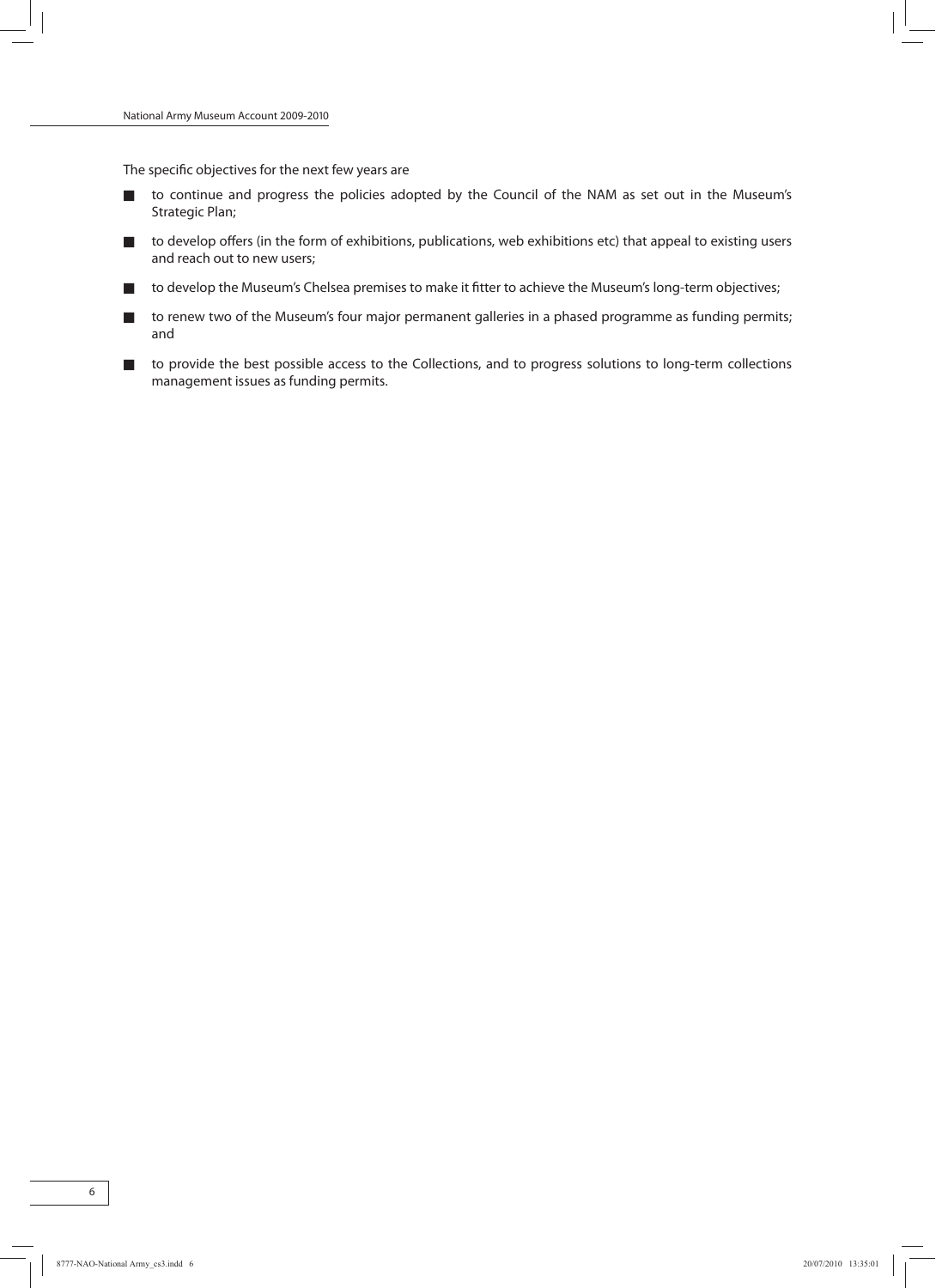The specific objectives for the next few years are

- to continue and progress the policies adopted by the Council of the NAM as set out in the Museum's Strategic Plan;
- to develop offers (in the form of exhibitions, publications, web exhibitions etc) that appeal to existing users and reach out to new users;
- to develop the Museum's Chelsea premises to make it fitter to achieve the Museum's long-term objectives;
- to renew two of the Museum's four major permanent galleries in a phased programme as funding permits; and
- to provide the best possible access to the Collections, and to progress solutions to long-term collections management issues as funding permits.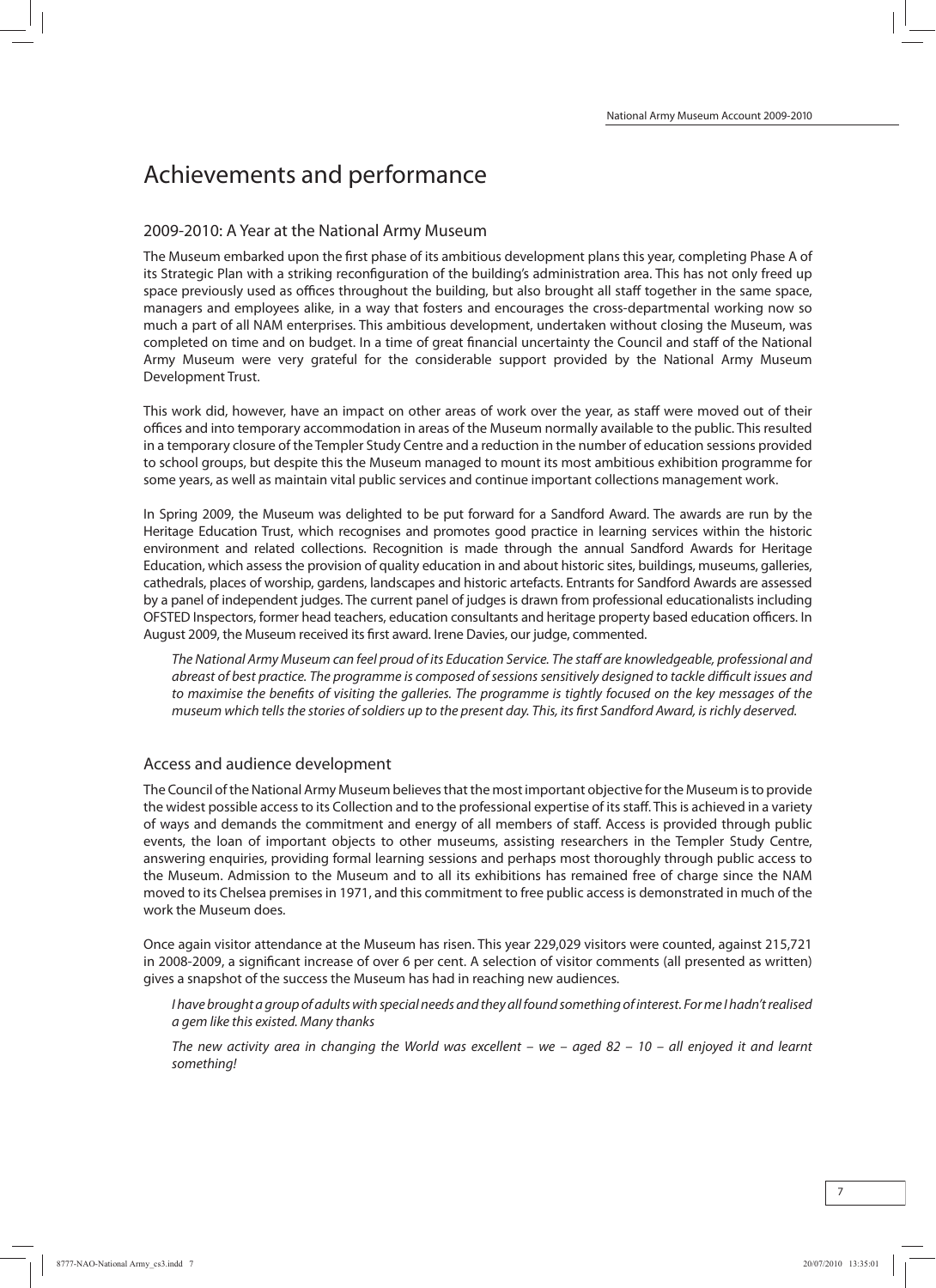# Achievements and performance

## 2009-2010: A Year at the National Army Museum

The Museum embarked upon the first phase of its ambitious development plans this year, completing Phase A of its Strategic Plan with a striking reconfiguration of the building's administration area. This has not only freed up space previously used as offices throughout the building, but also brought all staff together in the same space, managers and employees alike, in a way that fosters and encourages the cross-departmental working now so much a part of all NAM enterprises. This ambitious development, undertaken without closing the Museum, was completed on time and on budget. In a time of great financial uncertainty the Council and staff of the National Army Museum were very grateful for the considerable support provided by the National Army Museum Development Trust.

This work did, however, have an impact on other areas of work over the year, as staff were moved out of their offices and into temporary accommodation in areas of the Museum normally available to the public. This resulted in a temporary closure of the Templer Study Centre and a reduction in the number of education sessions provided to school groups, but despite this the Museum managed to mount its most ambitious exhibition programme for some years, as well as maintain vital public services and continue important collections management work.

In Spring 2009, the Museum was delighted to be put forward for a Sandford Award. The awards are run by the Heritage Education Trust, which recognises and promotes good practice in learning services within the historic environment and related collections. Recognition is made through the annual Sandford Awards for Heritage Education, which assess the provision of quality education in and about historic sites, buildings, museums, galleries, cathedrals, places of worship, gardens, landscapes and historic artefacts. Entrants for Sandford Awards are assessed by a panel of independent judges. The current panel of judges is drawn from professional educationalists including OFSTED Inspectors, former head teachers, education consultants and heritage property based education officers. In August 2009, the Museum received its first award. Irene Davies, our judge, commented.

> *The National Army Museum can feel proud of its Education Service. The staff are knowledgeable, professional and abreast of best practice. The programme is composed of sessions sensitively designed to tackle difficult issues and to maximise the benefits of visiting the galleries. The programme is tightly focused on the key messages of the museum which tells the stories of soldiers up to the present day. This, its first Sandford Award, is richly deserved.*

## Access and audience development

The Council of the National Army Museum believes that the most important objective for the Museum is to provide the widest possible access to its Collection and to the professional expertise of its staff. This is achieved in a variety of ways and demands the commitment and energy of all members of staff. Access is provided through public events, the loan of important objects to other museums, assisting researchers in the Templer Study Centre, answering enquiries, providing formal learning sessions and perhaps most thoroughly through public access to the Museum. Admission to the Museum and to all its exhibitions has remained free of charge since the NAM moved to its Chelsea premises in 1971, and this commitment to free public access is demonstrated in much of the work the Museum does.

Once again visitor attendance at the Museum has risen. This year 229,029 visitors were counted, against 215,721 in 2008-2009, a significant increase of over 6 per cent. A selection of visitor comments (all presented as written) gives a snapshot of the success the Museum has had in reaching new audiences.

> *I have brought a group of adults with special needs and they all found something of interest. For me I hadn't realised a gem like this existed. Many thanks*
>
> *The new activity area in changing the World was excellent – we – aged 82 – 10 – all enjoyed it and learnt something!*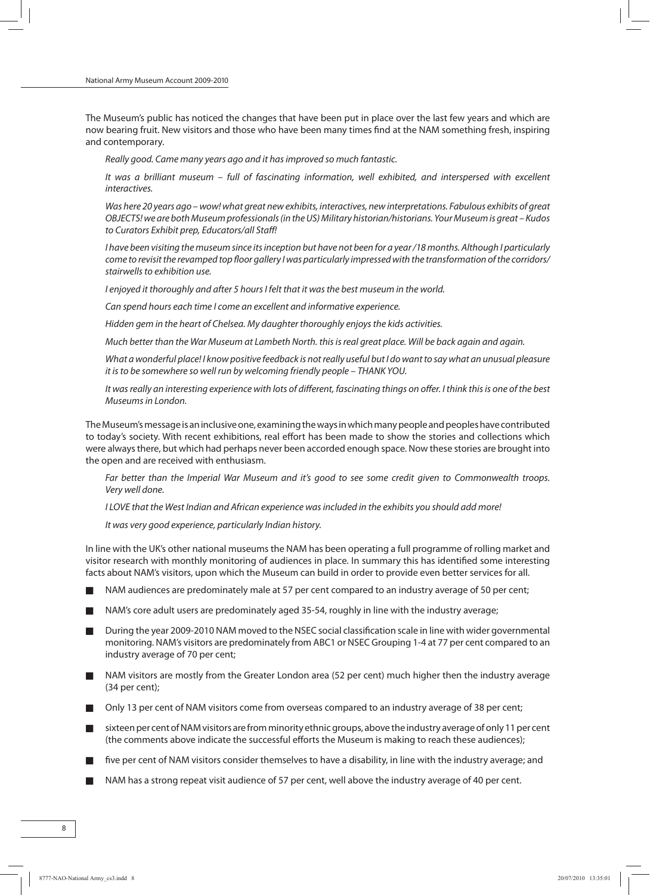The Museum's public has noticed the changes that have been put in place over the last few years and which are now bearing fruit. New visitors and those who have been many times find at the NAM something fresh, inspiring and contemporary.

> *Really good. Came many years ago and it has improved so much fantastic.*
>
> *It was a brilliant museum – full of fascinating information, well exhibited, and interspersed with excellent interactives.*
>
> *Was here 20 years ago – wow! what great new exhibits, interactives, new interpretations. Fabulous exhibits of great OBJECTS! we are both Museum professionals (in the US) Military historian/historians. Your Museum is great – Kudos to Curators Exhibit prep, Educators/all Staff!*
>
> *I have been visiting the museum since its inception but have not been for a year /18 months. Although I particularly come to revisit the revamped top floor gallery I was particularly impressed with the transformation of the corridors/ stairwells to exhibition use.*
>
> *I enjoyed it thoroughly and after 5 hours I felt that it was the best museum in the world.*
>
> *Can spend hours each time I come an excellent and informative experience.*
>
> *Hidden gem in the heart of Chelsea. My daughter thoroughly enjoys the kids activities.*
>
> *Much better than the War Museum at Lambeth North. this is real great place. Will be back again and again.*
>
> *What a wonderful place! I know positive feedback is not really useful but I do want to say what an unusual pleasure it is to be somewhere so well run by welcoming friendly people – THANK YOU.*
>
> *It was really an interesting experience with lots of different, fascinating things on offer. I think this is one of the best Museums in London.*

The Museum's message is an inclusive one, examining the ways in which many people and peoples have contributed to today's society. With recent exhibitions, real effort has been made to show the stories and collections which were always there, but which had perhaps never been accorded enough space. Now these stories are brought into the open and are received with enthusiasm.

> *Far better than the Imperial War Museum and it's good to see some credit given to Commonwealth troops. Very well done.*
>
> *I LOVE that the West Indian and African experience was included in the exhibits you should add more!*
>
> *It was very good experience, particularly Indian history.*

In line with the UK's other national museums the NAM has been operating a full programme of rolling market and visitor research with monthly monitoring of audiences in place. In summary this has identified some interesting facts about NAM's visitors, upon which the Museum can build in order to provide even better services for all.

- NAM audiences are predominately male at 57 per cent compared to an industry average of 50 per cent;
- NAM's core adult users are predominately aged 35-54, roughly in line with the industry average;
- During the year 2009-2010 NAM moved to the NSEC social classification scale in line with wider governmental monitoring. NAM's visitors are predominately from ABC1 or NSEC Grouping 1-4 at 77 per cent compared to an industry average of 70 per cent;
- NAM visitors are mostly from the Greater London area (52 per cent) much higher then the industry average (34 per cent);
- Only 13 per cent of NAM visitors come from overseas compared to an industry average of 38 per cent;
- sixteen per cent of NAM visitors are from minority ethnic groups, above the industry average of only 11 per cent (the comments above indicate the successful efforts the Museum is making to reach these audiences);
- five per cent of NAM visitors consider themselves to have a disability, in line with the industry average; and
- NAM has a strong repeat visit audience of 57 per cent, well above the industry average of 40 per cent.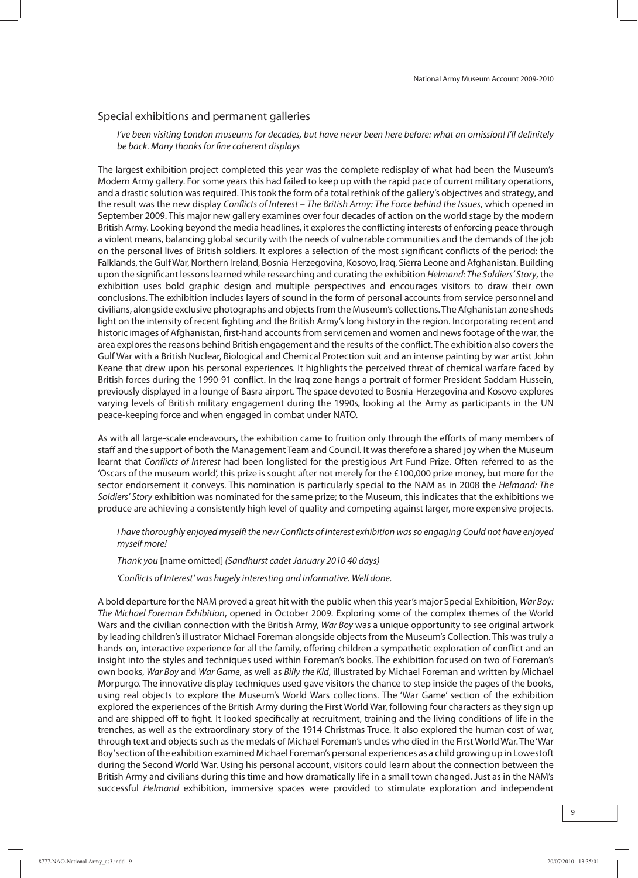## Special exhibitions and permanent galleries

> *I've been visiting London museums for decades, but have never been here before: what an omission! I'll definitely be back. Many thanks for fine coherent displays*

The largest exhibition project completed this year was the complete redisplay of what had been the Museum's Modern Army gallery. For some years this had failed to keep up with the rapid pace of current military operations, and a drastic solution was required. This took the form of a total rethink of the gallery's objectives and strategy, and the result was the new display *Conflicts of Interest – The British Army: The Force behind the Issues*, which opened in September 2009. This major new gallery examines over four decades of action on the world stage by the modern British Army. Looking beyond the media headlines, it explores the conflicting interests of enforcing peace through a violent means, balancing global security with the needs of vulnerable communities and the demands of the job on the personal lives of British soldiers. It explores a selection of the most significant conflicts of the period: the Falklands, the Gulf War, Northern Ireland, Bosnia-Herzegovina, Kosovo, Iraq, Sierra Leone and Afghanistan. Building upon the significant lessons learned while researching and curating the exhibition *Helmand: The Soldiers' Story*, the exhibition uses bold graphic design and multiple perspectives and encourages visitors to draw their own conclusions. The exhibition includes layers of sound in the form of personal accounts from service personnel and civilians, alongside exclusive photographs and objects from the Museum's collections. The Afghanistan zone sheds light on the intensity of recent fighting and the British Army's long history in the region. Incorporating recent and historic images of Afghanistan, first-hand accounts from servicemen and women and news footage of the war, the area explores the reasons behind British engagement and the results of the conflict. The exhibition also covers the Gulf War with a British Nuclear, Biological and Chemical Protection suit and an intense painting by war artist John Keane that drew upon his personal experiences. It highlights the perceived threat of chemical warfare faced by British forces during the 1990-91 conflict. In the Iraq zone hangs a portrait of former President Saddam Hussein, previously displayed in a lounge of Basra airport. The space devoted to Bosnia-Herzegovina and Kosovo explores varying levels of British military engagement during the 1990s, looking at the Army as participants in the UN peace-keeping force and when engaged in combat under NATO.

As with all large-scale endeavours, the exhibition came to fruition only through the efforts of many members of staff and the support of both the Management Team and Council. It was therefore a shared joy when the Museum learnt that *Conflicts of Interest* had been longlisted for the prestigious Art Fund Prize. Often referred to as the 'Oscars of the museum world', this prize is sought after not merely for the £100,000 prize money, but more for the sector endorsement it conveys. This nomination is particularly special to the NAM as in 2008 the *Helmand: The Soldiers' Story* exhibition was nominated for the same prize; to the Museum, this indicates that the exhibitions we produce are achieving a consistently high level of quality and competing against larger, more expensive projects.

> *I have thoroughly enjoyed myself! the new Conflicts of Interest exhibition was so engaging Could not have enjoyed myself more!*
>
> *Thank you* [name omitted] *(Sandhurst cadet January 2010 40 days)*
>
> *'Conflicts of Interest' was hugely interesting and informative. Well done.*

A bold departure for the NAM proved a great hit with the public when this year's major Special Exhibition, *War Boy: The Michael Foreman Exhibition*, opened in October 2009. Exploring some of the complex themes of the World Wars and the civilian connection with the British Army, *War Boy* was a unique opportunity to see original artwork by leading children's illustrator Michael Foreman alongside objects from the Museum's Collection. This was truly a hands-on, interactive experience for all the family, offering children a sympathetic exploration of conflict and an insight into the styles and techniques used within Foreman's books. The exhibition focused on two of Foreman's own books, *War Boy* and *War Game*, as well as *Billy the Kid*, illustrated by Michael Foreman and written by Michael Morpurgo. The innovative display techniques used gave visitors the chance to step inside the pages of the books, using real objects to explore the Museum's World Wars collections. The 'War Game' section of the exhibition explored the experiences of the British Army during the First World War, following four characters as they sign up and are shipped off to fight. It looked specifically at recruitment, training and the living conditions of life in the trenches, as well as the extraordinary story of the 1914 Christmas Truce. It also explored the human cost of war, through text and objects such as the medals of Michael Foreman's uncles who died in the First World War. The 'War Boy' section of the exhibition examined Michael Foreman's personal experiences as a child growing up in Lowestoft during the Second World War. Using his personal account, visitors could learn about the connection between the British Army and civilians during this time and how dramatically life in a small town changed. Just as in the NAM's successful *Helmand* exhibition, immersive spaces were provided to stimulate exploration and independent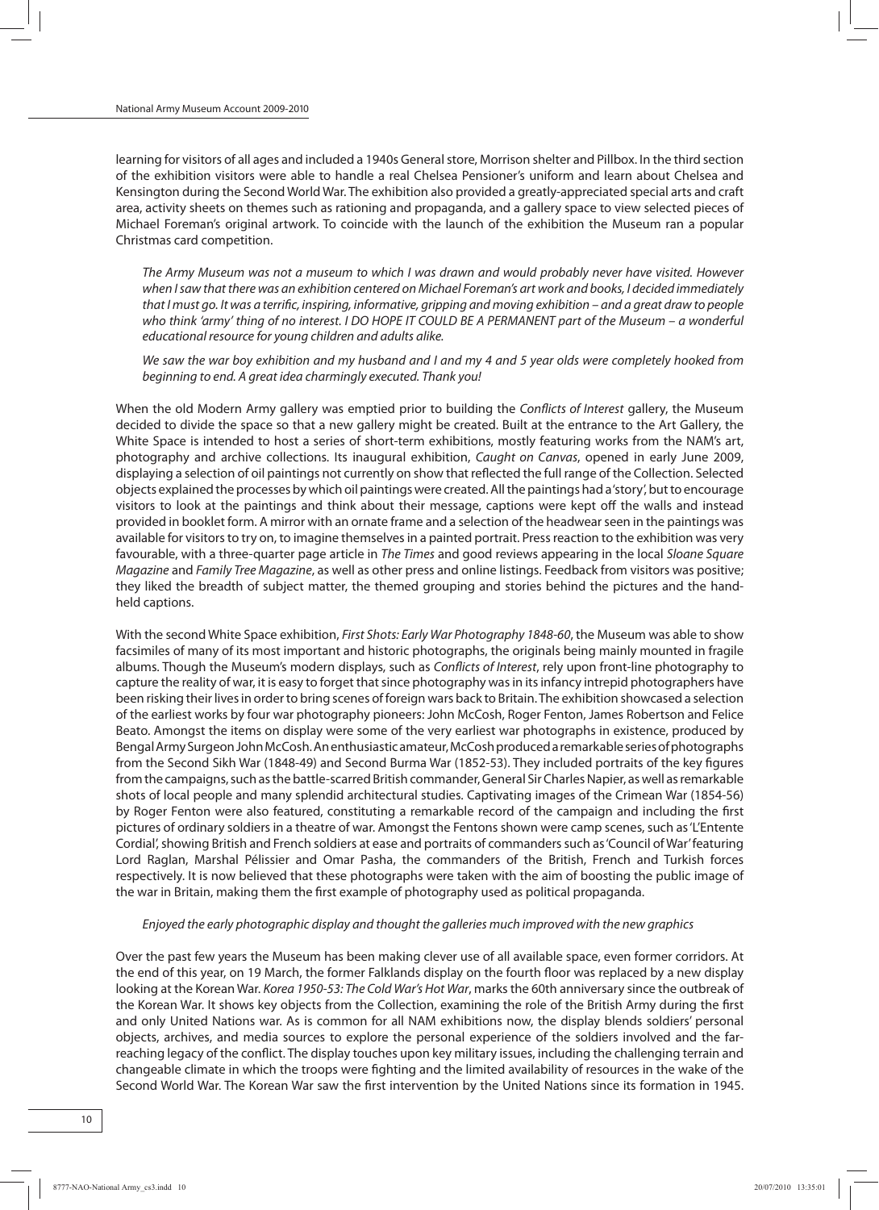learning for visitors of all ages and included a 1940s General store, Morrison shelter and Pillbox. In the third section of the exhibition visitors were able to handle a real Chelsea Pensioner's uniform and learn about Chelsea and Kensington during the Second World War. The exhibition also provided a greatly-appreciated special arts and craft area, activity sheets on themes such as rationing and propaganda, and a gallery space to view selected pieces of Michael Foreman's original artwork. To coincide with the launch of the exhibition the Museum ran a popular Christmas card competition.

> *The Army Museum was not a museum to which I was drawn and would probably never have visited. However when I saw that there was an exhibition centered on Michael Foreman's art work and books, I decided immediately that I must go. It was a terrific, inspiring, informative, gripping and moving exhibition – and a great draw to people who think 'army' thing of no interest. I DO HOPE IT COULD BE A PERMANENT part of the Museum – a wonderful educational resource for young children and adults alike.*

> *We saw the war boy exhibition and my husband and I and my 4 and 5 year olds were completely hooked from beginning to end. A great idea charmingly executed. Thank you!*

When the old Modern Army gallery was emptied prior to building the *Conflicts of Interest* gallery, the Museum decided to divide the space so that a new gallery might be created. Built at the entrance to the Art Gallery, the White Space is intended to host a series of short-term exhibitions, mostly featuring works from the NAM's art, photography and archive collections. Its inaugural exhibition, *Caught on Canvas*, opened in early June 2009, displaying a selection of oil paintings not currently on show that reflected the full range of the Collection. Selected objects explained the processes by which oil paintings were created. All the paintings had a 'story', but to encourage visitors to look at the paintings and think about their message, captions were kept off the walls and instead provided in booklet form. A mirror with an ornate frame and a selection of the headwear seen in the paintings was available for visitors to try on, to imagine themselves in a painted portrait. Press reaction to the exhibition was very favourable, with a three-quarter page article in *The Times* and good reviews appearing in the local *Sloane Square Magazine* and *Family Tree Magazine*, as well as other press and online listings. Feedback from visitors was positive; they liked the breadth of subject matter, the themed grouping and stories behind the pictures and the hand-held captions.

With the second White Space exhibition, *First Shots: Early War Photography 1848-60*, the Museum was able to show facsimiles of many of its most important and historic photographs, the originals being mainly mounted in fragile albums. Though the Museum's modern displays, such as *Conflicts of Interest*, rely upon front-line photography to capture the reality of war, it is easy to forget that since photography was in its infancy intrepid photographers have been risking their lives in order to bring scenes of foreign wars back to Britain. The exhibition showcased a selection of the earliest works by four war photography pioneers: John McCosh, Roger Fenton, James Robertson and Felice Beato. Amongst the items on display were some of the very earliest war photographs in existence, produced by Bengal Army Surgeon John McCosh. An enthusiastic amateur, McCosh produced a remarkable series of photographs from the Second Sikh War (1848-49) and Second Burma War (1852-53). They included portraits of the key figures from the campaigns, such as the battle-scarred British commander, General Sir Charles Napier, as well as remarkable shots of local people and many splendid architectural studies. Captivating images of the Crimean War (1854-56) by Roger Fenton were also featured, constituting a remarkable record of the campaign and including the first pictures of ordinary soldiers in a theatre of war. Amongst the Fentons shown were camp scenes, such as 'L'Entente Cordial', showing British and French soldiers at ease and portraits of commanders such as 'Council of War' featuring Lord Raglan, Marshal Pélissier and Omar Pasha, the commanders of the British, French and Turkish forces respectively. It is now believed that these photographs were taken with the aim of boosting the public image of the war in Britain, making them the first example of photography used as political propaganda.

> *Enjoyed the early photographic display and thought the galleries much improved with the new graphics*

Over the past few years the Museum has been making clever use of all available space, even former corridors. At the end of this year, on 19 March, the former Falklands display on the fourth floor was replaced by a new display looking at the Korean War. *Korea 1950-53: The Cold War's Hot War*, marks the 60th anniversary since the outbreak of the Korean War. It shows key objects from the Collection, examining the role of the British Army during the first and only United Nations war. As is common for all NAM exhibitions now, the display blends soldiers' personal objects, archives, and media sources to explore the personal experience of the soldiers involved and the far-reaching legacy of the conflict. The display touches upon key military issues, including the challenging terrain and changeable climate in which the troops were fighting and the limited availability of resources in the wake of the Second World War. The Korean War saw the first intervention by the United Nations since its formation in 1945.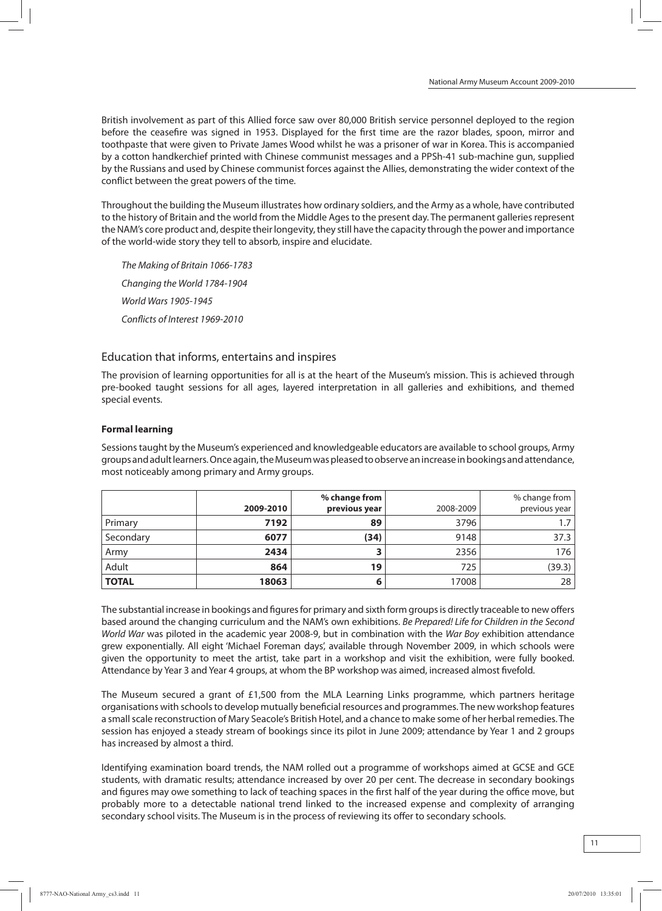British involvement as part of this Allied force saw over 80,000 British service personnel deployed to the region before the ceasefire was signed in 1953. Displayed for the first time are the razor blades, spoon, mirror and toothpaste that were given to Private James Wood whilst he was a prisoner of war in Korea. This is accompanied by a cotton handkerchief printed with Chinese communist messages and a PPSh-41 sub-machine gun, supplied by the Russians and used by Chinese communist forces against the Allies, demonstrating the wider context of the conflict between the great powers of the time.

Throughout the building the Museum illustrates how ordinary soldiers, and the Army as a whole, have contributed to the history of Britain and the world from the Middle Ages to the present day. The permanent galleries represent the NAM's core product and, despite their longevity, they still have the capacity through the power and importance of the world-wide story they tell to absorb, inspire and elucidate.

*The Making of Britain 1066-1783*

*Changing the World 1784-1904*

*World Wars 1905-1945*

*Conflicts of Interest 1969-2010*

## Education that informs, entertains and inspires

The provision of learning opportunities for all is at the heart of the Museum's mission. This is achieved through pre-booked taught sessions for all ages, layered interpretation in all galleries and exhibitions, and themed special events.

**Formal learning**

Sessions taught by the Museum's experienced and knowledgeable educators are available to school groups, Army groups and adult learners. Once again, the Museum was pleased to observe an increase in bookings and attendance, most noticeably among primary and Army groups.

| | **2009-2010** | **% change from previous year** | 2008-2009 | % change from previous year |
|---|---|---|---|---|
| Primary | **7192** | **89** | 3796 | 1.7 |
| Secondary | **6077** | **(34)** | 9148 | 37.3 |
| Army | **2434** | **3** | 2356 | 176 |
| Adult | **864** | **19** | 725 | (39.3) |
| **TOTAL** | **18063** | **6** | 17008 | 28 |

The substantial increase in bookings and figures for primary and sixth form groups is directly traceable to new offers based around the changing curriculum and the NAM's own exhibitions. *Be Prepared! Life for Children in the Second World War* was piloted in the academic year 2008-9, but in combination with the *War Boy* exhibition attendance grew exponentially. All eight 'Michael Foreman days', available through November 2009, in which schools were given the opportunity to meet the artist, take part in a workshop and visit the exhibition, were fully booked. Attendance by Year 3 and Year 4 groups, at whom the BP workshop was aimed, increased almost fivefold.

The Museum secured a grant of £1,500 from the MLA Learning Links programme, which partners heritage organisations with schools to develop mutually beneficial resources and programmes. The new workshop features a small scale reconstruction of Mary Seacole's British Hotel, and a chance to make some of her herbal remedies. The session has enjoyed a steady stream of bookings since its pilot in June 2009; attendance by Year 1 and 2 groups has increased by almost a third.

Identifying examination board trends, the NAM rolled out a programme of workshops aimed at GCSE and GCE students, with dramatic results; attendance increased by over 20 per cent. The decrease in secondary bookings and figures may owe something to lack of teaching spaces in the first half of the year during the office move, but probably more to a detectable national trend linked to the increased expense and complexity of arranging secondary school visits. The Museum is in the process of reviewing its offer to secondary schools.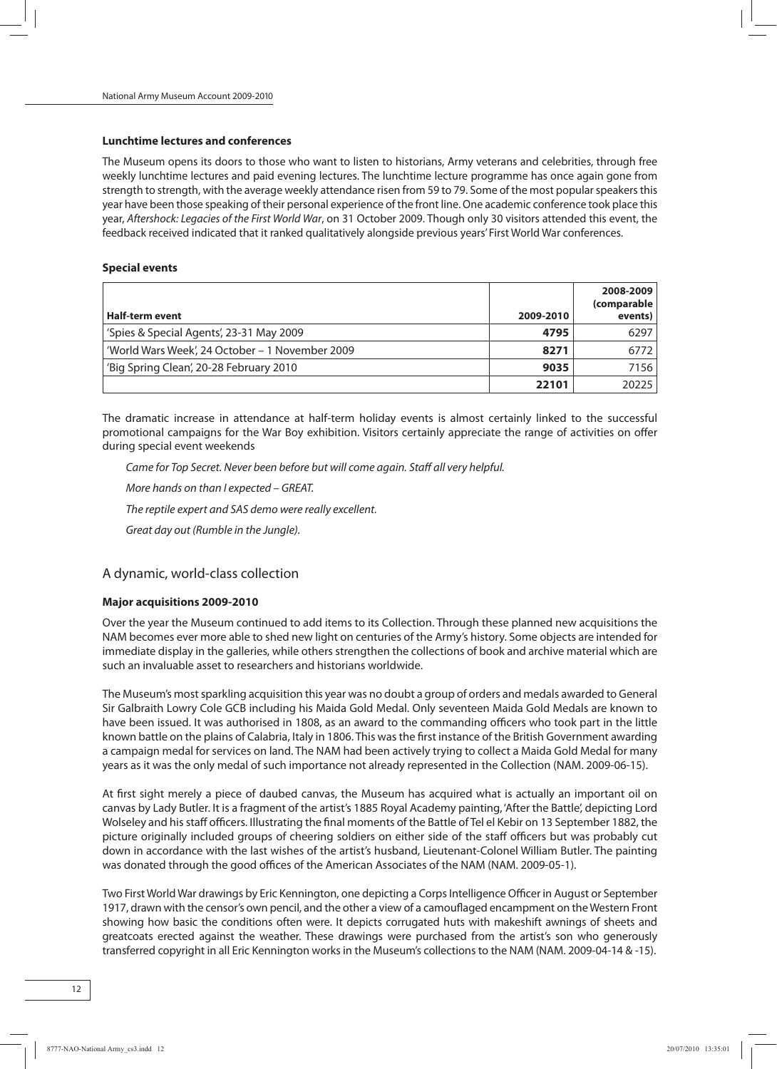### Lunchtime lectures and conferences

The Museum opens its doors to those who want to listen to historians, Army veterans and celebrities, through free weekly lunchtime lectures and paid evening lectures. The lunchtime lecture programme has once again gone from strength to strength, with the average weekly attendance risen from 59 to 79. Some of the most popular speakers this year have been those speaking of their personal experience of the front line. One academic conference took place this year, *Aftershock: Legacies of the First World War*, on 31 October 2009. Though only 30 visitors attended this event, the feedback received indicated that it ranked qualitatively alongside previous years' First World War conferences.

### Special events

| Half-term event | 2009-2010 | 2008-2009 (comparable events) |
|---|---|---|
| 'Spies & Special Agents', 23-31 May 2009 | **4795** | 6297 |
| 'World Wars Week', 24 October – 1 November 2009 | **8271** | 6772 |
| 'Big Spring Clean', 20-28 February 2010 | **9035** | 7156 |
| | **22101** | 20225 |

The dramatic increase in attendance at half-term holiday events is almost certainly linked to the successful promotional campaigns for the War Boy exhibition. Visitors certainly appreciate the range of activities on offer during special event weekends

*Came for Top Secret. Never been before but will come again. Staff all very helpful.*

*More hands on than I expected – GREAT.*

*The reptile expert and SAS demo were really excellent.*

*Great day out (Rumble in the Jungle).*

## A dynamic, world-class collection

### Major acquisitions 2009-2010

Over the year the Museum continued to add items to its Collection. Through these planned new acquisitions the NAM becomes ever more able to shed new light on centuries of the Army's history. Some objects are intended for immediate display in the galleries, while others strengthen the collections of book and archive material which are such an invaluable asset to researchers and historians worldwide.

The Museum's most sparkling acquisition this year was no doubt a group of orders and medals awarded to General Sir Galbraith Lowry Cole GCB including his Maida Gold Medal. Only seventeen Maida Gold Medals are known to have been issued. It was authorised in 1808, as an award to the commanding officers who took part in the little known battle on the plains of Calabria, Italy in 1806. This was the first instance of the British Government awarding a campaign medal for services on land. The NAM had been actively trying to collect a Maida Gold Medal for many years as it was the only medal of such importance not already represented in the Collection (NAM. 2009-06-15).

At first sight merely a piece of daubed canvas, the Museum has acquired what is actually an important oil on canvas by Lady Butler. It is a fragment of the artist's 1885 Royal Academy painting, 'After the Battle', depicting Lord Wolseley and his staff officers. Illustrating the final moments of the Battle of Tel el Kebir on 13 September 1882, the picture originally included groups of cheering soldiers on either side of the staff officers but was probably cut down in accordance with the last wishes of the artist's husband, Lieutenant-Colonel William Butler. The painting was donated through the good offices of the American Associates of the NAM (NAM. 2009-05-1).

Two First World War drawings by Eric Kennington, one depicting a Corps Intelligence Officer in August or September 1917, drawn with the censor's own pencil, and the other a view of a camouflaged encampment on the Western Front showing how basic the conditions often were. It depicts corrugated huts with makeshift awnings of sheets and greatcoats erected against the weather. These drawings were purchased from the artist's son who generously transferred copyright in all Eric Kennington works in the Museum's collections to the NAM (NAM. 2009-04-14 & -15).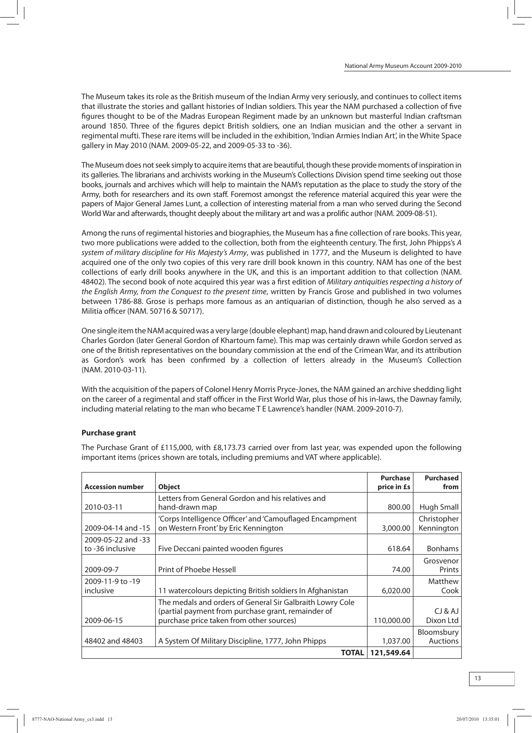The Museum takes its role as the British museum of the Indian Army very seriously, and continues to collect items that illustrate the stories and gallant histories of Indian soldiers. This year the NAM purchased a collection of five figures thought to be of the Madras European Regiment made by an unknown but masterful Indian craftsman around 1850. Three of the figures depict British soldiers, one an Indian musician and the other a servant in regimental mufti. These rare items will be included in the exhibition, 'Indian Armies Indian Art', in the White Space gallery in May 2010 (NAM. 2009-05-22, and 2009-05-33 to -36).

The Museum does not seek simply to acquire items that are beautiful, though these provide moments of inspiration in its galleries. The librarians and archivists working in the Museum's Collections Division spend time seeking out those books, journals and archives which will help to maintain the NAM's reputation as the place to study the story of the Army, both for researchers and its own staff. Foremost amongst the reference material acquired this year were the papers of Major General James Lunt, a collection of interesting material from a man who served during the Second World War and afterwards, thought deeply about the military art and was a prolific author (NAM. 2009-08-51).

Among the runs of regimental histories and biographies, the Museum has a fine collection of rare books. This year, two more publications were added to the collection, both from the eighteenth century. The first, John Phipps's *A system of military discipline for His Majesty's Army*, was published in 1777, and the Museum is delighted to have acquired one of the only two copies of this very rare drill book known in this country. NAM has one of the best collections of early drill books anywhere in the UK, and this is an important addition to that collection (NAM. 48402). The second book of note acquired this year was a first edition of *Military antiquities respecting a history of the English Army, from the Conquest to the present time*, written by Francis Grose and published in two volumes between 1786-88. Grose is perhaps more famous as an antiquarian of distinction, though he also served as a Militia officer (NAM. 50716 & 50717).

One single item the NAM acquired was a very large (double elephant) map, hand drawn and coloured by Lieutenant Charles Gordon (later General Gordon of Khartoum fame). This map was certainly drawn while Gordon served as one of the British representatives on the boundary commission at the end of the Crimean War, and its attribution as Gordon's work has been confirmed by a collection of letters already in the Museum's Collection (NAM. 2010-03-11).

With the acquisition of the papers of Colonel Henry Morris Pryce-Jones, the NAM gained an archive shedding light on the career of a regimental and staff officer in the First World War, plus those of his in-laws, the Dawnay family, including material relating to the man who became T E Lawrence's handler (NAM. 2009-2010-7).

**Purchase grant**

The Purchase Grant of £115,000, with £8,173.73 carried over from last year, was expended upon the following important items (prices shown are totals, including premiums and VAT where applicable).

| Accession number | Object | Purchase price in £s | Purchased from |
|---|---|---|---|
| 2010-03-11 | Letters from General Gordon and his relatives and hand-drawn map | 800.00 | Hugh Small |
| 2009-04-14 and -15 | 'Corps Intelligence Officer' and 'Camouflaged Encampment on Western Front' by Eric Kennington | 3,000.00 | Christopher Kennington |
| 2009-05-22 and -33 to -36 inclusive | Five Deccani painted wooden figures | 618.64 | Bonhams |
| 2009-09-7 | Print of Phoebe Hessell | 74.00 | Grosvenor Prints |
| 2009-11-9 to -19 inclusive | 11 watercolours depicting British soldiers In Afghanistan | 6,020.00 | Matthew Cook |
| 2009-06-15 | The medals and orders of General Sir Galbraith Lowry Cole (partial payment from purchase grant, remainder of purchase price taken from other sources) | 110,000.00 | CJ & AJ Dixon Ltd |
| 48402 and 48403 | A System Of Military Discipline, 1777, John Phipps | 1,037.00 | Bloomsbury Auctions |
| | **TOTAL** | **121,549.64** | |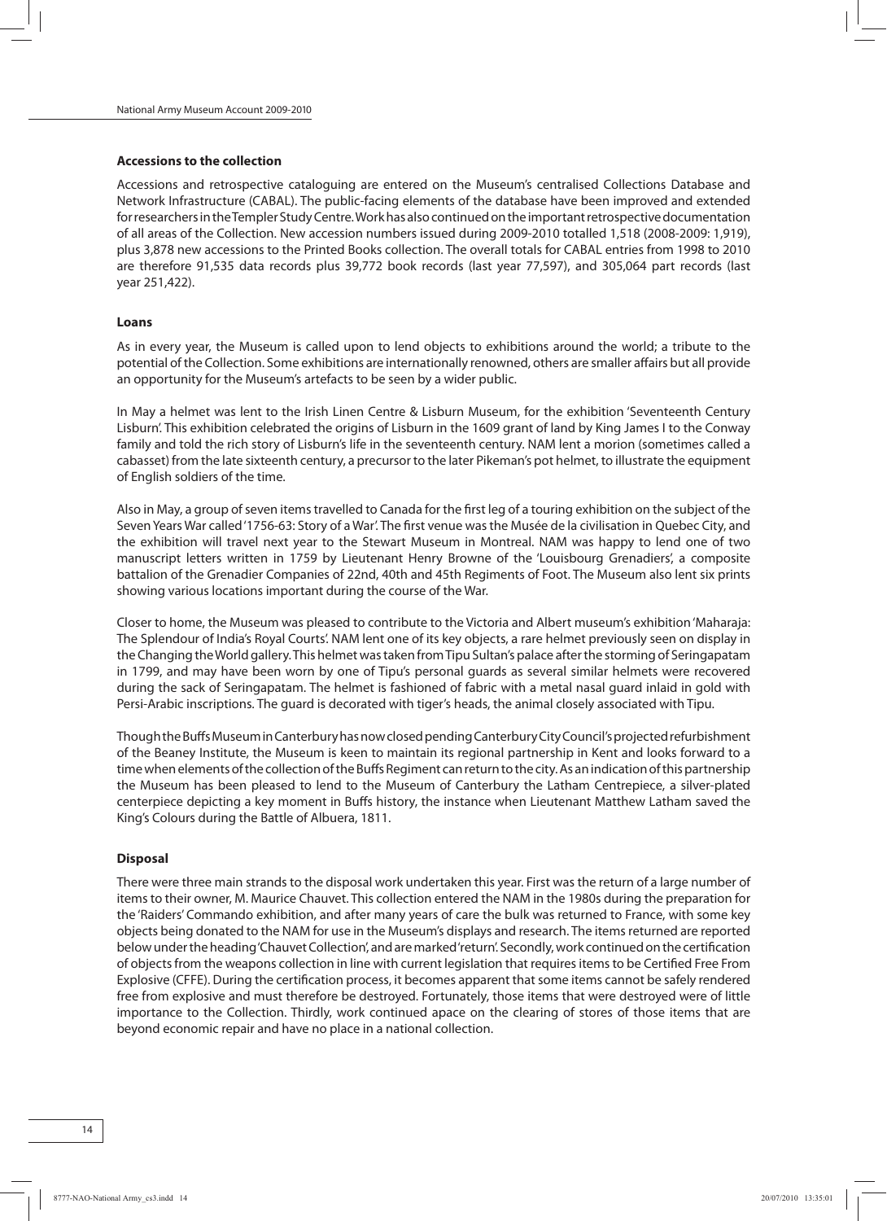### Accessions to the collection

Accessions and retrospective cataloguing are entered on the Museum's centralised Collections Database and Network Infrastructure (CABAL). The public-facing elements of the database have been improved and extended for researchers in the Templer Study Centre. Work has also continued on the important retrospective documentation of all areas of the Collection. New accession numbers issued during 2009-2010 totalled 1,518 (2008-2009: 1,919), plus 3,878 new accessions to the Printed Books collection. The overall totals for CABAL entries from 1998 to 2010 are therefore 91,535 data records plus 39,772 book records (last year 77,597), and 305,064 part records (last year 251,422).

### Loans

As in every year, the Museum is called upon to lend objects to exhibitions around the world; a tribute to the potential of the Collection. Some exhibitions are internationally renowned, others are smaller affairs but all provide an opportunity for the Museum's artefacts to be seen by a wider public.

In May a helmet was lent to the Irish Linen Centre & Lisburn Museum, for the exhibition 'Seventeenth Century Lisburn'. This exhibition celebrated the origins of Lisburn in the 1609 grant of land by King James I to the Conway family and told the rich story of Lisburn's life in the seventeenth century. NAM lent a morion (sometimes called a cabasset) from the late sixteenth century, a precursor to the later Pikeman's pot helmet, to illustrate the equipment of English soldiers of the time.

Also in May, a group of seven items travelled to Canada for the first leg of a touring exhibition on the subject of the Seven Years War called '1756-63: Story of a War'. The first venue was the Musée de la civilisation in Quebec City, and the exhibition will travel next year to the Stewart Museum in Montreal. NAM was happy to lend one of two manuscript letters written in 1759 by Lieutenant Henry Browne of the 'Louisbourg Grenadiers', a composite battalion of the Grenadier Companies of 22nd, 40th and 45th Regiments of Foot. The Museum also lent six prints showing various locations important during the course of the War.

Closer to home, the Museum was pleased to contribute to the Victoria and Albert museum's exhibition 'Maharaja: The Splendour of India's Royal Courts'. NAM lent one of its key objects, a rare helmet previously seen on display in the Changing the World gallery. This helmet was taken from Tipu Sultan's palace after the storming of Seringapatam in 1799, and may have been worn by one of Tipu's personal guards as several similar helmets were recovered during the sack of Seringapatam. The helmet is fashioned of fabric with a metal nasal guard inlaid in gold with Persi-Arabic inscriptions. The guard is decorated with tiger's heads, the animal closely associated with Tipu.

Though the Buffs Museum in Canterbury has now closed pending Canterbury City Council's projected refurbishment of the Beaney Institute, the Museum is keen to maintain its regional partnership in Kent and looks forward to a time when elements of the collection of the Buffs Regiment can return to the city. As an indication of this partnership the Museum has been pleased to lend to the Museum of Canterbury the Latham Centrepiece, a silver-plated centerpiece depicting a key moment in Buffs history, the instance when Lieutenant Matthew Latham saved the King's Colours during the Battle of Albuera, 1811.

### Disposal

There were three main strands to the disposal work undertaken this year. First was the return of a large number of items to their owner, M. Maurice Chauvet. This collection entered the NAM in the 1980s during the preparation for the 'Raiders' Commando exhibition, and after many years of care the bulk was returned to France, with some key objects being donated to the NAM for use in the Museum's displays and research. The items returned are reported below under the heading 'Chauvet Collection', and are marked 'return'. Secondly, work continued on the certification of objects from the weapons collection in line with current legislation that requires items to be Certified Free From Explosive (CFFE). During the certification process, it becomes apparent that some items cannot be safely rendered free from explosive and must therefore be destroyed. Fortunately, those items that were destroyed were of little importance to the Collection. Thirdly, work continued apace on the clearing of stores of those items that are beyond economic repair and have no place in a national collection.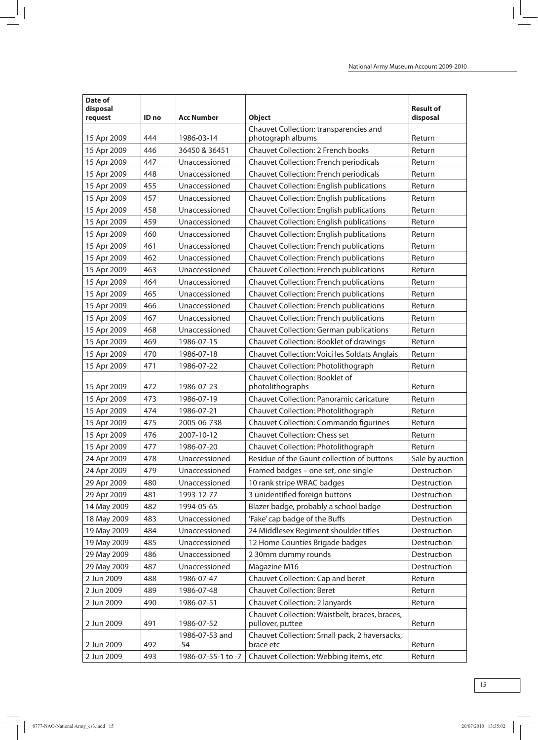| Date of disposal request | ID no | Acc Number | Object | Result of disposal |
|---|---|---|---|---|
| 15 Apr 2009 | 444 | 1986-03-14 | Chauvet Collection: transparencies and photograph albums | Return |
| 15 Apr 2009 | 446 | 36450 & 36451 | Chauvet Collection: 2 French books | Return |
| 15 Apr 2009 | 447 | Unaccessioned | Chauvet Collection: French periodicals | Return |
| 15 Apr 2009 | 448 | Unaccessioned | Chauvet Collection: French periodicals | Return |
| 15 Apr 2009 | 455 | Unaccessioned | Chauvet Collection: English publications | Return |
| 15 Apr 2009 | 457 | Unaccessioned | Chauvet Collection: English publications | Return |
| 15 Apr 2009 | 458 | Unaccessioned | Chauvet Collection: English publications | Return |
| 15 Apr 2009 | 459 | Unaccessioned | Chauvet Collection: English publications | Return |
| 15 Apr 2009 | 460 | Unaccessioned | Chauvet Collection: English publications | Return |
| 15 Apr 2009 | 461 | Unaccessioned | Chauvet Collection: French publications | Return |
| 15 Apr 2009 | 462 | Unaccessioned | Chauvet Collection: French publications | Return |
| 15 Apr 2009 | 463 | Unaccessioned | Chauvet Collection: French publications | Return |
| 15 Apr 2009 | 464 | Unaccessioned | Chauvet Collection: French publications | Return |
| 15 Apr 2009 | 465 | Unaccessioned | Chauvet Collection: French publications | Return |
| 15 Apr 2009 | 466 | Unaccessioned | Chauvet Collection: French publications | Return |
| 15 Apr 2009 | 467 | Unaccessioned | Chauvet Collection: French publications | Return |
| 15 Apr 2009 | 468 | Unaccessioned | Chauvet Collection: German publications | Return |
| 15 Apr 2009 | 469 | 1986-07-15 | Chauvet Collection: Booklet of drawings | Return |
| 15 Apr 2009 | 470 | 1986-07-18 | Chauvet Collection: Voici les Soldats Anglais | Return |
| 15 Apr 2009 | 471 | 1986-07-22 | Chauvet Collection: Photolithograph | Return |
| 15 Apr 2009 | 472 | 1986-07-23 | Chauvet Collection: Booklet of photolithographs | Return |
| 15 Apr 2009 | 473 | 1986-07-19 | Chauvet Collection: Panoramic caricature | Return |
| 15 Apr 2009 | 474 | 1986-07-21 | Chauvet Collection: Photolithograph | Return |
| 15 Apr 2009 | 475 | 2005-06-738 | Chauvet Collection: Commando figurines | Return |
| 15 Apr 2009 | 476 | 2007-10-12 | Chauvet Collection: Chess set | Return |
| 15 Apr 2009 | 477 | 1986-07-20 | Chauvet Collection: Photolithograph | Return |
| 24 Apr 2009 | 478 | Unaccessioned | Residue of the Gaunt collection of buttons | Sale by auction |
| 24 Apr 2009 | 479 | Unaccessioned | Framed badges – one set, one single | Destruction |
| 29 Apr 2009 | 480 | Unaccessioned | 10 rank stripe WRAC badges | Destruction |
| 29 Apr 2009 | 481 | 1993-12-77 | 3 unidentified foreign buttons | Destruction |
| 14 May 2009 | 482 | 1994-05-65 | Blazer badge, probably a school badge | Destruction |
| 18 May 2009 | 483 | Unaccessioned | 'Fake' cap badge of the Buffs | Destruction |
| 19 May 2009 | 484 | Unaccessioned | 24 Middlesex Regiment shoulder titles | Destruction |
| 19 May 2009 | 485 | Unaccessioned | 12 Home Counties Brigade badges | Destruction |
| 29 May 2009 | 486 | Unaccessioned | 2 30mm dummy rounds | Destruction |
| 29 May 2009 | 487 | Unaccessioned | Magazine M16 | Destruction |
| 2 Jun 2009 | 488 | 1986-07-47 | Chauvet Collection: Cap and beret | Return |
| 2 Jun 2009 | 489 | 1986-07-48 | Chauvet Collection: Beret | Return |
| 2 Jun 2009 | 490 | 1986-07-51 | Chauvet Collection: 2 lanyards | Return |
| 2 Jun 2009 | 491 | 1986-07-52 | Chauvet Collection: Waistbelt, braces, braces, pullover, puttee | Return |
| 2 Jun 2009 | 492 | 1986-07-53 and -54 | Chauvet Collection: Small pack, 2 haversacks, brace etc | Return |
| 2 Jun 2009 | 493 | 1986-07-55-1 to -7 | Chauvet Collection: Webbing items, etc | Return |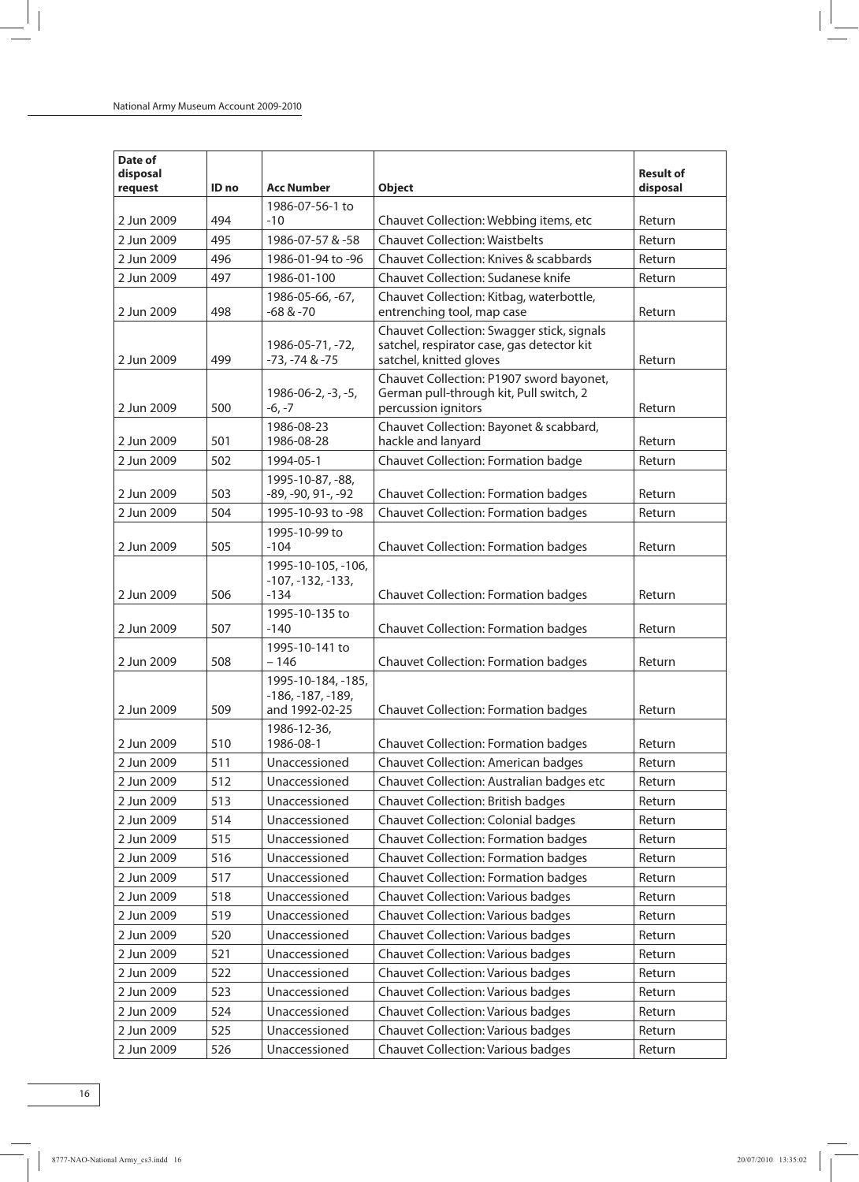| Date of disposal request | ID no | Acc Number | Object | Result of disposal |
|---|---|---|---|---|
| 2 Jun 2009 | 494 | 1986-07-56-1 to -10 | Chauvet Collection: Webbing items, etc | Return |
| 2 Jun 2009 | 495 | 1986-07-57 & -58 | Chauvet Collection: Waistbelts | Return |
| 2 Jun 2009 | 496 | 1986-01-94 to -96 | Chauvet Collection: Knives & scabbards | Return |
| 2 Jun 2009 | 497 | 1986-01-100 | Chauvet Collection: Sudanese knife | Return |
| 2 Jun 2009 | 498 | 1986-05-66, -67, -68 & -70 | Chauvet Collection: Kitbag, waterbottle, entrenching tool, map case | Return |
| 2 Jun 2009 | 499 | 1986-05-71, -72, -73, -74 & -75 | Chauvet Collection: Swagger stick, signals satchel, respirator case, gas detector kit satchel, knitted gloves | Return |
| 2 Jun 2009 | 500 | 1986-06-2, -3, -5, -6, -7 | Chauvet Collection: P1907 sword bayonet, German pull-through kit, Pull switch, 2 percussion ignitors | Return |
| 2 Jun 2009 | 501 | 1986-08-23 1986-08-28 | Chauvet Collection: Bayonet & scabbard, hackle and lanyard | Return |
| 2 Jun 2009 | 502 | 1994-05-1 | Chauvet Collection: Formation badge | Return |
| 2 Jun 2009 | 503 | 1995-10-87, -88, -89, -90, 91-, -92 | Chauvet Collection: Formation badges | Return |
| 2 Jun 2009 | 504 | 1995-10-93 to -98 | Chauvet Collection: Formation badges | Return |
| 2 Jun 2009 | 505 | 1995-10-99 to -104 | Chauvet Collection: Formation badges | Return |
| 2 Jun 2009 | 506 | 1995-10-105, -106, -107, -132, -133, -134 | Chauvet Collection: Formation badges | Return |
| 2 Jun 2009 | 507 | 1995-10-135 to -140 | Chauvet Collection: Formation badges | Return |
| 2 Jun 2009 | 508 | 1995-10-141 to – 146 | Chauvet Collection: Formation badges | Return |
| 2 Jun 2009 | 509 | 1995-10-184, -185, -186, -187, -189, and 1992-02-25 | Chauvet Collection: Formation badges | Return |
| 2 Jun 2009 | 510 | 1986-12-36, 1986-08-1 | Chauvet Collection: Formation badges | Return |
| 2 Jun 2009 | 511 | Unaccessioned | Chauvet Collection: American badges | Return |
| 2 Jun 2009 | 512 | Unaccessioned | Chauvet Collection: Australian badges etc | Return |
| 2 Jun 2009 | 513 | Unaccessioned | Chauvet Collection: British badges | Return |
| 2 Jun 2009 | 514 | Unaccessioned | Chauvet Collection: Colonial badges | Return |
| 2 Jun 2009 | 515 | Unaccessioned | Chauvet Collection: Formation badges | Return |
| 2 Jun 2009 | 516 | Unaccessioned | Chauvet Collection: Formation badges | Return |
| 2 Jun 2009 | 517 | Unaccessioned | Chauvet Collection: Formation badges | Return |
| 2 Jun 2009 | 518 | Unaccessioned | Chauvet Collection: Various badges | Return |
| 2 Jun 2009 | 519 | Unaccessioned | Chauvet Collection: Various badges | Return |
| 2 Jun 2009 | 520 | Unaccessioned | Chauvet Collection: Various badges | Return |
| 2 Jun 2009 | 521 | Unaccessioned | Chauvet Collection: Various badges | Return |
| 2 Jun 2009 | 522 | Unaccessioned | Chauvet Collection: Various badges | Return |
| 2 Jun 2009 | 523 | Unaccessioned | Chauvet Collection: Various badges | Return |
| 2 Jun 2009 | 524 | Unaccessioned | Chauvet Collection: Various badges | Return |
| 2 Jun 2009 | 525 | Unaccessioned | Chauvet Collection: Various badges | Return |
| 2 Jun 2009 | 526 | Unaccessioned | Chauvet Collection: Various badges | Return |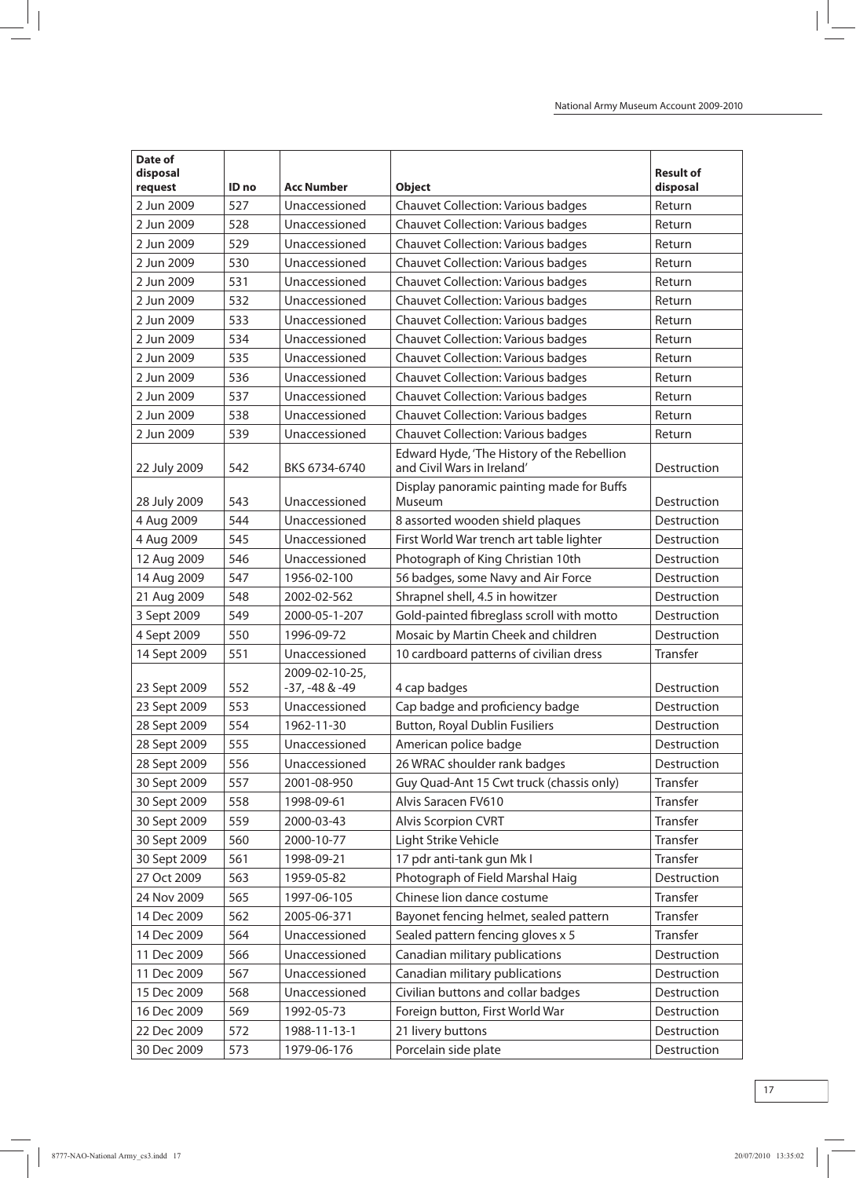| Date of disposal request | ID no | Acc Number | Object | Result of disposal |
|---|---|---|---|---|
| 2 Jun 2009 | 527 | Unaccessioned | Chauvet Collection: Various badges | Return |
| 2 Jun 2009 | 528 | Unaccessioned | Chauvet Collection: Various badges | Return |
| 2 Jun 2009 | 529 | Unaccessioned | Chauvet Collection: Various badges | Return |
| 2 Jun 2009 | 530 | Unaccessioned | Chauvet Collection: Various badges | Return |
| 2 Jun 2009 | 531 | Unaccessioned | Chauvet Collection: Various badges | Return |
| 2 Jun 2009 | 532 | Unaccessioned | Chauvet Collection: Various badges | Return |
| 2 Jun 2009 | 533 | Unaccessioned | Chauvet Collection: Various badges | Return |
| 2 Jun 2009 | 534 | Unaccessioned | Chauvet Collection: Various badges | Return |
| 2 Jun 2009 | 535 | Unaccessioned | Chauvet Collection: Various badges | Return |
| 2 Jun 2009 | 536 | Unaccessioned | Chauvet Collection: Various badges | Return |
| 2 Jun 2009 | 537 | Unaccessioned | Chauvet Collection: Various badges | Return |
| 2 Jun 2009 | 538 | Unaccessioned | Chauvet Collection: Various badges | Return |
| 2 Jun 2009 | 539 | Unaccessioned | Chauvet Collection: Various badges | Return |
| 22 July 2009 | 542 | BKS 6734-6740 | Edward Hyde, 'The History of the Rebellion and Civil Wars in Ireland' | Destruction |
| 28 July 2009 | 543 | Unaccessioned | Display panoramic painting made for Buffs Museum | Destruction |
| 4 Aug 2009 | 544 | Unaccessioned | 8 assorted wooden shield plaques | Destruction |
| 4 Aug 2009 | 545 | Unaccessioned | First World War trench art table lighter | Destruction |
| 12 Aug 2009 | 546 | Unaccessioned | Photograph of King Christian 10th | Destruction |
| 14 Aug 2009 | 547 | 1956-02-100 | 56 badges, some Navy and Air Force | Destruction |
| 21 Aug 2009 | 548 | 2002-02-562 | Shrapnel shell, 4.5 in howitzer | Destruction |
| 3 Sept 2009 | 549 | 2000-05-1-207 | Gold-painted fibreglass scroll with motto | Destruction |
| 4 Sept 2009 | 550 | 1996-09-72 | Mosaic by Martin Cheek and children | Destruction |
| 14 Sept 2009 | 551 | Unaccessioned | 10 cardboard patterns of civilian dress | Transfer |
| 23 Sept 2009 | 552 | 2009-02-10-25, -37, -48 & -49 | 4 cap badges | Destruction |
| 23 Sept 2009 | 553 | Unaccessioned | Cap badge and proficiency badge | Destruction |
| 28 Sept 2009 | 554 | 1962-11-30 | Button, Royal Dublin Fusiliers | Destruction |
| 28 Sept 2009 | 555 | Unaccessioned | American police badge | Destruction |
| 28 Sept 2009 | 556 | Unaccessioned | 26 WRAC shoulder rank badges | Destruction |
| 30 Sept 2009 | 557 | 2001-08-950 | Guy Quad-Ant 15 Cwt truck (chassis only) | Transfer |
| 30 Sept 2009 | 558 | 1998-09-61 | Alvis Saracen FV610 | Transfer |
| 30 Sept 2009 | 559 | 2000-03-43 | Alvis Scorpion CVRT | Transfer |
| 30 Sept 2009 | 560 | 2000-10-77 | Light Strike Vehicle | Transfer |
| 30 Sept 2009 | 561 | 1998-09-21 | 17 pdr anti-tank gun Mk I | Transfer |
| 27 Oct 2009 | 563 | 1959-05-82 | Photograph of Field Marshal Haig | Destruction |
| 24 Nov 2009 | 565 | 1997-06-105 | Chinese lion dance costume | Transfer |
| 14 Dec 2009 | 562 | 2005-06-371 | Bayonet fencing helmet, sealed pattern | Transfer |
| 14 Dec 2009 | 564 | Unaccessioned | Sealed pattern fencing gloves x 5 | Transfer |
| 11 Dec 2009 | 566 | Unaccessioned | Canadian military publications | Destruction |
| 11 Dec 2009 | 567 | Unaccessioned | Canadian military publications | Destruction |
| 15 Dec 2009 | 568 | Unaccessioned | Civilian buttons and collar badges | Destruction |
| 16 Dec 2009 | 569 | 1992-05-73 | Foreign button, First World War | Destruction |
| 22 Dec 2009 | 572 | 1988-11-13-1 | 21 livery buttons | Destruction |
| 30 Dec 2009 | 573 | 1979-06-176 | Porcelain side plate | Destruction |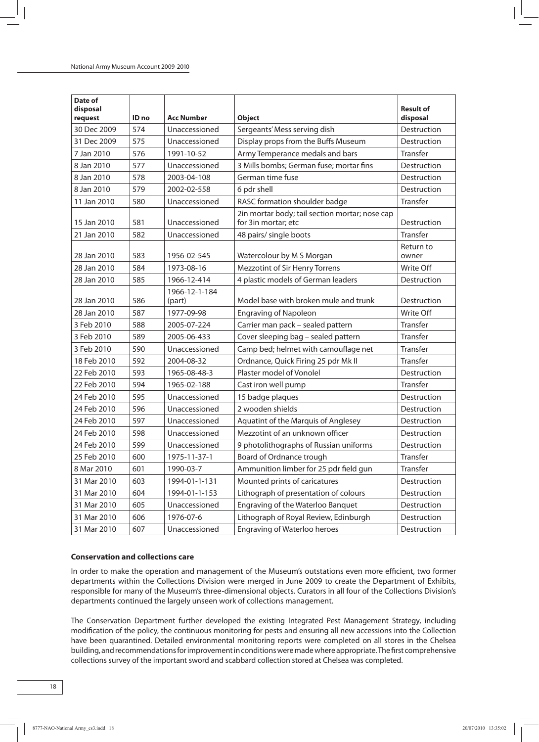| Date of disposal request | ID no | Acc Number | Object | Result of disposal |
|---|---|---|---|---|
| 30 Dec 2009 | 574 | Unaccessioned | Sergeants' Mess serving dish | Destruction |
| 31 Dec 2009 | 575 | Unaccessioned | Display props from the Buffs Museum | Destruction |
| 7 Jan 2010 | 576 | 1991-10-52 | Army Temperance medals and bars | Transfer |
| 8 Jan 2010 | 577 | Unaccessioned | 3 Mills bombs; German fuse; mortar fins | Destruction |
| 8 Jan 2010 | 578 | 2003-04-108 | German time fuse | Destruction |
| 8 Jan 2010 | 579 | 2002-02-558 | 6 pdr shell | Destruction |
| 11 Jan 2010 | 580 | Unaccessioned | RASC formation shoulder badge | Transfer |
| 15 Jan 2010 | 581 | Unaccessioned | 2in mortar body; tail section mortar; nose cap for 3in mortar; etc | Destruction |
| 21 Jan 2010 | 582 | Unaccessioned | 48 pairs/ single boots | Transfer |
| 28 Jan 2010 | 583 | 1956-02-545 | Watercolour by M S Morgan | Return to owner |
| 28 Jan 2010 | 584 | 1973-08-16 | Mezzotint of Sir Henry Torrens | Write Off |
| 28 Jan 2010 | 585 | 1966-12-414 | 4 plastic models of German leaders | Destruction |
| 28 Jan 2010 | 586 | 1966-12-1-184 (part) | Model base with broken mule and trunk | Destruction |
| 28 Jan 2010 | 587 | 1977-09-98 | Engraving of Napoleon | Write Off |
| 3 Feb 2010 | 588 | 2005-07-224 | Carrier man pack – sealed pattern | Transfer |
| 3 Feb 2010 | 589 | 2005-06-433 | Cover sleeping bag – sealed pattern | Transfer |
| 3 Feb 2010 | 590 | Unaccessioned | Camp bed; helmet with camouflage net | Transfer |
| 18 Feb 2010 | 592 | 2004-08-32 | Ordnance, Quick Firing 25 pdr Mk II | Transfer |
| 22 Feb 2010 | 593 | 1965-08-48-3 | Plaster model of Vonolel | Destruction |
| 22 Feb 2010 | 594 | 1965-02-188 | Cast iron well pump | Transfer |
| 24 Feb 2010 | 595 | Unaccessioned | 15 badge plaques | Destruction |
| 24 Feb 2010 | 596 | Unaccessioned | 2 wooden shields | Destruction |
| 24 Feb 2010 | 597 | Unaccessioned | Aquatint of the Marquis of Anglesey | Destruction |
| 24 Feb 2010 | 598 | Unaccessioned | Mezzotint of an unknown officer | Destruction |
| 24 Feb 2010 | 599 | Unaccessioned | 9 photolithographs of Russian uniforms | Destruction |
| 25 Feb 2010 | 600 | 1975-11-37-1 | Board of Ordnance trough | Transfer |
| 8 Mar 2010 | 601 | 1990-03-7 | Ammunition limber for 25 pdr field gun | Transfer |
| 31 Mar 2010 | 603 | 1994-01-1-131 | Mounted prints of caricatures | Destruction |
| 31 Mar 2010 | 604 | 1994-01-1-153 | Lithograph of presentation of colours | Destruction |
| 31 Mar 2010 | 605 | Unaccessioned | Engraving of the Waterloo Banquet | Destruction |
| 31 Mar 2010 | 606 | 1976-07-6 | Lithograph of Royal Review, Edinburgh | Destruction |
| 31 Mar 2010 | 607 | Unaccessioned | Engraving of Waterloo heroes | Destruction |

**Conservation and collections care**

In order to make the operation and management of the Museum's outstations even more efficient, two former departments within the Collections Division were merged in June 2009 to create the Department of Exhibits, responsible for many of the Museum's three-dimensional objects. Curators in all four of the Collections Division's departments continued the largely unseen work of collections management.

The Conservation Department further developed the existing Integrated Pest Management Strategy, including modification of the policy, the continuous monitoring for pests and ensuring all new accessions into the Collection have been quarantined. Detailed environmental monitoring reports were completed on all stores in the Chelsea building, and recommendations for improvement in conditions were made where appropriate. The first comprehensive collections survey of the important sword and scabbard collection stored at Chelsea was completed.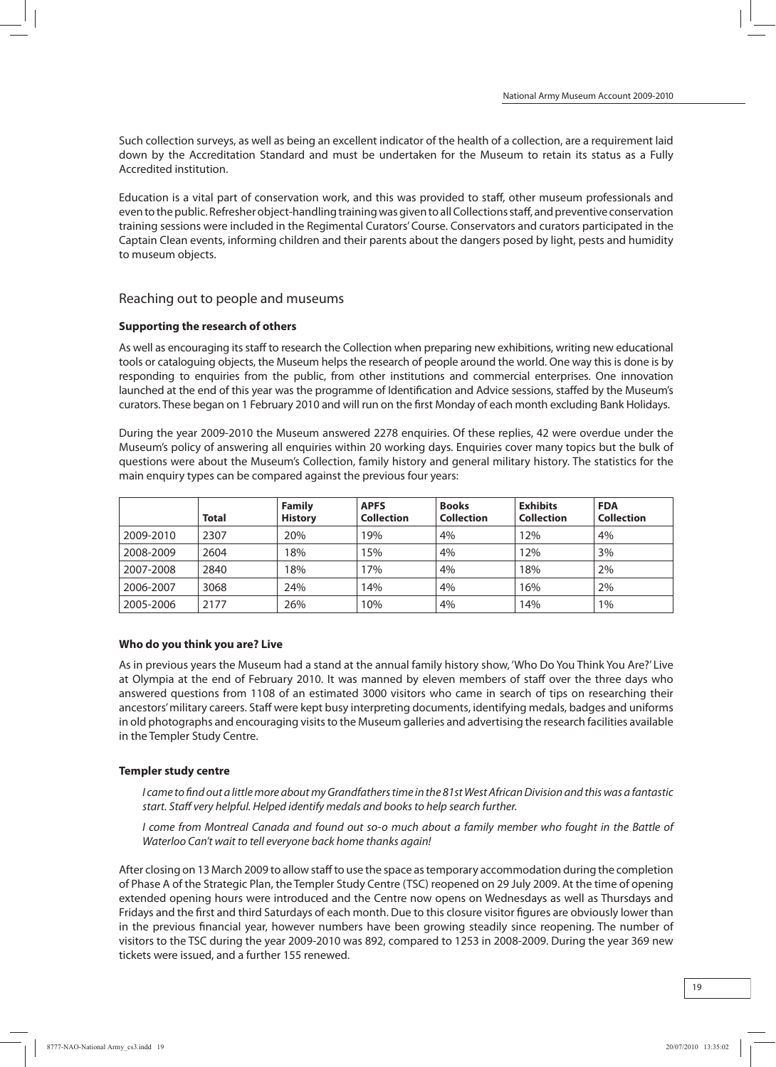Such collection surveys, as well as being an excellent indicator of the health of a collection, are a requirement laid down by the Accreditation Standard and must be undertaken for the Museum to retain its status as a Fully Accredited institution.

Education is a vital part of conservation work, and this was provided to staff, other museum professionals and even to the public. Refresher object-handling training was given to all Collections staff, and preventive conservation training sessions were included in the Regimental Curators' Course. Conservators and curators participated in the Captain Clean events, informing children and their parents about the dangers posed by light, pests and humidity to museum objects.

## Reaching out to people and museums

### Supporting the research of others

As well as encouraging its staff to research the Collection when preparing new exhibitions, writing new educational tools or cataloguing objects, the Museum helps the research of people around the world. One way this is done is by responding to enquiries from the public, from other institutions and commercial enterprises. One innovation launched at the end of this year was the programme of Identification and Advice sessions, staffed by the Museum's curators. These began on 1 February 2010 and will run on the first Monday of each month excluding Bank Holidays.

During the year 2009-2010 the Museum answered 2278 enquiries. Of these replies, 42 were overdue under the Museum's policy of answering all enquiries within 20 working days. Enquiries cover many topics but the bulk of questions were about the Museum's Collection, family history and general military history. The statistics for the main enquiry types can be compared against the previous four years:

| | Total | Family History | APFS Collection | Books Collection | Exhibits Collection | FDA Collection |
|---|---|---|---|---|---|---|
| 2009-2010 | 2307 | 20% | 19% | 4% | 12% | 4% |
| 2008-2009 | 2604 | 18% | 15% | 4% | 12% | 3% |
| 2007-2008 | 2840 | 18% | 17% | 4% | 18% | 2% |
| 2006-2007 | 3068 | 24% | 14% | 4% | 16% | 2% |
| 2005-2006 | 2177 | 26% | 10% | 4% | 14% | 1% |

### Who do you think you are? Live

As in previous years the Museum had a stand at the annual family history show, 'Who Do You Think You Are?' Live at Olympia at the end of February 2010. It was manned by eleven members of staff over the three days who answered questions from 1108 of an estimated 3000 visitors who came in search of tips on researching their ancestors' military careers. Staff were kept busy interpreting documents, identifying medals, badges and uniforms in old photographs and encouraging visits to the Museum galleries and advertising the research facilities available in the Templer Study Centre.

### Templer study centre

*I came to find out a little more about my Grandfathers time in the 81st West African Division and this was a fantastic start. Staff very helpful. Helped identify medals and books to help search further.*

*I come from Montreal Canada and found out so-o much about a family member who fought in the Battle of Waterloo Can't wait to tell everyone back home thanks again!*

After closing on 13 March 2009 to allow staff to use the space as temporary accommodation during the completion of Phase A of the Strategic Plan, the Templer Study Centre (TSC) reopened on 29 July 2009. At the time of opening extended opening hours were introduced and the Centre now opens on Wednesdays as well as Thursdays and Fridays and the first and third Saturdays of each month. Due to this closure visitor figures are obviously lower than in the previous financial year, however numbers have been growing steadily since reopening. The number of visitors to the TSC during the year 2009-2010 was 892, compared to 1253 in 2008-2009. During the year 369 new tickets were issued, and a further 155 renewed.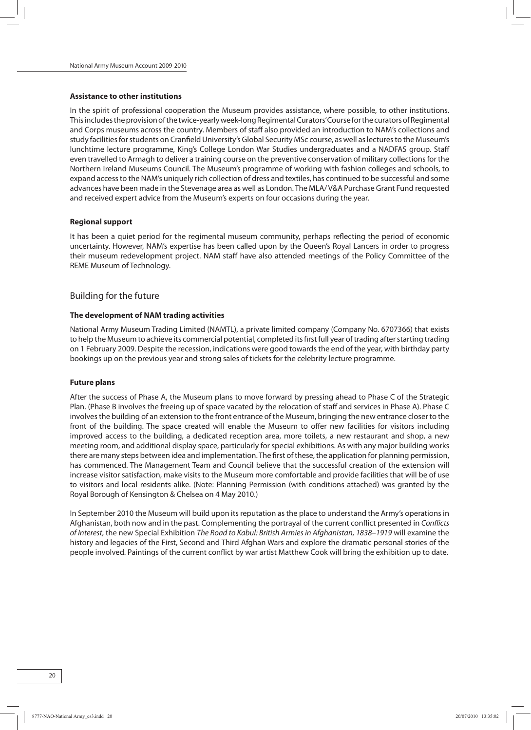**Assistance to other institutions**

In the spirit of professional cooperation the Museum provides assistance, where possible, to other institutions. This includes the provision of the twice-yearly week-long Regimental Curators' Course for the curators of Regimental and Corps museums across the country. Members of staff also provided an introduction to NAM's collections and study facilities for students on Cranfield University's Global Security MSc course, as well as lectures to the Museum's lunchtime lecture programme, King's College London War Studies undergraduates and a NADFAS group. Staff even travelled to Armagh to deliver a training course on the preventive conservation of military collections for the Northern Ireland Museums Council. The Museum's programme of working with fashion colleges and schools, to expand access to the NAM's uniquely rich collection of dress and textiles, has continued to be successful and some advances have been made in the Stevenage area as well as London. The MLA/ V&A Purchase Grant Fund requested and received expert advice from the Museum's experts on four occasions during the year.

**Regional support**

It has been a quiet period for the regimental museum community, perhaps reflecting the period of economic uncertainty. However, NAM's expertise has been called upon by the Queen's Royal Lancers in order to progress their museum redevelopment project. NAM staff have also attended meetings of the Policy Committee of the REME Museum of Technology.

## Building for the future

**The development of NAM trading activities**

National Army Museum Trading Limited (NAMTL), a private limited company (Company No. 6707366) that exists to help the Museum to achieve its commercial potential, completed its first full year of trading after starting trading on 1 February 2009. Despite the recession, indications were good towards the end of the year, with birthday party bookings up on the previous year and strong sales of tickets for the celebrity lecture programme.

**Future plans**

After the success of Phase A, the Museum plans to move forward by pressing ahead to Phase C of the Strategic Plan. (Phase B involves the freeing up of space vacated by the relocation of staff and services in Phase A). Phase C involves the building of an extension to the front entrance of the Museum, bringing the new entrance closer to the front of the building. The space created will enable the Museum to offer new facilities for visitors including improved access to the building, a dedicated reception area, more toilets, a new restaurant and shop, a new meeting room, and additional display space, particularly for special exhibitions. As with any major building works there are many steps between idea and implementation. The first of these, the application for planning permission, has commenced. The Management Team and Council believe that the successful creation of the extension will increase visitor satisfaction, make visits to the Museum more comfortable and provide facilities that will be of use to visitors and local residents alike. (Note: Planning Permission (with conditions attached) was granted by the Royal Borough of Kensington & Chelsea on 4 May 2010.)

In September 2010 the Museum will build upon its reputation as the place to understand the Army's operations in Afghanistan, both now and in the past. Complementing the portrayal of the current conflict presented in *Conflicts of Interest*, the new Special Exhibition *The Road to Kabul: British Armies in Afghanistan, 1838–1919* will examine the history and legacies of the First, Second and Third Afghan Wars and explore the dramatic personal stories of the people involved. Paintings of the current conflict by war artist Matthew Cook will bring the exhibition up to date.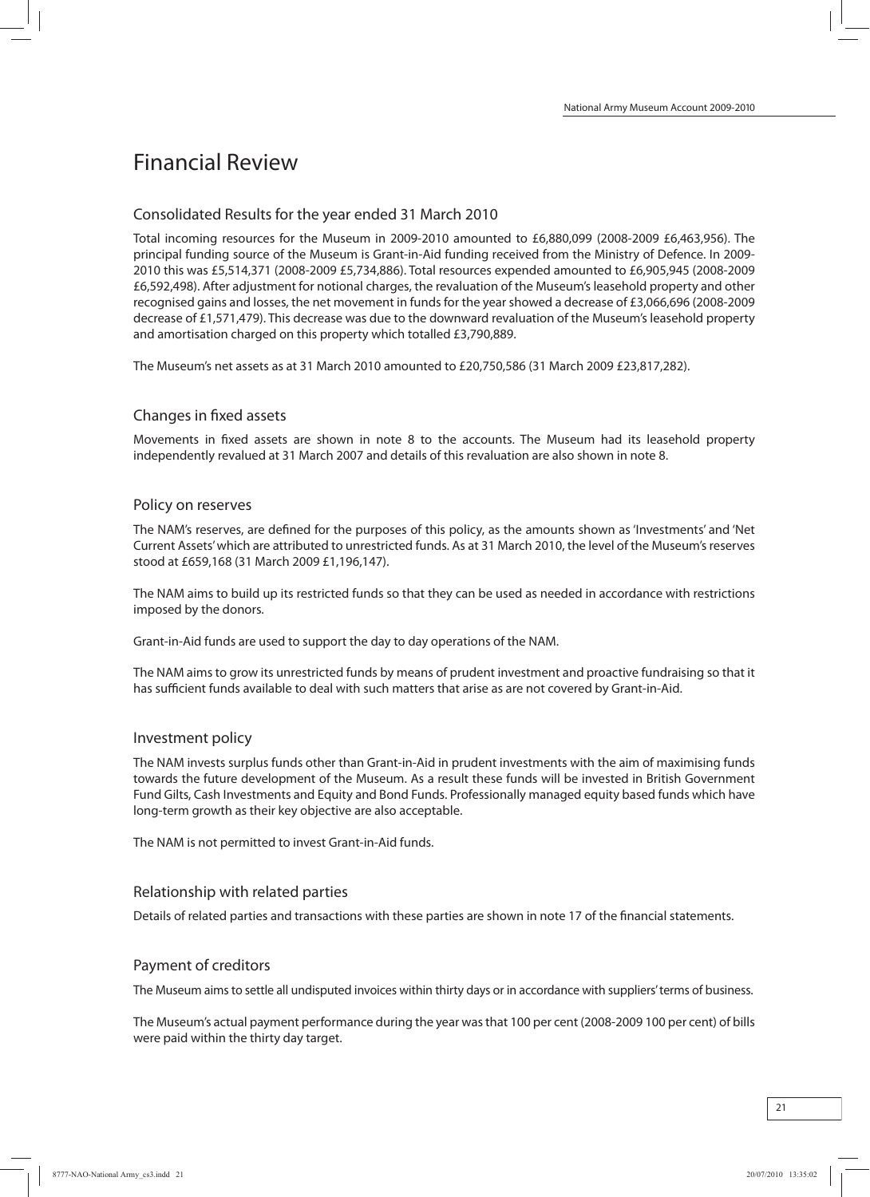# Financial Review

## Consolidated Results for the year ended 31 March 2010

Total incoming resources for the Museum in 2009-2010 amounted to £6,880,099 (2008-2009 £6,463,956). The principal funding source of the Museum is Grant-in-Aid funding received from the Ministry of Defence. In 2009-2010 this was £5,514,371 (2008-2009 £5,734,886). Total resources expended amounted to £6,905,945 (2008-2009 £6,592,498). After adjustment for notional charges, the revaluation of the Museum's leasehold property and other recognised gains and losses, the net movement in funds for the year showed a decrease of £3,066,696 (2008-2009 decrease of £1,571,479). This decrease was due to the downward revaluation of the Museum's leasehold property and amortisation charged on this property which totalled £3,790,889.

The Museum's net assets as at 31 March 2010 amounted to £20,750,586 (31 March 2009 £23,817,282).

## Changes in fixed assets

Movements in fixed assets are shown in note 8 to the accounts. The Museum had its leasehold property independently revalued at 31 March 2007 and details of this revaluation are also shown in note 8.

## Policy on reserves

The NAM's reserves, are defined for the purposes of this policy, as the amounts shown as 'Investments' and 'Net Current Assets' which are attributed to unrestricted funds. As at 31 March 2010, the level of the Museum's reserves stood at £659,168 (31 March 2009 £1,196,147).

The NAM aims to build up its restricted funds so that they can be used as needed in accordance with restrictions imposed by the donors.

Grant-in-Aid funds are used to support the day to day operations of the NAM.

The NAM aims to grow its unrestricted funds by means of prudent investment and proactive fundraising so that it has sufficient funds available to deal with such matters that arise as are not covered by Grant-in-Aid.

## Investment policy

The NAM invests surplus funds other than Grant-in-Aid in prudent investments with the aim of maximising funds towards the future development of the Museum. As a result these funds will be invested in British Government Fund Gilts, Cash Investments and Equity and Bond Funds. Professionally managed equity based funds which have long-term growth as their key objective are also acceptable.

The NAM is not permitted to invest Grant-in-Aid funds.

## Relationship with related parties

Details of related parties and transactions with these parties are shown in note 17 of the financial statements.

## Payment of creditors

The Museum aims to settle all undisputed invoices within thirty days or in accordance with suppliers' terms of business.

The Museum's actual payment performance during the year was that 100 per cent (2008-2009 100 per cent) of bills were paid within the thirty day target.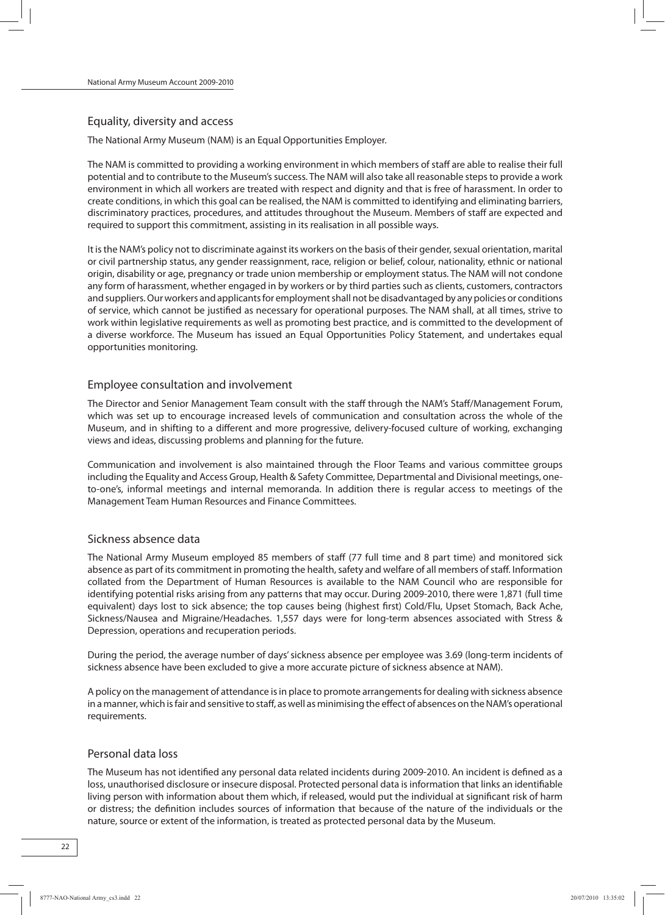## Equality, diversity and access

The National Army Museum (NAM) is an Equal Opportunities Employer.

The NAM is committed to providing a working environment in which members of staff are able to realise their full potential and to contribute to the Museum's success. The NAM will also take all reasonable steps to provide a work environment in which all workers are treated with respect and dignity and that is free of harassment. In order to create conditions, in which this goal can be realised, the NAM is committed to identifying and eliminating barriers, discriminatory practices, procedures, and attitudes throughout the Museum. Members of staff are expected and required to support this commitment, assisting in its realisation in all possible ways.

It is the NAM's policy not to discriminate against its workers on the basis of their gender, sexual orientation, marital or civil partnership status, any gender reassignment, race, religion or belief, colour, nationality, ethnic or national origin, disability or age, pregnancy or trade union membership or employment status. The NAM will not condone any form of harassment, whether engaged in by workers or by third parties such as clients, customers, contractors and suppliers. Our workers and applicants for employment shall not be disadvantaged by any policies or conditions of service, which cannot be justified as necessary for operational purposes. The NAM shall, at all times, strive to work within legislative requirements as well as promoting best practice, and is committed to the development of a diverse workforce. The Museum has issued an Equal Opportunities Policy Statement, and undertakes equal opportunities monitoring.

## Employee consultation and involvement

The Director and Senior Management Team consult with the staff through the NAM's Staff/Management Forum, which was set up to encourage increased levels of communication and consultation across the whole of the Museum, and in shifting to a different and more progressive, delivery-focused culture of working, exchanging views and ideas, discussing problems and planning for the future.

Communication and involvement is also maintained through the Floor Teams and various committee groups including the Equality and Access Group, Health & Safety Committee, Departmental and Divisional meetings, one-to-one's, informal meetings and internal memoranda. In addition there is regular access to meetings of the Management Team Human Resources and Finance Committees.

## Sickness absence data

The National Army Museum employed 85 members of staff (77 full time and 8 part time) and monitored sick absence as part of its commitment in promoting the health, safety and welfare of all members of staff. Information collated from the Department of Human Resources is available to the NAM Council who are responsible for identifying potential risks arising from any patterns that may occur. During 2009-2010, there were 1,871 (full time equivalent) days lost to sick absence; the top causes being (highest first) Cold/Flu, Upset Stomach, Back Ache, Sickness/Nausea and Migraine/Headaches. 1,557 days were for long-term absences associated with Stress & Depression, operations and recuperation periods.

During the period, the average number of days' sickness absence per employee was 3.69 (long-term incidents of sickness absence have been excluded to give a more accurate picture of sickness absence at NAM).

A policy on the management of attendance is in place to promote arrangements for dealing with sickness absence in a manner, which is fair and sensitive to staff, as well as minimising the effect of absences on the NAM's operational requirements.

## Personal data loss

The Museum has not identified any personal data related incidents during 2009-2010. An incident is defined as a loss, unauthorised disclosure or insecure disposal. Protected personal data is information that links an identifiable living person with information about them which, if released, would put the individual at significant risk of harm or distress; the definition includes sources of information that because of the nature of the individuals or the nature, source or extent of the information, is treated as protected personal data by the Museum.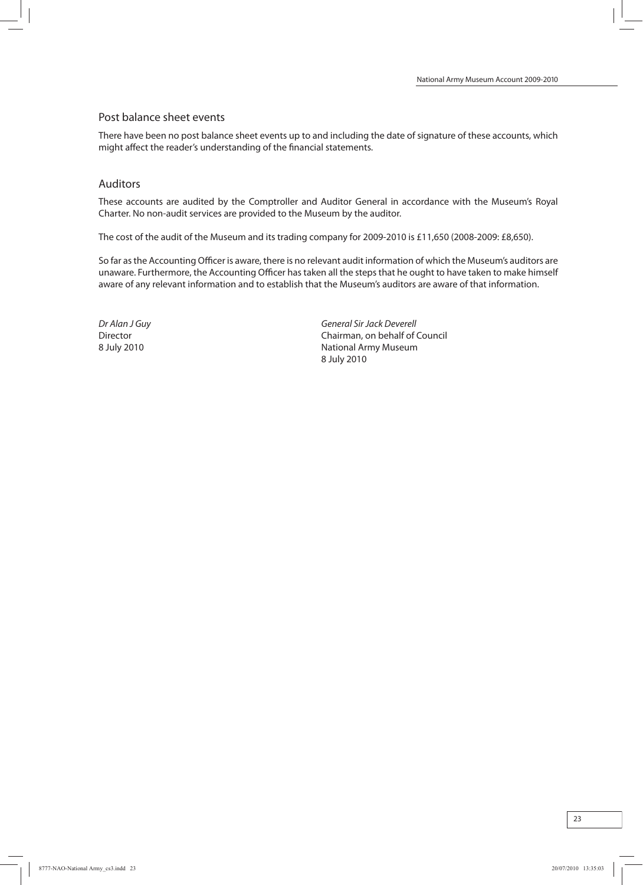## Post balance sheet events

There have been no post balance sheet events up to and including the date of signature of these accounts, which might affect the reader's understanding of the financial statements.

## Auditors

These accounts are audited by the Comptroller and Auditor General in accordance with the Museum's Royal Charter. No non-audit services are provided to the Museum by the auditor.

The cost of the audit of the Museum and its trading company for 2009-2010 is £11,650 (2008-2009: £8,650).

So far as the Accounting Officer is aware, there is no relevant audit information of which the Museum's auditors are unaware. Furthermore, the Accounting Officer has taken all the steps that he ought to have taken to make himself aware of any relevant information and to establish that the Museum's auditors are aware of that information.

*Dr Alan J Guy*
Director
8 July 2010

*General Sir Jack Deverell*
Chairman, on behalf of Council
National Army Museum
8 July 2010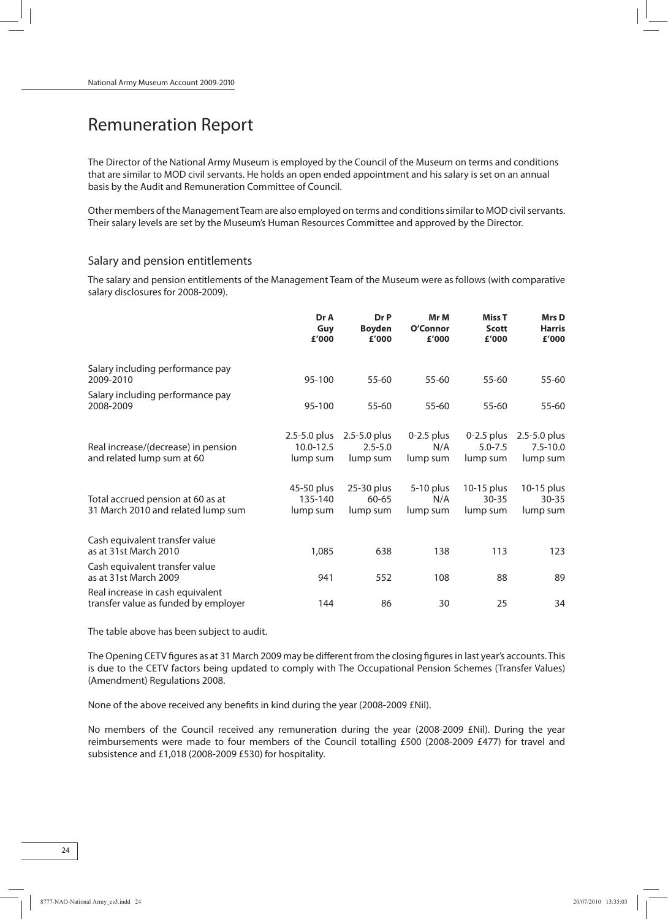# Remuneration Report

The Director of the National Army Museum is employed by the Council of the Museum on terms and conditions that are similar to MOD civil servants. He holds an open ended appointment and his salary is set on an annual basis by the Audit and Remuneration Committee of Council.

Other members of the Management Team are also employed on terms and conditions similar to MOD civil servants. Their salary levels are set by the Museum's Human Resources Committee and approved by the Director.

## Salary and pension entitlements

The salary and pension entitlements of the Management Team of the Museum were as follows (with comparative salary disclosures for 2008-2009).

| | **Dr A Guy £'000** | **Dr P Boyden £'000** | **Mr M O'Connor £'000** | **Miss T Scott £'000** | **Mrs D Harris £'000** |
|---|---|---|---|---|---|
| Salary including performance pay 2009-2010 | 95-100 | 55-60 | 55-60 | 55-60 | 55-60 |
| Salary including performance pay 2008-2009 | 95-100 | 55-60 | 55-60 | 55-60 | 55-60 |
| Real increase/(decrease) in pension and related lump sum at 60 | 2.5-5.0 plus 10.0-12.5 lump sum | 2.5-5.0 plus 2.5-5.0 lump sum | 0-2.5 plus N/A lump sum | 0-2.5 plus 5.0-7.5 lump sum | 2.5-5.0 plus 7.5-10.0 lump sum |
| Total accrued pension at 60 as at 31 March 2010 and related lump sum | 45-50 plus 135-140 lump sum | 25-30 plus 60-65 lump sum | 5-10 plus N/A lump sum | 10-15 plus 30-35 lump sum | 10-15 plus 30-35 lump sum |
| Cash equivalent transfer value as at 31st March 2010 | 1,085 | 638 | 138 | 113 | 123 |
| Cash equivalent transfer value as at 31st March 2009 | 941 | 552 | 108 | 88 | 89 |
| Real increase in cash equivalent transfer value as funded by employer | 144 | 86 | 30 | 25 | 34 |

The table above has been subject to audit.

The Opening CETV figures as at 31 March 2009 may be different from the closing figures in last year's accounts. This is due to the CETV factors being updated to comply with The Occupational Pension Schemes (Transfer Values) (Amendment) Regulations 2008.

None of the above received any benefits in kind during the year (2008-2009 £Nil).

No members of the Council received any remuneration during the year (2008-2009 £Nil). During the year reimbursements were made to four members of the Council totalling £500 (2008-2009 £477) for travel and subsistence and £1,018 (2008-2009 £530) for hospitality.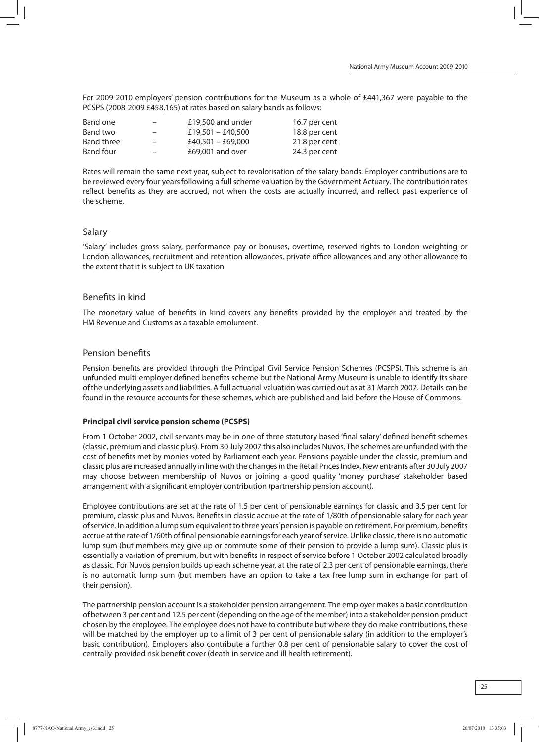For 2009-2010 employers' pension contributions for the Museum as a whole of £441,367 were payable to the PCSPS (2008-2009 £458,165) at rates based on salary bands as follows:

| | | | |
|---|---|---|---|
| Band one | – | £19,500 and under | 16.7 per cent |
| Band two | – | £19,501 – £40,500 | 18.8 per cent |
| Band three | – | £40,501 – £69,000 | 21.8 per cent |
| Band four | – | £69,001 and over | 24.3 per cent |

Rates will remain the same next year, subject to revalorisation of the salary bands. Employer contributions are to be reviewed every four years following a full scheme valuation by the Government Actuary. The contribution rates reflect benefits as they are accrued, not when the costs are actually incurred, and reflect past experience of the scheme.

## Salary

'Salary' includes gross salary, performance pay or bonuses, overtime, reserved rights to London weighting or London allowances, recruitment and retention allowances, private office allowances and any other allowance to the extent that it is subject to UK taxation.

## Benefits in kind

The monetary value of benefits in kind covers any benefits provided by the employer and treated by the HM Revenue and Customs as a taxable emolument.

## Pension benefits

Pension benefits are provided through the Principal Civil Service Pension Schemes (PCSPS). This scheme is an unfunded multi-employer defined benefits scheme but the National Army Museum is unable to identify its share of the underlying assets and liabilities. A full actuarial valuation was carried out as at 31 March 2007. Details can be found in the resource accounts for these schemes, which are published and laid before the House of Commons.

**Principal civil service pension scheme (PCSPS)**

From 1 October 2002, civil servants may be in one of three statutory based 'final salary' defined benefit schemes (classic, premium and classic plus). From 30 July 2007 this also includes Nuvos. The schemes are unfunded with the cost of benefits met by monies voted by Parliament each year. Pensions payable under the classic, premium and classic plus are increased annually in line with the changes in the Retail Prices Index. New entrants after 30 July 2007 may choose between membership of Nuvos or joining a good quality 'money purchase' stakeholder based arrangement with a significant employer contribution (partnership pension account).

Employee contributions are set at the rate of 1.5 per cent of pensionable earnings for classic and 3.5 per cent for premium, classic plus and Nuvos. Benefits in classic accrue at the rate of 1/80th of pensionable salary for each year of service. In addition a lump sum equivalent to three years' pension is payable on retirement. For premium, benefits accrue at the rate of 1/60th of final pensionable earnings for each year of service. Unlike classic, there is no automatic lump sum (but members may give up or commute some of their pension to provide a lump sum). Classic plus is essentially a variation of premium, but with benefits in respect of service before 1 October 2002 calculated broadly as classic. For Nuvos pension builds up each scheme year, at the rate of 2.3 per cent of pensionable earnings, there is no automatic lump sum (but members have an option to take a tax free lump sum in exchange for part of their pension).

The partnership pension account is a stakeholder pension arrangement. The employer makes a basic contribution of between 3 per cent and 12.5 per cent (depending on the age of the member) into a stakeholder pension product chosen by the employee. The employee does not have to contribute but where they do make contributions, these will be matched by the employer up to a limit of 3 per cent of pensionable salary (in addition to the employer's basic contribution). Employers also contribute a further 0.8 per cent of pensionable salary to cover the cost of centrally-provided risk benefit cover (death in service and ill health retirement).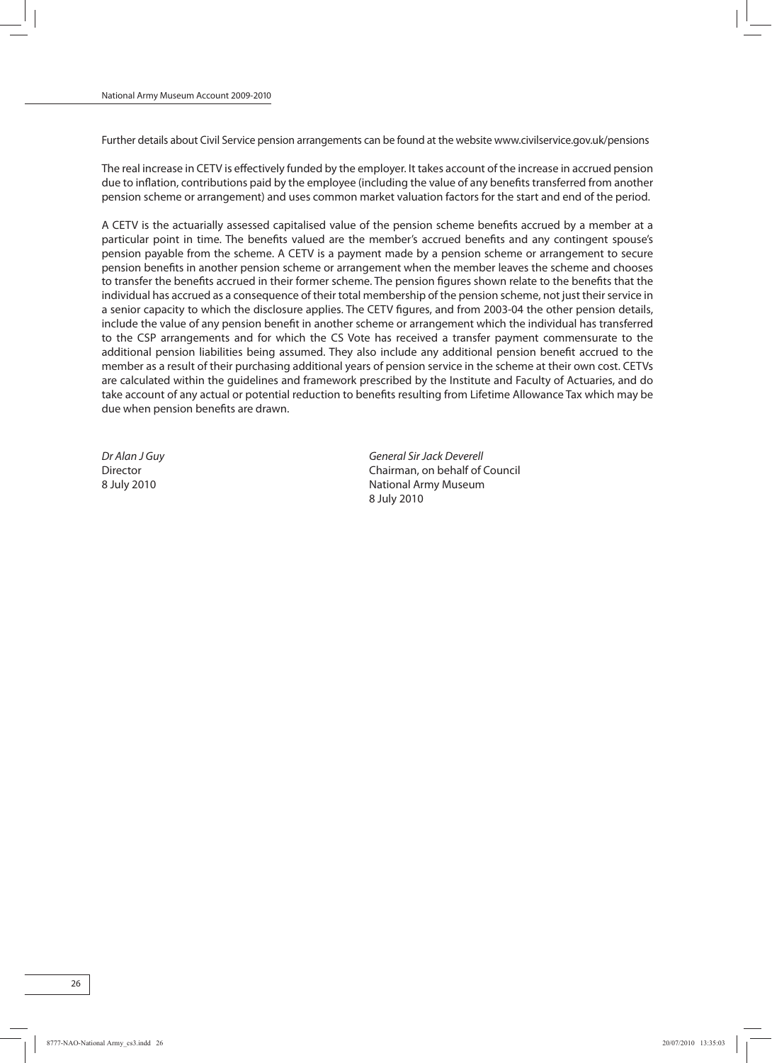Further details about Civil Service pension arrangements can be found at the website www.civilservice.gov.uk/pensions

The real increase in CETV is effectively funded by the employer. It takes account of the increase in accrued pension due to inflation, contributions paid by the employee (including the value of any benefits transferred from another pension scheme or arrangement) and uses common market valuation factors for the start and end of the period.

A CETV is the actuarially assessed capitalised value of the pension scheme benefits accrued by a member at a particular point in time. The benefits valued are the member's accrued benefits and any contingent spouse's pension payable from the scheme. A CETV is a payment made by a pension scheme or arrangement to secure pension benefits in another pension scheme or arrangement when the member leaves the scheme and chooses to transfer the benefits accrued in their former scheme. The pension figures shown relate to the benefits that the individual has accrued as a consequence of their total membership of the pension scheme, not just their service in a senior capacity to which the disclosure applies. The CETV figures, and from 2003-04 the other pension details, include the value of any pension benefit in another scheme or arrangement which the individual has transferred to the CSP arrangements and for which the CS Vote has received a transfer payment commensurate to the additional pension liabilities being assumed. They also include any additional pension benefit accrued to the member as a result of their purchasing additional years of pension service in the scheme at their own cost. CETVs are calculated within the guidelines and framework prescribed by the Institute and Faculty of Actuaries, and do take account of any actual or potential reduction to benefits resulting from Lifetime Allowance Tax which may be due when pension benefits are drawn.

*Dr Alan J Guy*
Director
8 July 2010

*General Sir Jack Deverell*
Chairman, on behalf of Council
National Army Museum
8 July 2010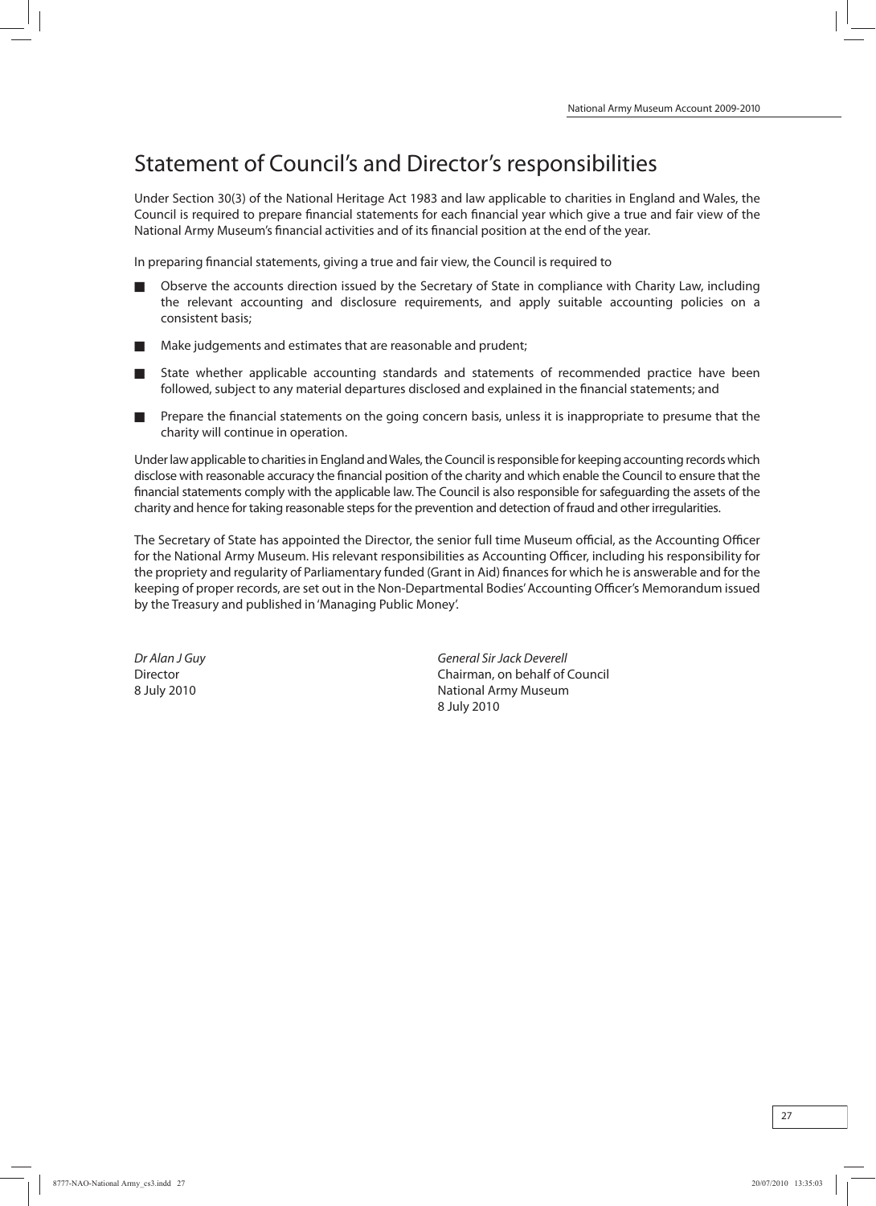# Statement of Council's and Director's responsibilities

Under Section 30(3) of the National Heritage Act 1983 and law applicable to charities in England and Wales, the Council is required to prepare financial statements for each financial year which give a true and fair view of the National Army Museum's financial activities and of its financial position at the end of the year.

In preparing financial statements, giving a true and fair view, the Council is required to

- Observe the accounts direction issued by the Secretary of State in compliance with Charity Law, including the relevant accounting and disclosure requirements, and apply suitable accounting policies on a consistent basis;
- Make judgements and estimates that are reasonable and prudent;
- State whether applicable accounting standards and statements of recommended practice have been followed, subject to any material departures disclosed and explained in the financial statements; and
- Prepare the financial statements on the going concern basis, unless it is inappropriate to presume that the charity will continue in operation.

Under law applicable to charities in England and Wales, the Council is responsible for keeping accounting records which disclose with reasonable accuracy the financial position of the charity and which enable the Council to ensure that the financial statements comply with the applicable law. The Council is also responsible for safeguarding the assets of the charity and hence for taking reasonable steps for the prevention and detection of fraud and other irregularities.

The Secretary of State has appointed the Director, the senior full time Museum official, as the Accounting Officer for the National Army Museum. His relevant responsibilities as Accounting Officer, including his responsibility for the propriety and regularity of Parliamentary funded (Grant in Aid) finances for which he is answerable and for the keeping of proper records, are set out in the Non-Departmental Bodies' Accounting Officer's Memorandum issued by the Treasury and published in 'Managing Public Money'.

*Dr Alan J Guy*
Director
8 July 2010

*General Sir Jack Deverell*
Chairman, on behalf of Council
National Army Museum
8 July 2010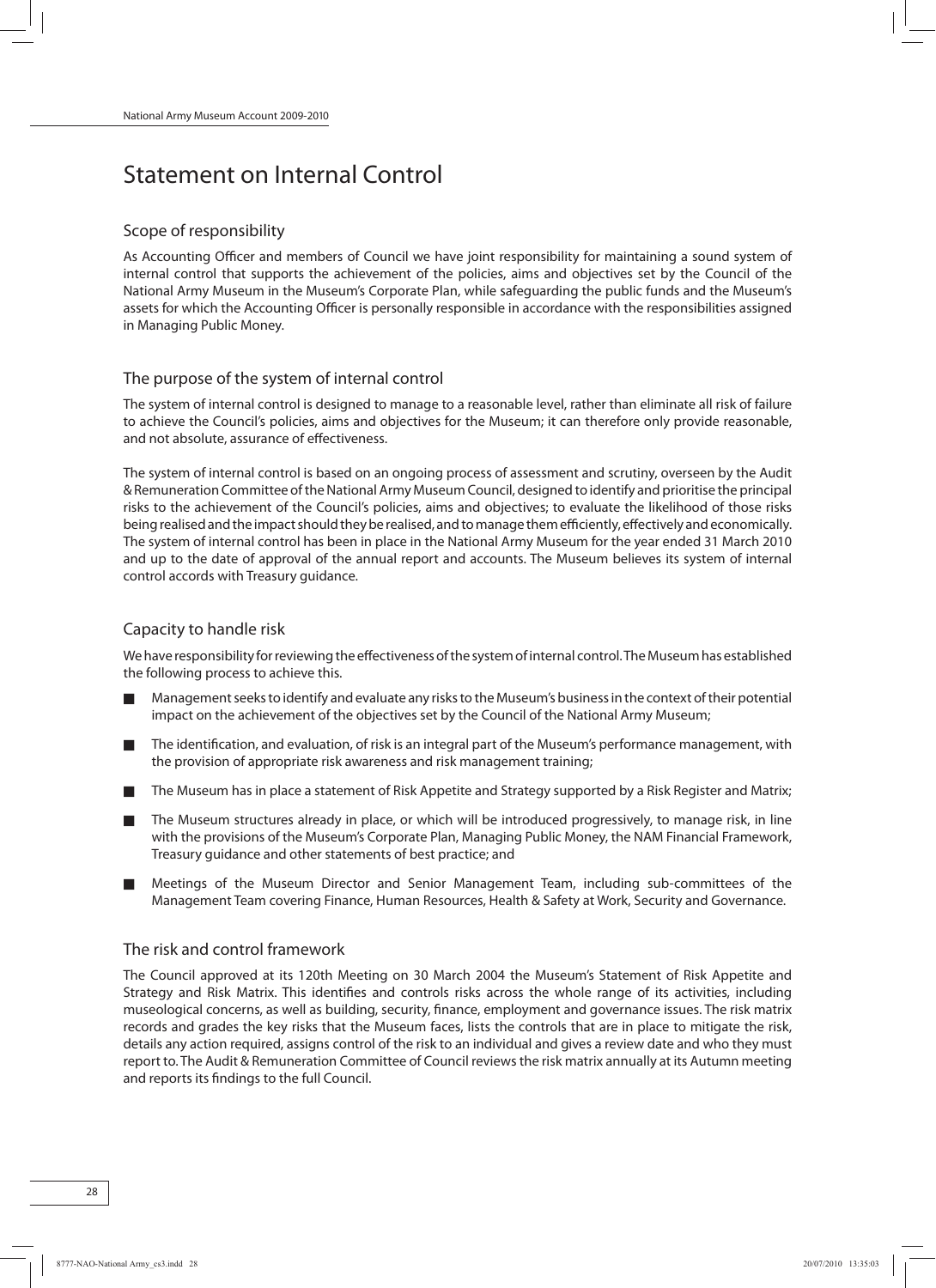# Statement on Internal Control

## Scope of responsibility

As Accounting Officer and members of Council we have joint responsibility for maintaining a sound system of internal control that supports the achievement of the policies, aims and objectives set by the Council of the National Army Museum in the Museum's Corporate Plan, while safeguarding the public funds and the Museum's assets for which the Accounting Officer is personally responsible in accordance with the responsibilities assigned in Managing Public Money.

## The purpose of the system of internal control

The system of internal control is designed to manage to a reasonable level, rather than eliminate all risk of failure to achieve the Council's policies, aims and objectives for the Museum; it can therefore only provide reasonable, and not absolute, assurance of effectiveness.

The system of internal control is based on an ongoing process of assessment and scrutiny, overseen by the Audit & Remuneration Committee of the National Army Museum Council, designed to identify and prioritise the principal risks to the achievement of the Council's policies, aims and objectives; to evaluate the likelihood of those risks being realised and the impact should they be realised, and to manage them efficiently, effectively and economically. The system of internal control has been in place in the National Army Museum for the year ended 31 March 2010 and up to the date of approval of the annual report and accounts. The Museum believes its system of internal control accords with Treasury guidance.

## Capacity to handle risk

We have responsibility for reviewing the effectiveness of the system of internal control. The Museum has established the following process to achieve this.

- Management seeks to identify and evaluate any risks to the Museum's business in the context of their potential impact on the achievement of the objectives set by the Council of the National Army Museum;
- The identification, and evaluation, of risk is an integral part of the Museum's performance management, with the provision of appropriate risk awareness and risk management training;
- The Museum has in place a statement of Risk Appetite and Strategy supported by a Risk Register and Matrix;
- The Museum structures already in place, or which will be introduced progressively, to manage risk, in line with the provisions of the Museum's Corporate Plan, Managing Public Money, the NAM Financial Framework, Treasury guidance and other statements of best practice; and
- Meetings of the Museum Director and Senior Management Team, including sub-committees of the Management Team covering Finance, Human Resources, Health & Safety at Work, Security and Governance.

## The risk and control framework

The Council approved at its 120th Meeting on 30 March 2004 the Museum's Statement of Risk Appetite and Strategy and Risk Matrix. This identifies and controls risks across the whole range of its activities, including museological concerns, as well as building, security, finance, employment and governance issues. The risk matrix records and grades the key risks that the Museum faces, lists the controls that are in place to mitigate the risk, details any action required, assigns control of the risk to an individual and gives a review date and who they must report to. The Audit & Remuneration Committee of Council reviews the risk matrix annually at its Autumn meeting and reports its findings to the full Council.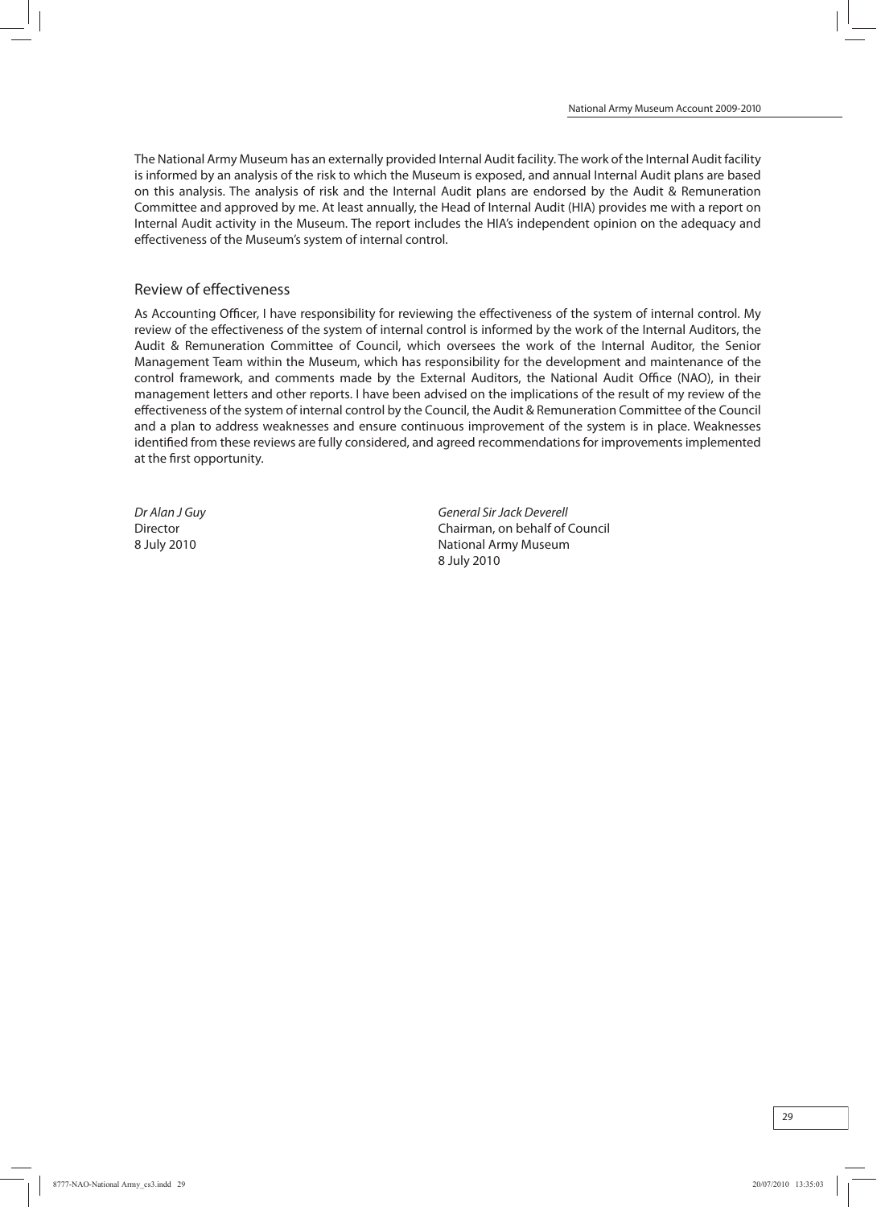The National Army Museum has an externally provided Internal Audit facility. The work of the Internal Audit facility is informed by an analysis of the risk to which the Museum is exposed, and annual Internal Audit plans are based on this analysis. The analysis of risk and the Internal Audit plans are endorsed by the Audit & Remuneration Committee and approved by me. At least annually, the Head of Internal Audit (HIA) provides me with a report on Internal Audit activity in the Museum. The report includes the HIA's independent opinion on the adequacy and effectiveness of the Museum's system of internal control.

## Review of effectiveness

As Accounting Officer, I have responsibility for reviewing the effectiveness of the system of internal control. My review of the effectiveness of the system of internal control is informed by the work of the Internal Auditors, the Audit & Remuneration Committee of Council, which oversees the work of the Internal Auditor, the Senior Management Team within the Museum, which has responsibility for the development and maintenance of the control framework, and comments made by the External Auditors, the National Audit Office (NAO), in their management letters and other reports. I have been advised on the implications of the result of my review of the effectiveness of the system of internal control by the Council, the Audit & Remuneration Committee of the Council and a plan to address weaknesses and ensure continuous improvement of the system is in place. Weaknesses identified from these reviews are fully considered, and agreed recommendations for improvements implemented at the first opportunity.

*Dr Alan J Guy*
Director
8 July 2010

*General Sir Jack Deverell*
Chairman, on behalf of Council
National Army Museum
8 July 2010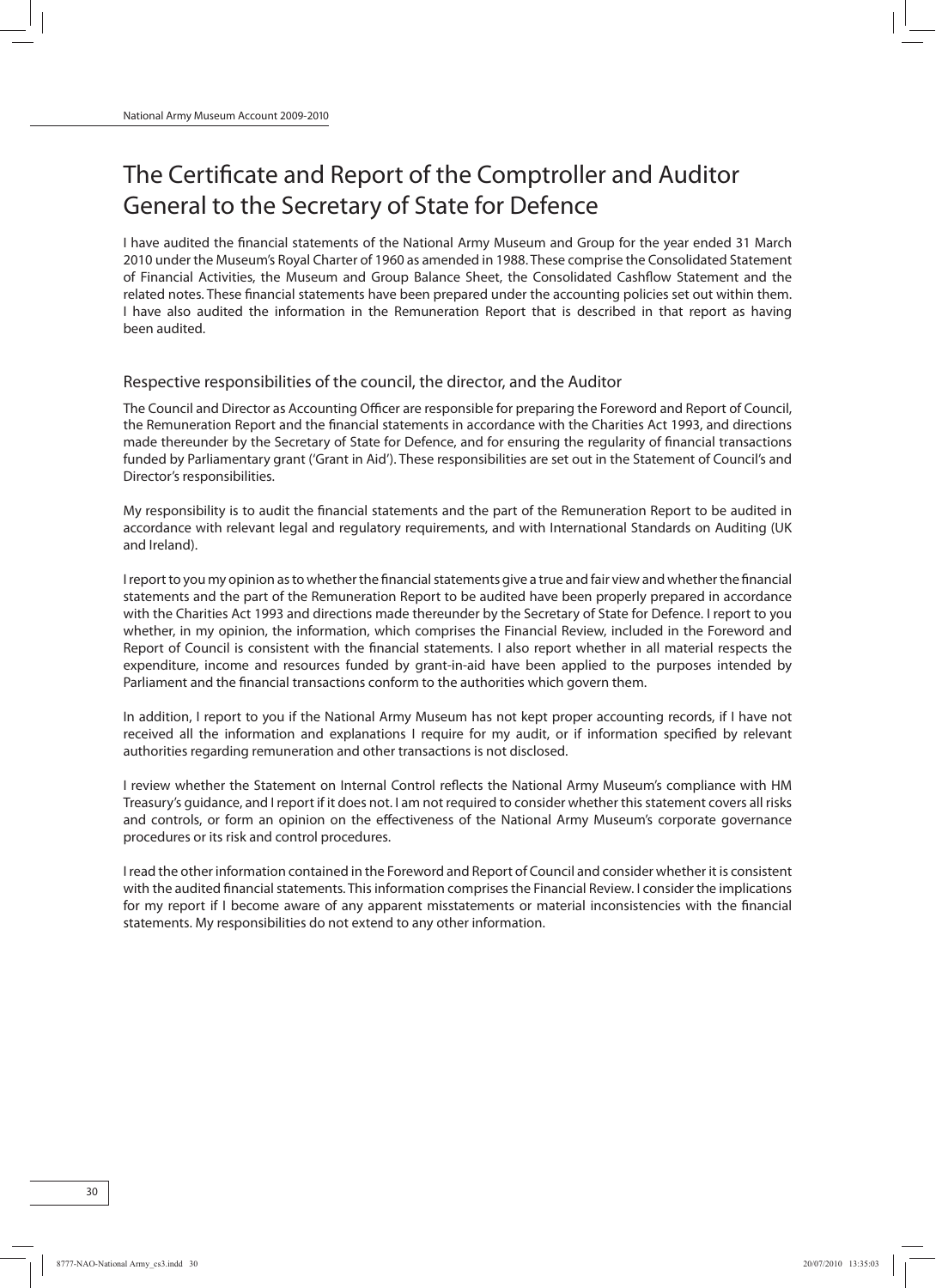# The Certificate and Report of the Comptroller and Auditor General to the Secretary of State for Defence

I have audited the financial statements of the National Army Museum and Group for the year ended 31 March 2010 under the Museum's Royal Charter of 1960 as amended in 1988. These comprise the Consolidated Statement of Financial Activities, the Museum and Group Balance Sheet, the Consolidated Cashflow Statement and the related notes. These financial statements have been prepared under the accounting policies set out within them. I have also audited the information in the Remuneration Report that is described in that report as having been audited.

## Respective responsibilities of the council, the director, and the Auditor

The Council and Director as Accounting Officer are responsible for preparing the Foreword and Report of Council, the Remuneration Report and the financial statements in accordance with the Charities Act 1993, and directions made thereunder by the Secretary of State for Defence, and for ensuring the regularity of financial transactions funded by Parliamentary grant ('Grant in Aid'). These responsibilities are set out in the Statement of Council's and Director's responsibilities.

My responsibility is to audit the financial statements and the part of the Remuneration Report to be audited in accordance with relevant legal and regulatory requirements, and with International Standards on Auditing (UK and Ireland).

I report to you my opinion as to whether the financial statements give a true and fair view and whether the financial statements and the part of the Remuneration Report to be audited have been properly prepared in accordance with the Charities Act 1993 and directions made thereunder by the Secretary of State for Defence. I report to you whether, in my opinion, the information, which comprises the Financial Review, included in the Foreword and Report of Council is consistent with the financial statements. I also report whether in all material respects the expenditure, income and resources funded by grant-in-aid have been applied to the purposes intended by Parliament and the financial transactions conform to the authorities which govern them.

In addition, I report to you if the National Army Museum has not kept proper accounting records, if I have not received all the information and explanations I require for my audit, or if information specified by relevant authorities regarding remuneration and other transactions is not disclosed.

I review whether the Statement on Internal Control reflects the National Army Museum's compliance with HM Treasury's guidance, and I report if it does not. I am not required to consider whether this statement covers all risks and controls, or form an opinion on the effectiveness of the National Army Museum's corporate governance procedures or its risk and control procedures.

I read the other information contained in the Foreword and Report of Council and consider whether it is consistent with the audited financial statements. This information comprises the Financial Review. I consider the implications for my report if I become aware of any apparent misstatements or material inconsistencies with the financial statements. My responsibilities do not extend to any other information.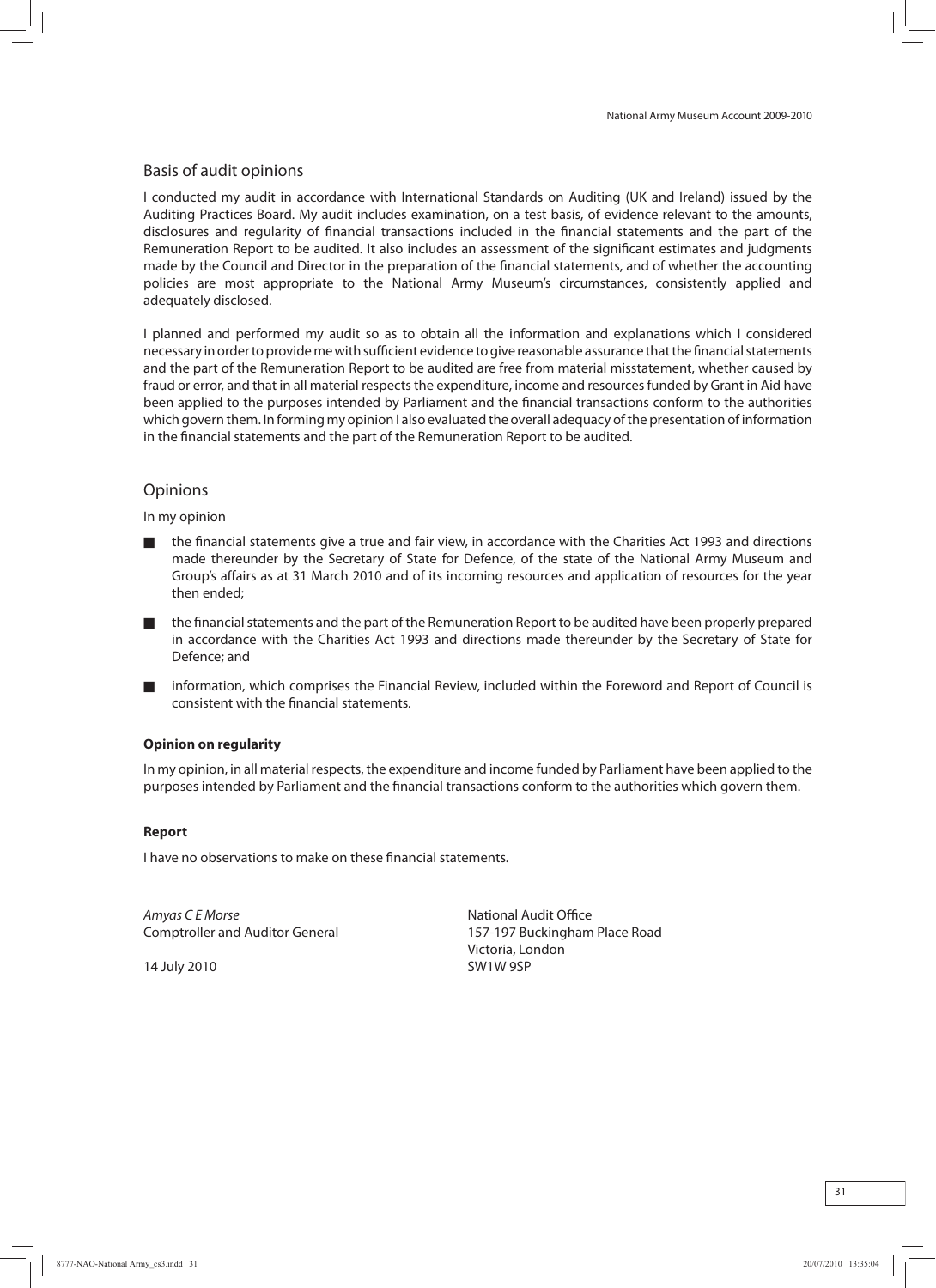## Basis of audit opinions

I conducted my audit in accordance with International Standards on Auditing (UK and Ireland) issued by the Auditing Practices Board. My audit includes examination, on a test basis, of evidence relevant to the amounts, disclosures and regularity of financial transactions included in the financial statements and the part of the Remuneration Report to be audited. It also includes an assessment of the significant estimates and judgments made by the Council and Director in the preparation of the financial statements, and of whether the accounting policies are most appropriate to the National Army Museum's circumstances, consistently applied and adequately disclosed.

I planned and performed my audit so as to obtain all the information and explanations which I considered necessary in order to provide me with sufficient evidence to give reasonable assurance that the financial statements and the part of the Remuneration Report to be audited are free from material misstatement, whether caused by fraud or error, and that in all material respects the expenditure, income and resources funded by Grant in Aid have been applied to the purposes intended by Parliament and the financial transactions conform to the authorities which govern them. In forming my opinion I also evaluated the overall adequacy of the presentation of information in the financial statements and the part of the Remuneration Report to be audited.

## Opinions

In my opinion

- the financial statements give a true and fair view, in accordance with the Charities Act 1993 and directions made thereunder by the Secretary of State for Defence, of the state of the National Army Museum and Group's affairs as at 31 March 2010 and of its incoming resources and application of resources for the year then ended;
- the financial statements and the part of the Remuneration Report to be audited have been properly prepared in accordance with the Charities Act 1993 and directions made thereunder by the Secretary of State for Defence; and
- information, which comprises the Financial Review, included within the Foreword and Report of Council is consistent with the financial statements.

**Opinion on regularity**

In my opinion, in all material respects, the expenditure and income funded by Parliament have been applied to the purposes intended by Parliament and the financial transactions conform to the authorities which govern them.

**Report**

I have no observations to make on these financial statements.

*Amyas C E Morse*
Comptroller and Auditor General

14 July 2010

National Audit Office
157-197 Buckingham Place Road
Victoria, London
SW1W 9SP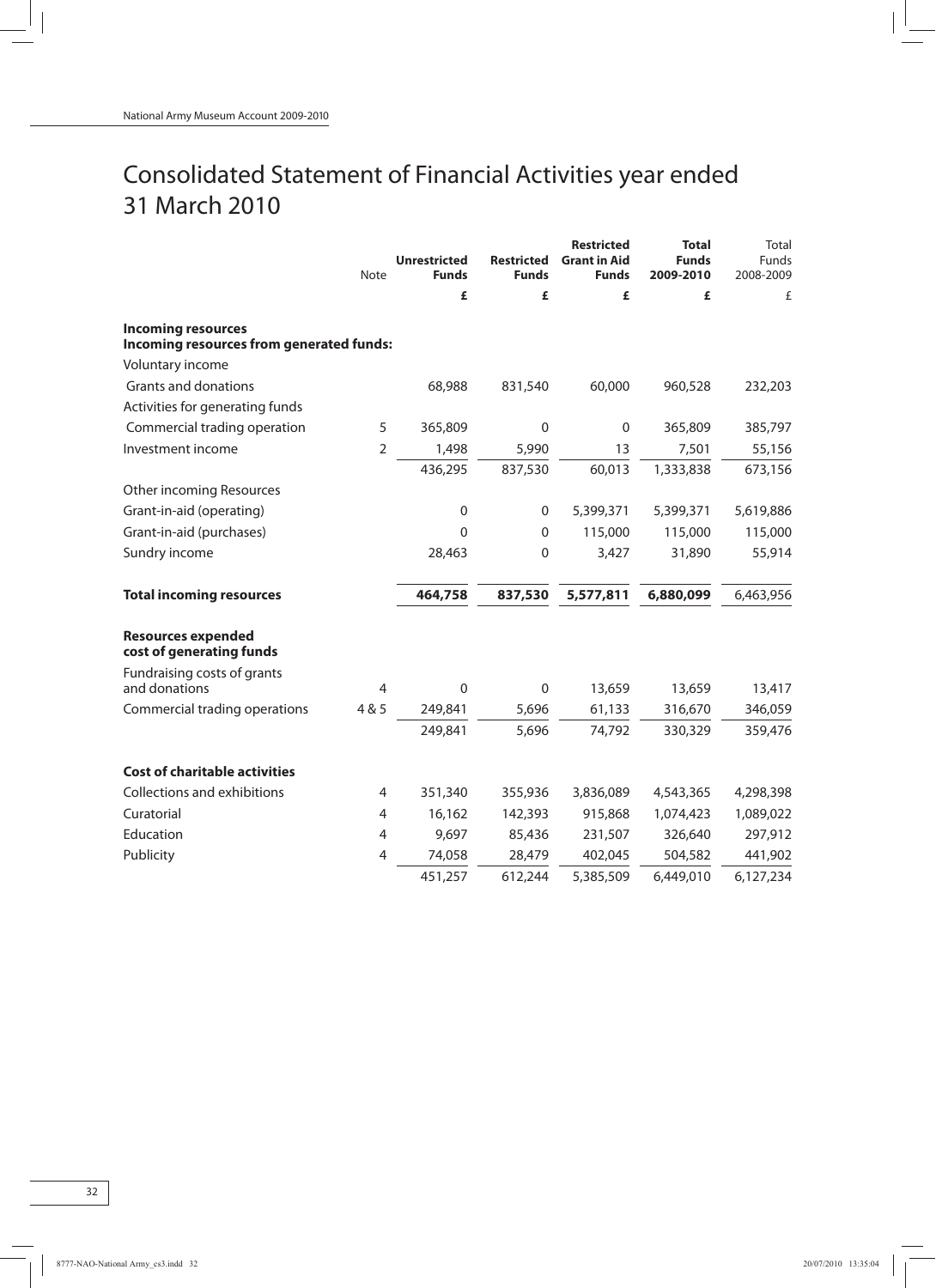# Consolidated Statement of Financial Activities year ended 31 March 2010

| | Note | Unrestricted Funds | Restricted Funds | Restricted Grant in Aid Funds | Total Funds 2009-2010 | Total Funds 2008-2009 |
|---|---|---|---|---|---|---|
| | | £ | £ | £ | £ | £ |
| **Incoming resources** | | | | | | |
| **Incoming resources from generated funds:** | | | | | | |
| Voluntary income | | | | | | |
| Grants and donations | | 68,988 | 831,540 | 60,000 | 960,528 | 232,203 |
| Activities for generating funds | | | | | | |
| Commercial trading operation | 5 | 365,809 | 0 | 0 | 365,809 | 385,797 |
| Investment income | 2 | 1,498 | 5,990 | 13 | 7,501 | 55,156 |
| | | 436,295 | 837,530 | 60,013 | 1,333,838 | 673,156 |
| Other incoming Resources | | | | | | |
| Grant-in-aid (operating) | | 0 | 0 | 5,399,371 | 5,399,371 | 5,619,886 |
| Grant-in-aid (purchases) | | 0 | 0 | 115,000 | 115,000 | 115,000 |
| Sundry income | | 28,463 | 0 | 3,427 | 31,890 | 55,914 |
| **Total incoming resources** | | **464,758** | **837,530** | **5,577,811** | **6,880,099** | 6,463,956 |
| **Resources expended cost of generating funds** | | | | | | |
| Fundraising costs of grants and donations | 4 | 0 | 0 | 13,659 | 13,659 | 13,417 |
| Commercial trading operations | 4 & 5 | 249,841 | 5,696 | 61,133 | 316,670 | 346,059 |
| | | 249,841 | 5,696 | 74,792 | 330,329 | 359,476 |
| **Cost of charitable activities** | | | | | | |
| Collections and exhibitions | 4 | 351,340 | 355,936 | 3,836,089 | 4,543,365 | 4,298,398 |
| Curatorial | 4 | 16,162 | 142,393 | 915,868 | 1,074,423 | 1,089,022 |
| Education | 4 | 9,697 | 85,436 | 231,507 | 326,640 | 297,912 |
| Publicity | 4 | 74,058 | 28,479 | 402,045 | 504,582 | 441,902 |
| | | 451,257 | 612,244 | 5,385,509 | 6,449,010 | 6,127,234 |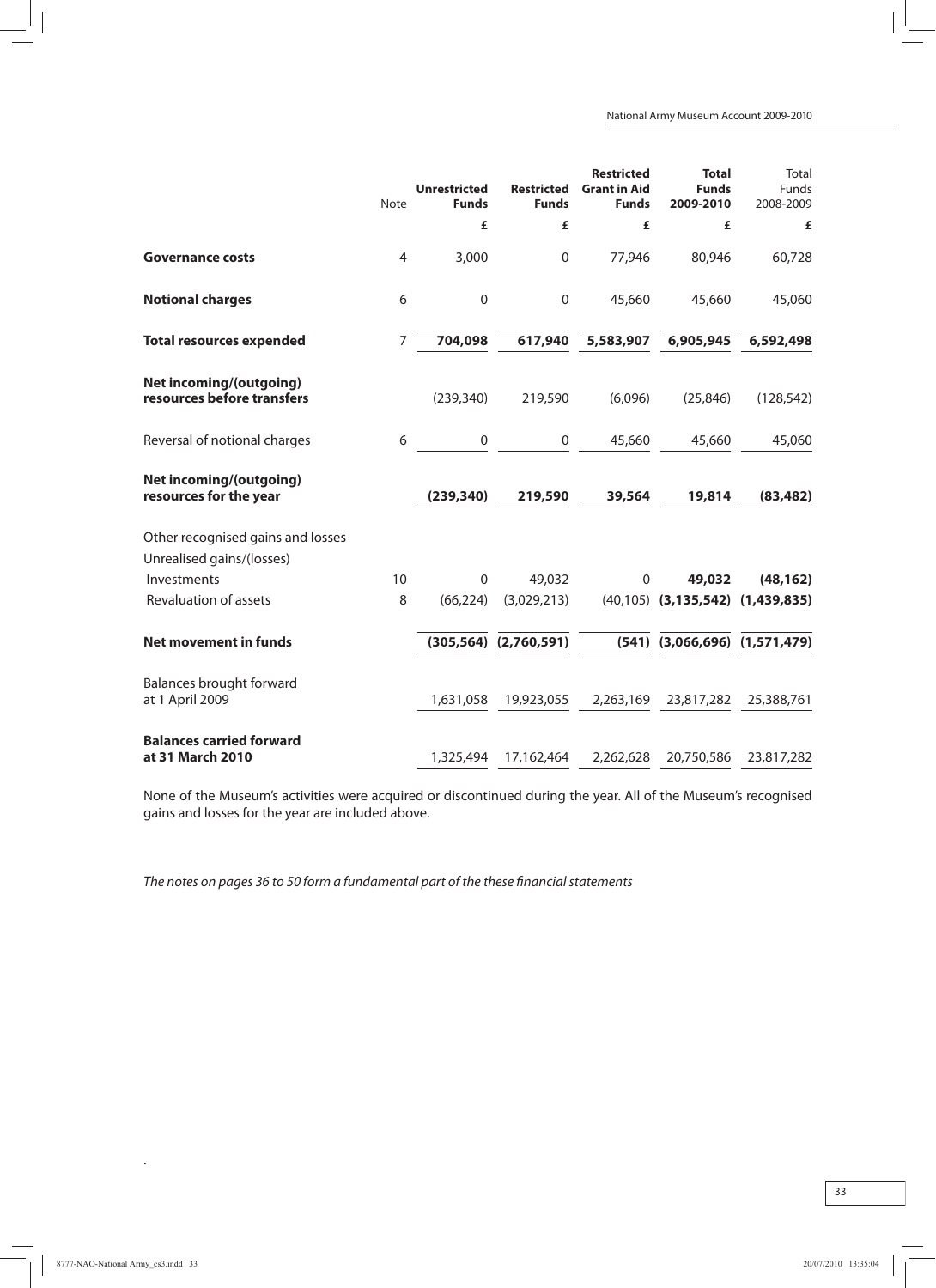| | Note | Unrestricted Funds | Restricted Funds | Restricted Grant in Aid Funds | Total Funds 2009-2010 | Total Funds 2008-2009 |
|---|---|---|---|---|---|---|
| | | £ | £ | £ | £ | £ |
| **Governance costs** | 4 | 3,000 | 0 | 77,946 | 80,946 | 60,728 |
| **Notional charges** | 6 | 0 | 0 | 45,660 | 45,660 | 45,060 |
| **Total resources expended** | 7 | **704,098** | **617,940** | **5,583,907** | **6,905,945** | **6,592,498** |
| **Net incoming/(outgoing) resources before transfers** | | (239,340) | 219,590 | (6,096) | (25,846) | (128,542) |
| Reversal of notional charges | 6 | 0 | 0 | 45,660 | 45,660 | 45,060 |
| **Net incoming/(outgoing) resources for the year** | | **(239,340)** | **219,590** | **39,564** | **19,814** | **(83,482)** |
| Other recognised gains and losses | | | | | | |
| Unrealised gains/(losses) | | | | | | |
| Investments | 10 | 0 | 49,032 | 0 | **49,032** | **(48,162)** |
| Revaluation of assets | 8 | (66,224) | (3,029,213) | (40,105) | **(3,135,542)** | **(1,439,835)** |
| **Net movement in funds** | | **(305,564)** | **(2,760,591)** | **(541)** | **(3,066,696)** | **(1,571,479)** |
| Balances brought forward at 1 April 2009 | | 1,631,058 | 19,923,055 | 2,263,169 | 23,817,282 | 25,388,761 |
| **Balances carried forward at 31 March 2010** | | 1,325,494 | 17,162,464 | 2,262,628 | 20,750,586 | 23,817,282 |

None of the Museum's activities were acquired or discontinued during the year. All of the Museum's recognised gains and losses for the year are included above.

*The notes on pages 36 to 50 form a fundamental part of the these financial statements*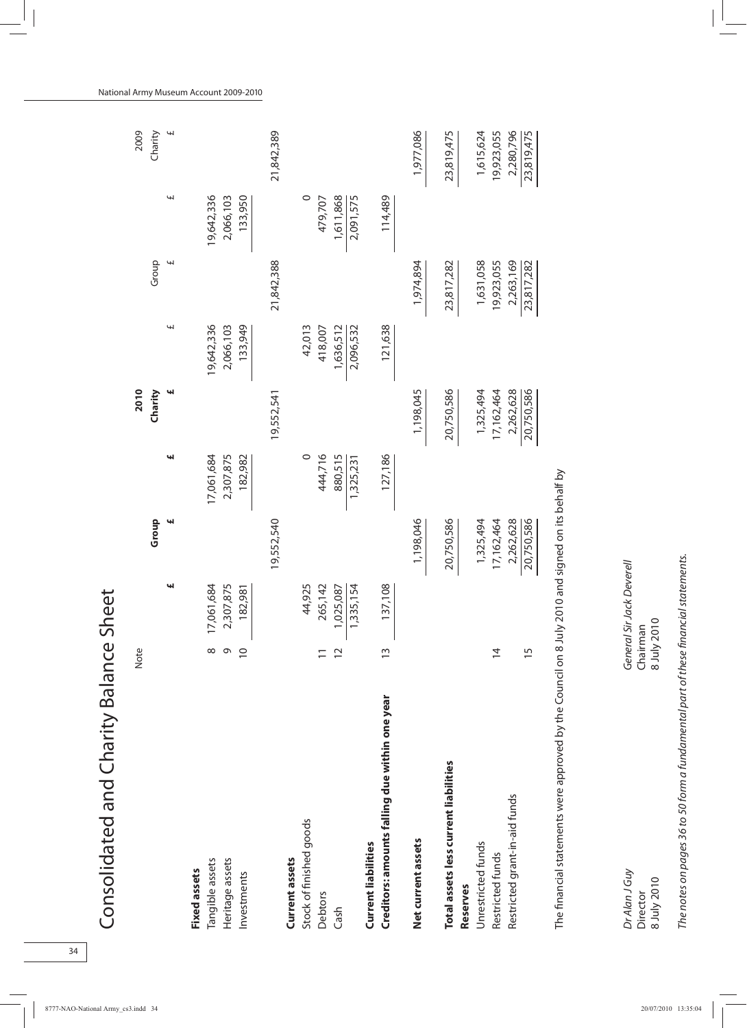# Consolidated and Charity Balance Sheet

| | Note | | 2010 Group £ | | 2010 Charity £ | | 2009 Group £ | | 2009 Charity £ |
|---|---|---|---|---|---|---|---|---|---|
| | | £ | £ | £ | £ | £ | £ | £ | £ |
| **Fixed assets** | | | | | | | | | |
| Tangible assets | 8 | 17,061,684 | | 17,061,684 | | 19,642,336 | | 19,642,336 | |
| Heritage assets | 9 | 2,307,875 | | 2,307,875 | | 2,066,103 | | 2,066,103 | |
| Investments | 10 | 182,981 | | 182,982 | | 133,949 | | 133,950 | |
| | | | 19,552,540 | | 19,552,541 | | 21,842,388 | | 21,842,389 |
| **Current assets** | | | | | | | | | |
| Stock of finished goods | | 44,925 | | 0 | | 42,013 | | 0 | |
| Debtors | 11 | 265,142 | | 444,716 | | 418,007 | | 479,707 | |
| Cash | 12 | 1,025,087 | | 880,515 | | 1,636,512 | | 1,611,868 | |
| | | 1,335,154 | | 1,325,231 | | 2,096,532 | | 2,091,575 | |
| **Current liabilities** | | | | | | | | | |
| **Creditors: amounts falling due within one year** | 13 | 137,108 | | 127,186 | | 121,638 | | 114,489 | |
| **Net current assets** | | | 1,198,046 | | 1,198,045 | | 1,974,894 | | 1,977,086 |
| **Total assets less current liabilities** | | | 20,750,586 | | 20,750,586 | | 23,817,282 | | 23,819,475 |
| **Reserves** | | | | | | | | | |
| Unrestricted funds | | | 1,325,494 | | 1,325,494 | | 1,631,058 | | 1,615,624 |
| Restricted funds | 14 | | 17,162,464 | | 17,162,464 | | 19,923,055 | | 19,923,055 |
| Restricted grant-in-aid funds | 15 | | 2,262,628 | | 2,262,628 | | 2,263,169 | | 2,280,796 |
| | | | 20,750,586 | | 20,750,586 | | 23,817,282 | | 23,819,475 |

The financial statements were approved by the Council on 8 July 2010 and signed on its behalf by

*Dr Alan J Guy*
Director
8 July 2010

*General Sir Jack Deverell*
Chairman
8 July 2010

*The notes on pages 36 to 50 form a fundamental part of these financial statements.*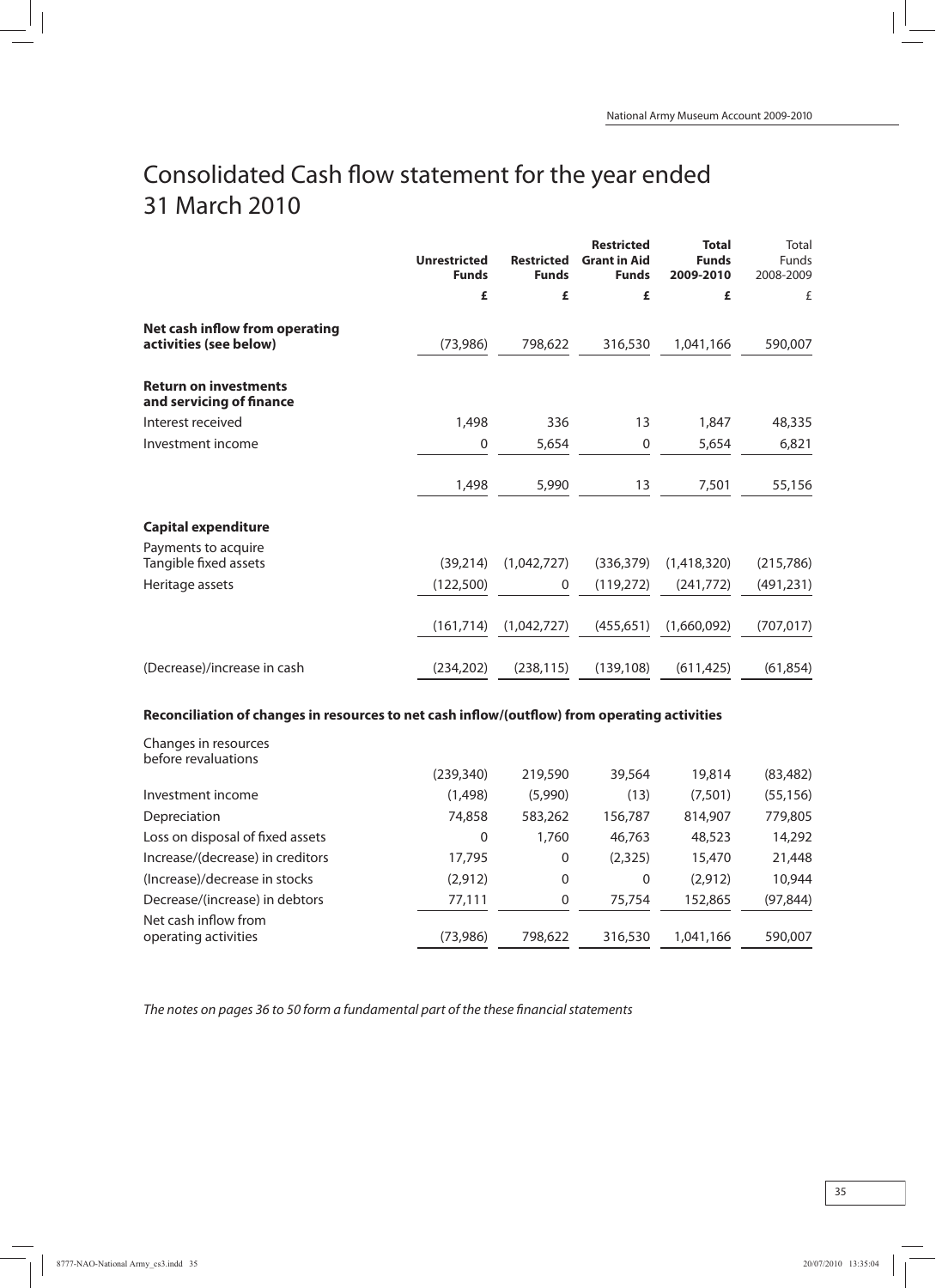# Consolidated Cash flow statement for the year ended 31 March 2010

| | Unrestricted Funds | Restricted Funds | Restricted Grant in Aid Funds | Total Funds 2009-2010 | Total Funds 2008-2009 |
|---|---|---|---|---|---|
| | £ | £ | £ | £ | £ |
| **Net cash inflow from operating activities (see below)** | (73,986) | 798,622 | 316,530 | 1,041,166 | 590,007 |
| **Return on investments and servicing of finance** | | | | | |
| Interest received | 1,498 | 336 | 13 | 1,847 | 48,335 |
| Investment income | 0 | 5,654 | 0 | 5,654 | 6,821 |
| | 1,498 | 5,990 | 13 | 7,501 | 55,156 |
| **Capital expenditure** | | | | | |
| Payments to acquire Tangible fixed assets | (39,214) | (1,042,727) | (336,379) | (1,418,320) | (215,786) |
| Heritage assets | (122,500) | 0 | (119,272) | (241,772) | (491,231) |
| | (161,714) | (1,042,727) | (455,651) | (1,660,092) | (707,017) |
| (Decrease)/increase in cash | (234,202) | (238,115) | (139,108) | (611,425) | (61,854) |

**Reconciliation of changes in resources to net cash inflow/(outflow) from operating activities**

| | Unrestricted Funds | Restricted Funds | Restricted Grant in Aid Funds | Total Funds 2009-2010 | Total Funds 2008-2009 |
|---|---|---|---|---|---|
| Changes in resources before revaluations | (239,340) | 219,590 | 39,564 | 19,814 | (83,482) |
| Investment income | (1,498) | (5,990) | (13) | (7,501) | (55,156) |
| Depreciation | 74,858 | 583,262 | 156,787 | 814,907 | 779,805 |
| Loss on disposal of fixed assets | 0 | 1,760 | 46,763 | 48,523 | 14,292 |
| Increase/(decrease) in creditors | 17,795 | 0 | (2,325) | 15,470 | 21,448 |
| (Increase)/decrease in stocks | (2,912) | 0 | 0 | (2,912) | 10,944 |
| Decrease/(increase) in debtors | 77,111 | 0 | 75,754 | 152,865 | (97,844) |
| Net cash inflow from operating activities | (73,986) | 798,622 | 316,530 | 1,041,166 | 590,007 |

*The notes on pages 36 to 50 form a fundamental part of the these financial statements*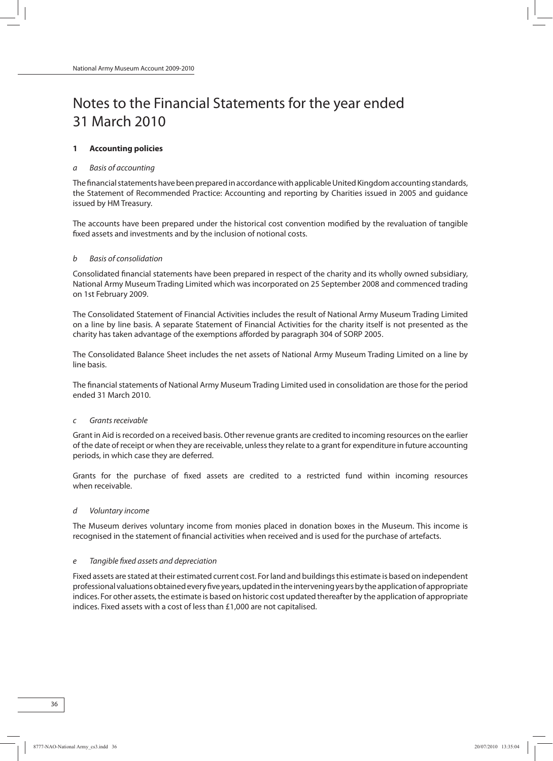# Notes to the Financial Statements for the year ended 31 March 2010

## 1 Accounting policies

### *a Basis of accounting*

The financial statements have been prepared in accordance with applicable United Kingdom accounting standards, the Statement of Recommended Practice: Accounting and reporting by Charities issued in 2005 and guidance issued by HM Treasury.

The accounts have been prepared under the historical cost convention modified by the revaluation of tangible fixed assets and investments and by the inclusion of notional costs.

### *b Basis of consolidation*

Consolidated financial statements have been prepared in respect of the charity and its wholly owned subsidiary, National Army Museum Trading Limited which was incorporated on 25 September 2008 and commenced trading on 1st February 2009.

The Consolidated Statement of Financial Activities includes the result of National Army Museum Trading Limited on a line by line basis. A separate Statement of Financial Activities for the charity itself is not presented as the charity has taken advantage of the exemptions afforded by paragraph 304 of SORP 2005.

The Consolidated Balance Sheet includes the net assets of National Army Museum Trading Limited on a line by line basis.

The financial statements of National Army Museum Trading Limited used in consolidation are those for the period ended 31 March 2010.

### *c Grants receivable*

Grant in Aid is recorded on a received basis. Other revenue grants are credited to incoming resources on the earlier of the date of receipt or when they are receivable, unless they relate to a grant for expenditure in future accounting periods, in which case they are deferred.

Grants for the purchase of fixed assets are credited to a restricted fund within incoming resources when receivable.

### *d Voluntary income*

The Museum derives voluntary income from monies placed in donation boxes in the Museum. This income is recognised in the statement of financial activities when received and is used for the purchase of artefacts.

### *e Tangible fixed assets and depreciation*

Fixed assets are stated at their estimated current cost. For land and buildings this estimate is based on independent professional valuations obtained every five years, updated in the intervening years by the application of appropriate indices. For other assets, the estimate is based on historic cost updated thereafter by the application of appropriate indices. Fixed assets with a cost of less than £1,000 are not capitalised.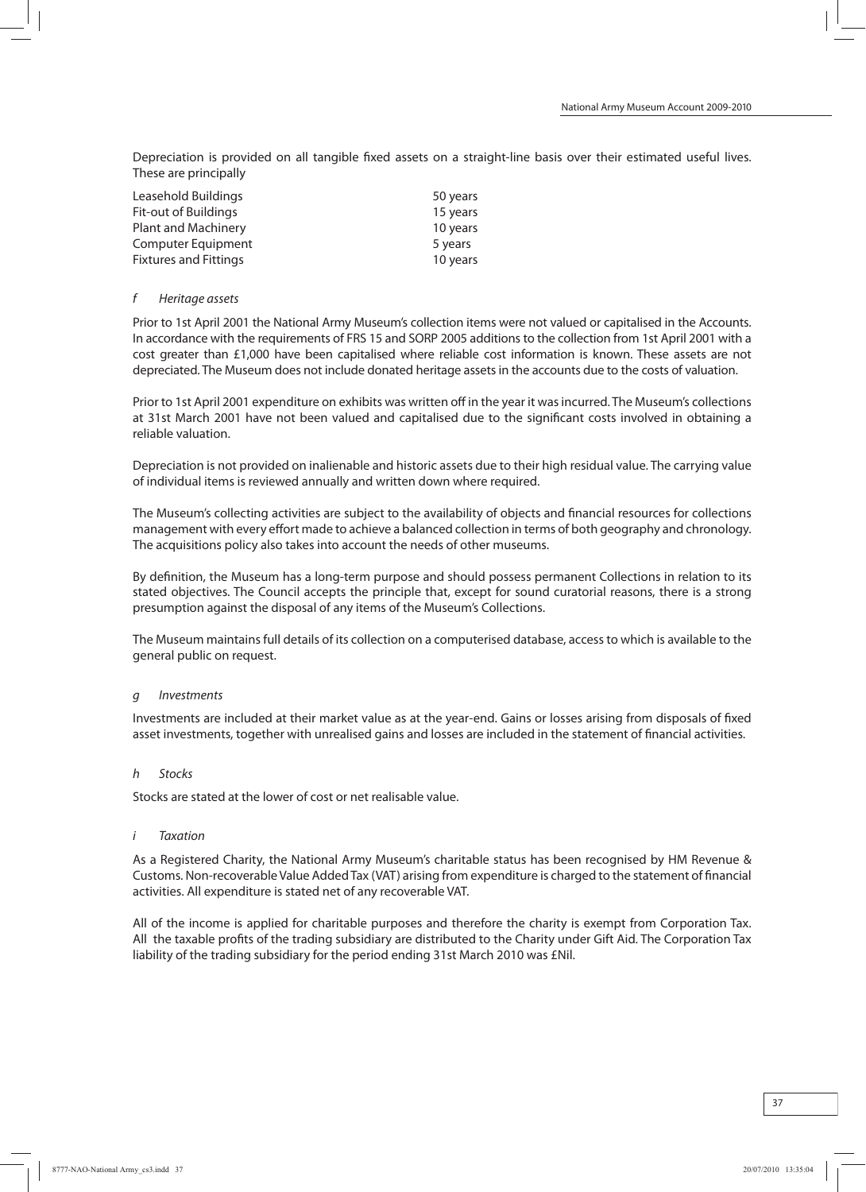Depreciation is provided on all tangible fixed assets on a straight-line basis over their estimated useful lives. These are principally

| | |
|---|---|
| Leasehold Buildings | 50 years |
| Fit-out of Buildings | 15 years |
| Plant and Machinery | 10 years |
| Computer Equipment | 5 years |
| Fixtures and Fittings | 10 years |

*f Heritage assets*

Prior to 1st April 2001 the National Army Museum's collection items were not valued or capitalised in the Accounts. In accordance with the requirements of FRS 15 and SORP 2005 additions to the collection from 1st April 2001 with a cost greater than £1,000 have been capitalised where reliable cost information is known. These assets are not depreciated. The Museum does not include donated heritage assets in the accounts due to the costs of valuation.

Prior to 1st April 2001 expenditure on exhibits was written off in the year it was incurred. The Museum's collections at 31st March 2001 have not been valued and capitalised due to the significant costs involved in obtaining a reliable valuation.

Depreciation is not provided on inalienable and historic assets due to their high residual value. The carrying value of individual items is reviewed annually and written down where required.

The Museum's collecting activities are subject to the availability of objects and financial resources for collections management with every effort made to achieve a balanced collection in terms of both geography and chronology. The acquisitions policy also takes into account the needs of other museums.

By definition, the Museum has a long-term purpose and should possess permanent Collections in relation to its stated objectives. The Council accepts the principle that, except for sound curatorial reasons, there is a strong presumption against the disposal of any items of the Museum's Collections.

The Museum maintains full details of its collection on a computerised database, access to which is available to the general public on request.

*g Investments*

Investments are included at their market value as at the year-end. Gains or losses arising from disposals of fixed asset investments, together with unrealised gains and losses are included in the statement of financial activities.

*h Stocks*

Stocks are stated at the lower of cost or net realisable value.

*i Taxation*

As a Registered Charity, the National Army Museum's charitable status has been recognised by HM Revenue & Customs. Non-recoverable Value Added Tax (VAT) arising from expenditure is charged to the statement of financial activities. All expenditure is stated net of any recoverable VAT.

All of the income is applied for charitable purposes and therefore the charity is exempt from Corporation Tax. All the taxable profits of the trading subsidiary are distributed to the Charity under Gift Aid. The Corporation Tax liability of the trading subsidiary for the period ending 31st March 2010 was £Nil.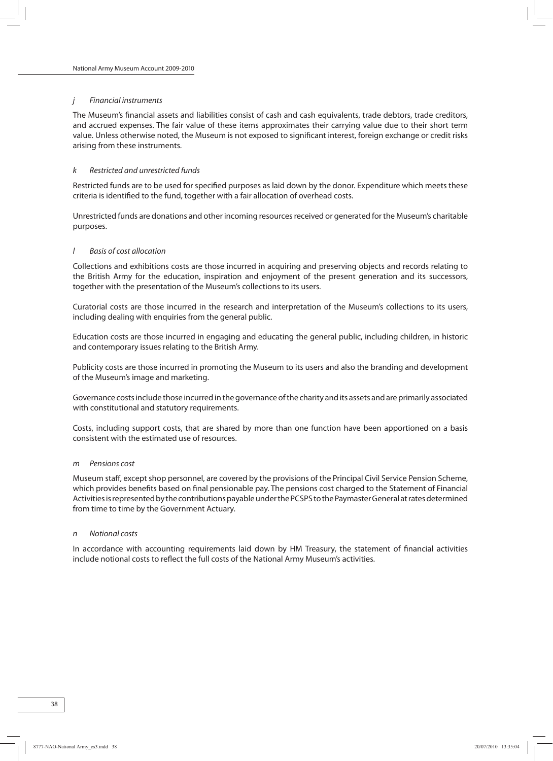*j Financial instruments*

The Museum's financial assets and liabilities consist of cash and cash equivalents, trade debtors, trade creditors, and accrued expenses. The fair value of these items approximates their carrying value due to their short term value. Unless otherwise noted, the Museum is not exposed to significant interest, foreign exchange or credit risks arising from these instruments.

*k Restricted and unrestricted funds*

Restricted funds are to be used for specified purposes as laid down by the donor. Expenditure which meets these criteria is identified to the fund, together with a fair allocation of overhead costs.

Unrestricted funds are donations and other incoming resources received or generated for the Museum's charitable purposes.

*l Basis of cost allocation*

Collections and exhibitions costs are those incurred in acquiring and preserving objects and records relating to the British Army for the education, inspiration and enjoyment of the present generation and its successors, together with the presentation of the Museum's collections to its users.

Curatorial costs are those incurred in the research and interpretation of the Museum's collections to its users, including dealing with enquiries from the general public.

Education costs are those incurred in engaging and educating the general public, including children, in historic and contemporary issues relating to the British Army.

Publicity costs are those incurred in promoting the Museum to its users and also the branding and development of the Museum's image and marketing.

Governance costs include those incurred in the governance of the charity and its assets and are primarily associated with constitutional and statutory requirements.

Costs, including support costs, that are shared by more than one function have been apportioned on a basis consistent with the estimated use of resources.

*m Pensions cost*

Museum staff, except shop personnel, are covered by the provisions of the Principal Civil Service Pension Scheme, which provides benefits based on final pensionable pay. The pensions cost charged to the Statement of Financial Activities is represented by the contributions payable under the PCSPS to the Paymaster General at rates determined from time to time by the Government Actuary.

*n Notional costs*

In accordance with accounting requirements laid down by HM Treasury, the statement of financial activities include notional costs to reflect the full costs of the National Army Museum's activities.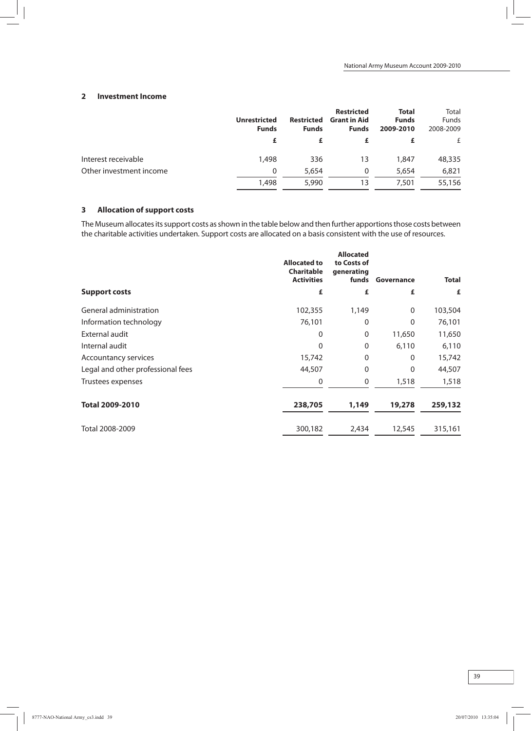## 2 Investment Income

| | Unrestricted Funds | Restricted Funds | Restricted Grant in Aid Funds | Total Funds 2009-2010 | Total Funds 2008-2009 |
|---|---|---|---|---|---|
| | £ | £ | £ | £ | £ |
| Interest receivable | 1,498 | 336 | 13 | 1,847 | 48,335 |
| Other investment income | 0 | 5,654 | 0 | 5,654 | 6,821 |
| | 1,498 | 5,990 | 13 | 7,501 | 55,156 |

## 3 Allocation of support costs

The Museum allocates its support costs as shown in the table below and then further apportions those costs between the charitable activities undertaken. Support costs are allocated on a basis consistent with the use of resources.

| Support costs | Allocated to Charitable Activities | Allocated to Costs of generating funds | Governance | Total |
|---|---|---|---|---|
| | £ | £ | £ | £ |
| General administration | 102,355 | 1,149 | 0 | 103,504 |
| Information technology | 76,101 | 0 | 0 | 76,101 |
| External audit | 0 | 0 | 11,650 | 11,650 |
| Internal audit | 0 | 0 | 6,110 | 6,110 |
| Accountancy services | 15,742 | 0 | 0 | 15,742 |
| Legal and other professional fees | 44,507 | 0 | 0 | 44,507 |
| Trustees expenses | 0 | 0 | 1,518 | 1,518 |
| **Total 2009-2010** | **238,705** | **1,149** | **19,278** | **259,132** |
| Total 2008-2009 | 300,182 | 2,434 | 12,545 | 315,161 |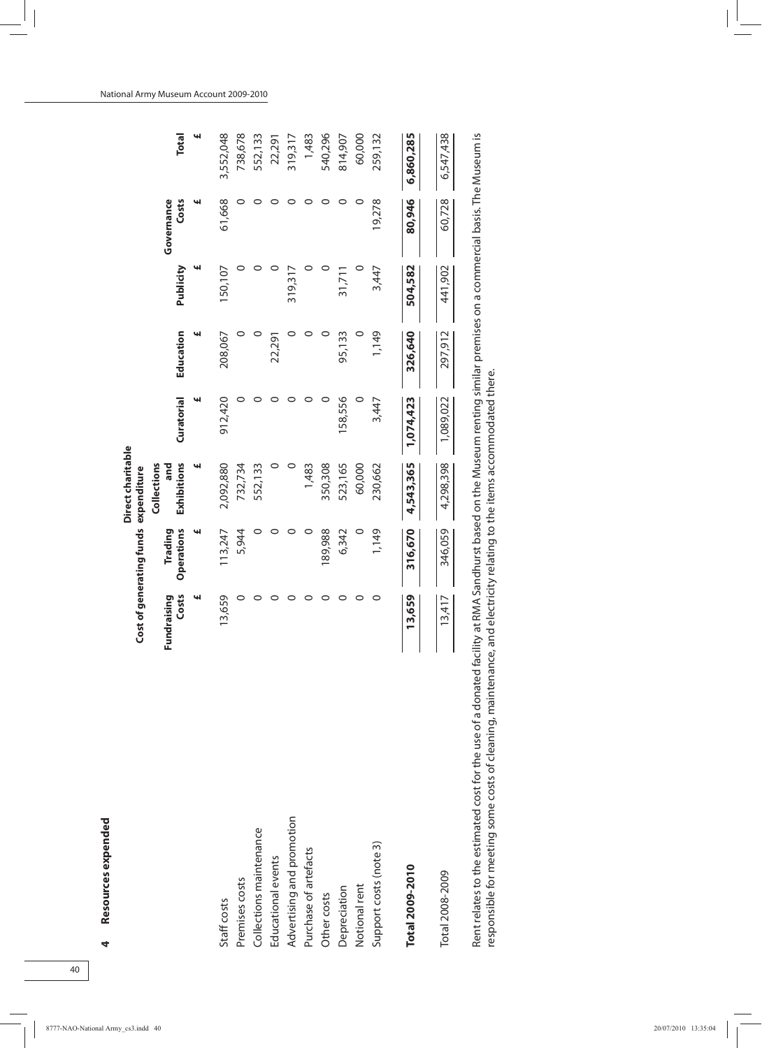## 4 Resources expended

| | Cost of generating funds | | Direct charitable expenditure | | | | | |
|---|---|---|---|---|---|---|---|---|
| | Fundraising Costs | Trading Operations | Collections and Exhibitions | Curatorial | Education | Publicity | Governance Costs | Total |
| | £ | £ | £ | £ | £ | £ | £ | £ |
| Staff costs | 13,659 | 113,247 | 2,092,880 | 912,420 | 208,067 | 150,107 | 61,668 | 3,552,048 |
| Premises costs | 0 | 5,944 | 732,734 | 0 | 0 | 0 | 0 | 738,678 |
| Collections maintenance | 0 | 0 | 552,133 | 0 | 0 | 0 | 0 | 552,133 |
| Educational events | 0 | 0 | 0 | 0 | 22,291 | 0 | 0 | 22,291 |
| Advertising and promotion | 0 | 0 | 0 | 0 | 0 | 319,317 | 0 | 319,317 |
| Purchase of artefacts | 0 | 0 | 1,483 | 0 | 0 | 0 | 0 | 1,483 |
| Other costs | 0 | 189,988 | 350,308 | 0 | 0 | 0 | 0 | 540,296 |
| Depreciation | 0 | 6,342 | 523,165 | 158,556 | 95,133 | 31,711 | 0 | 814,907 |
| Notional rent | 0 | 0 | 60,000 | 0 | 0 | 0 | 0 | 60,000 |
| Support costs (note 3) | 0 | 1,149 | 230,662 | 3,447 | 1,149 | 3,447 | 19,278 | 259,132 |
| **Total 2009-2010** | **13,659** | **316,670** | **4,543,365** | **1,074,423** | **326,640** | **504,582** | **80,946** | **6,860,285** |
| Total 2008-2009 | 13,417 | 346,059 | 4,298,398 | 1,089,022 | 297,912 | 441,902 | 60,728 | 6,547,438 |

Rent relates to the estimated cost for the use of a donated facility at RMA Sandhurst based on the Museum renting similar premises on a commercial basis. The Museum is responsible for meeting some costs of cleaning, maintenance, and electricity relating to the items accommodated there.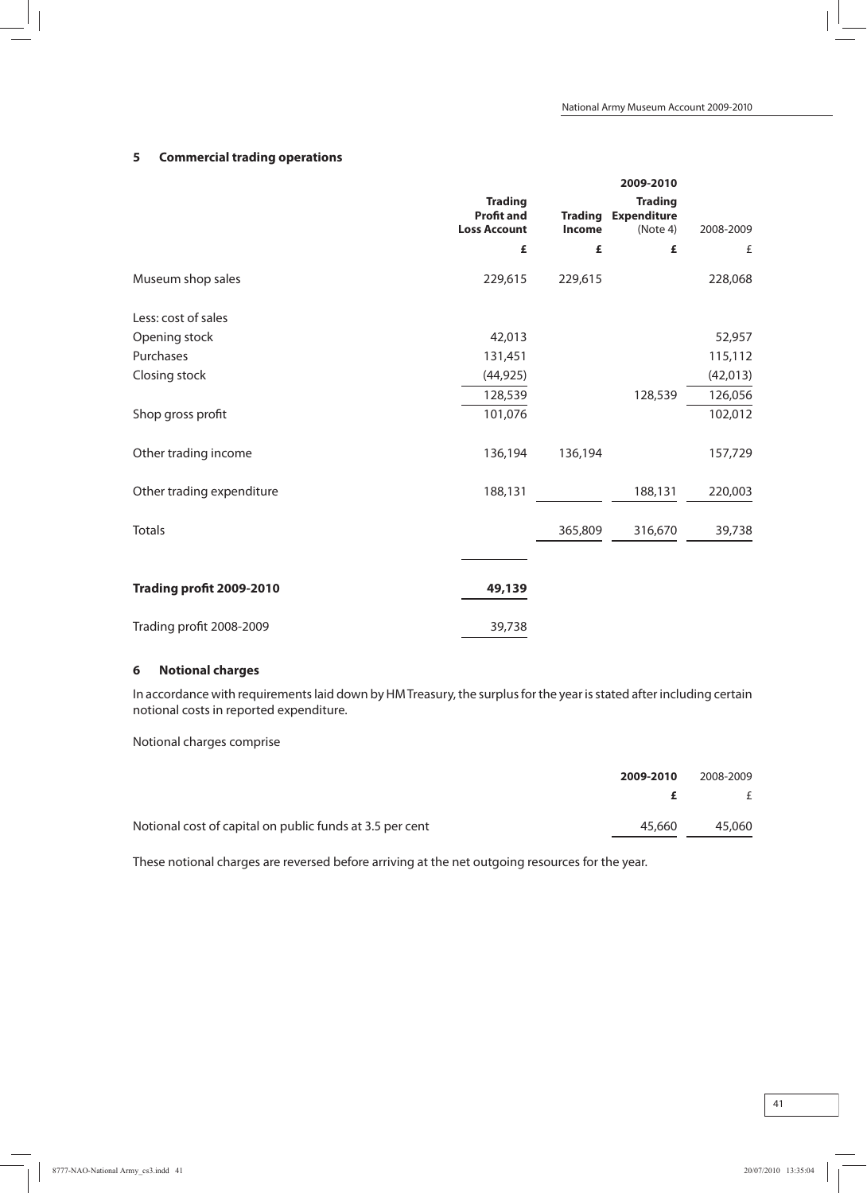## 5 Commercial trading operations

| | 2009-2010 | | | |
|---|---|---|---|---|
| | **Trading Profit and Loss Account** | **Trading Income** | **Trading Expenditure** (Note 4) | 2008-2009 |
| | **£** | **£** | **£** | £ |
| Museum shop sales | 229,615 | 229,615 | | 228,068 |
| Less: cost of sales | | | | |
| Opening stock | 42,013 | | | 52,957 |
| Purchases | 131,451 | | | 115,112 |
| Closing stock | (44,925) | | | (42,013) |
| | 128,539 | | 128,539 | 126,056 |
| Shop gross profit | 101,076 | | | 102,012 |
| Other trading income | 136,194 | 136,194 | | 157,729 |
| Other trading expenditure | 188,131 | | 188,131 | 220,003 |
| Totals | | 365,809 | 316,670 | 39,738 |
| **Trading profit 2009-2010** | **49,139** | | | |
| Trading profit 2008-2009 | 39,738 | | | |

## 6 Notional charges

In accordance with requirements laid down by HM Treasury, the surplus for the year is stated after including certain notional costs in reported expenditure.

Notional charges comprise

| | **2009-2010** | 2008-2009 |
|---|---|---|
| | **£** | £ |
| Notional cost of capital on public funds at 3.5 per cent | 45,660 | 45,060 |

These notional charges are reversed before arriving at the net outgoing resources for the year.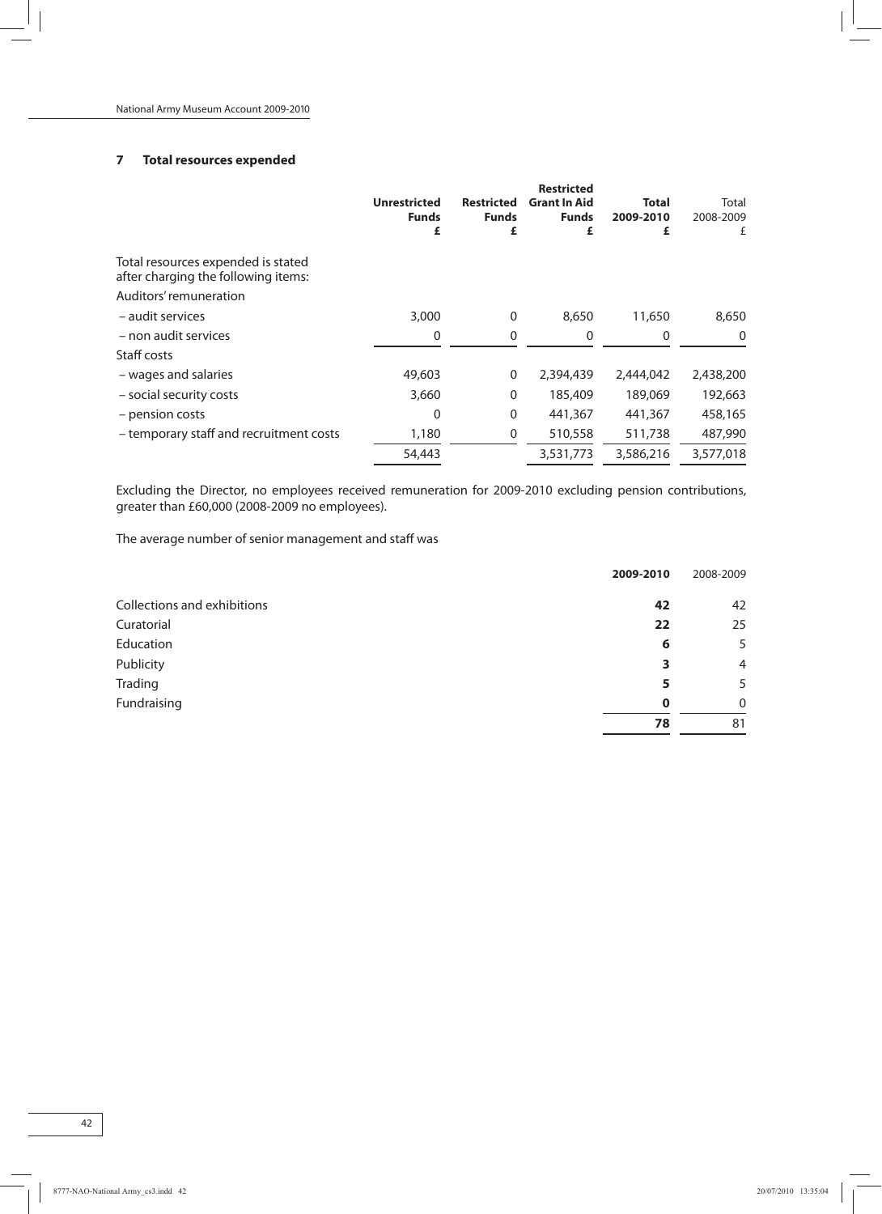## 7 Total resources expended

| | Unrestricted Funds £ | Restricted Funds £ | Restricted Grant In Aid Funds £ | Total 2009-2010 £ | Total 2008-2009 £ |
|---|---|---|---|---|---|
| Total resources expended is stated after charging the following items: | | | | | |
| Auditors' remuneration | | | | | |
| – audit services | 3,000 | 0 | 8,650 | 11,650 | 8,650 |
| – non audit services | 0 | 0 | 0 | 0 | 0 |
| Staff costs | | | | | |
| – wages and salaries | 49,603 | 0 | 2,394,439 | 2,444,042 | 2,438,200 |
| – social security costs | 3,660 | 0 | 185,409 | 189,069 | 192,663 |
| – pension costs | 0 | 0 | 441,367 | 441,367 | 458,165 |
| – temporary staff and recruitment costs | 1,180 | 0 | 510,558 | 511,738 | 487,990 |
| | 54,443 | | 3,531,773 | 3,586,216 | 3,577,018 |

Excluding the Director, no employees received remuneration for 2009-2010 excluding pension contributions, greater than £60,000 (2008-2009 no employees).

The average number of senior management and staff was

| | 2009-2010 | 2008-2009 |
|---|---|---|
| Collections and exhibitions | 42 | 42 |
| Curatorial | 22 | 25 |
| Education | 6 | 5 |
| Publicity | 3 | 4 |
| Trading | 5 | 5 |
| Fundraising | 0 | 0 |
| | 78 | 81 |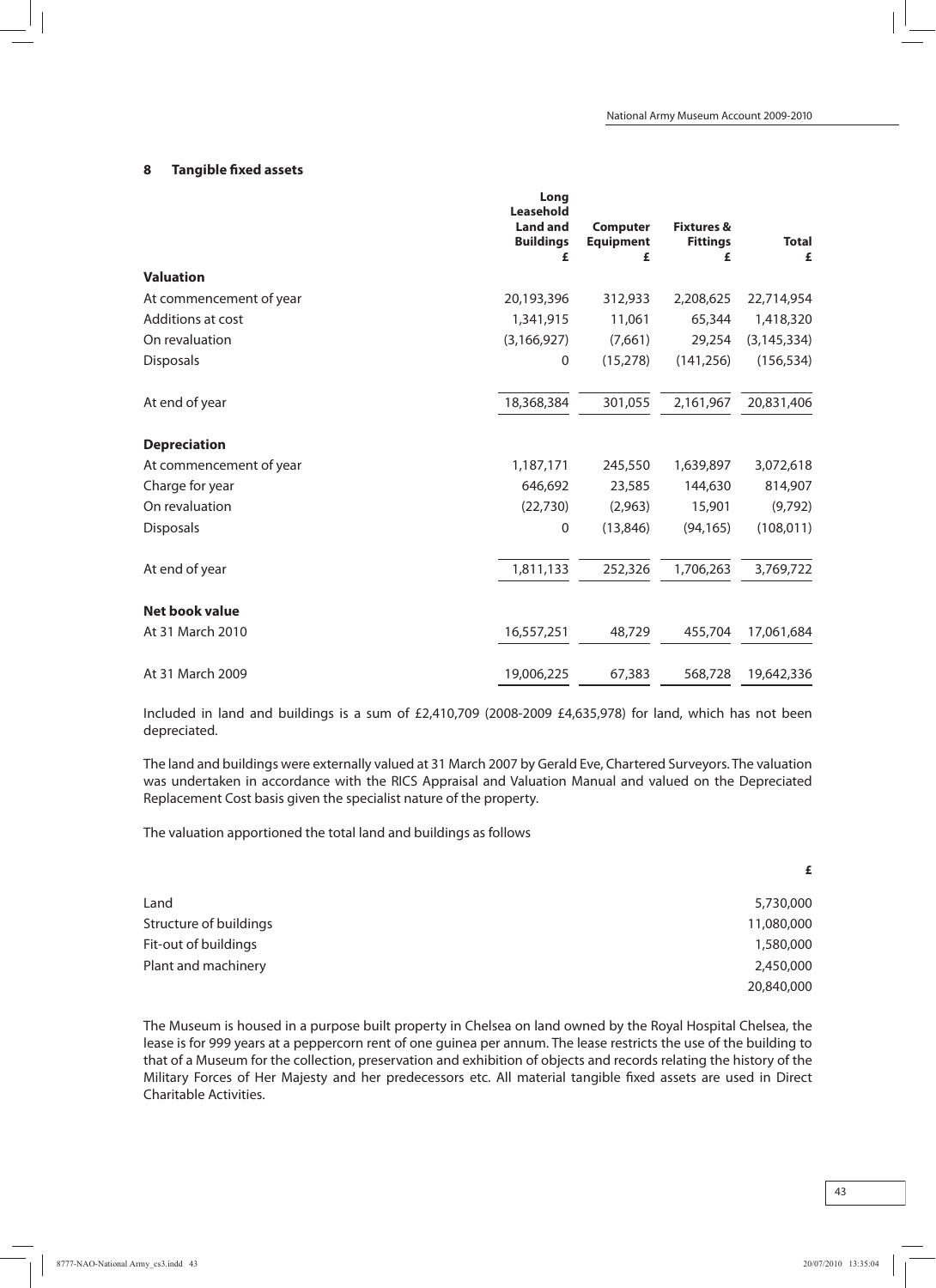## 8 Tangible fixed assets

| | Long Leasehold Land and Buildings £ | Computer Equipment £ | Fixtures & Fittings £ | Total £ |
|---|---|---|---|---|
| **Valuation** | | | | |
| At commencement of year | 20,193,396 | 312,933 | 2,208,625 | 22,714,954 |
| Additions at cost | 1,341,915 | 11,061 | 65,344 | 1,418,320 |
| On revaluation | (3,166,927) | (7,661) | 29,254 | (3,145,334) |
| Disposals | 0 | (15,278) | (141,256) | (156,534) |
| At end of year | 18,368,384 | 301,055 | 2,161,967 | 20,831,406 |
| **Depreciation** | | | | |
| At commencement of year | 1,187,171 | 245,550 | 1,639,897 | 3,072,618 |
| Charge for year | 646,692 | 23,585 | 144,630 | 814,907 |
| On revaluation | (22,730) | (2,963) | 15,901 | (9,792) |
| Disposals | 0 | (13,846) | (94,165) | (108,011) |
| At end of year | 1,811,133 | 252,326 | 1,706,263 | 3,769,722 |
| **Net book value** | | | | |
| At 31 March 2010 | 16,557,251 | 48,729 | 455,704 | 17,061,684 |
| At 31 March 2009 | 19,006,225 | 67,383 | 568,728 | 19,642,336 |

Included in land and buildings is a sum of £2,410,709 (2008-2009 £4,635,978) for land, which has not been depreciated.

The land and buildings were externally valued at 31 March 2007 by Gerald Eve, Chartered Surveyors. The valuation was undertaken in accordance with the RICS Appraisal and Valuation Manual and valued on the Depreciated Replacement Cost basis given the specialist nature of the property.

The valuation apportioned the total land and buildings as follows

| | £ |
|---|---|
| Land | 5,730,000 |
| Structure of buildings | 11,080,000 |
| Fit-out of buildings | 1,580,000 |
| Plant and machinery | 2,450,000 |
| | 20,840,000 |

The Museum is housed in a purpose built property in Chelsea on land owned by the Royal Hospital Chelsea, the lease is for 999 years at a peppercorn rent of one guinea per annum. The lease restricts the use of the building to that of a Museum for the collection, preservation and exhibition of objects and records relating the history of the Military Forces of Her Majesty and her predecessors etc. All material tangible fixed assets are used in Direct Charitable Activities.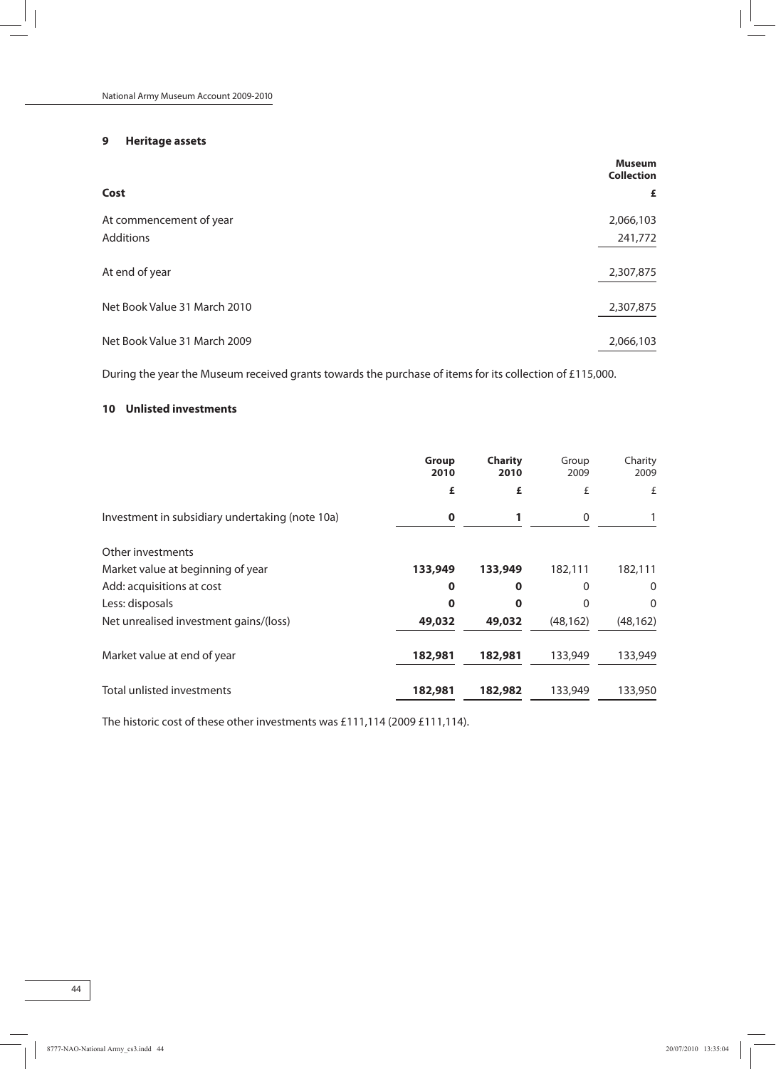## 9 Heritage assets

| | Museum Collection |
|---|---|
| **Cost** | **£** |
| At commencement of year | 2,066,103 |
| Additions | 241,772 |
| At end of year | 2,307,875 |
| Net Book Value 31 March 2010 | 2,307,875 |
| Net Book Value 31 March 2009 | 2,066,103 |

During the year the Museum received grants towards the purchase of items for its collection of £115,000.

## 10 Unlisted investments

| | **Group 2010** | **Charity 2010** | Group 2009 | Charity 2009 |
|---|---|---|---|---|
| | **£** | **£** | £ | £ |
| Investment in subsidiary undertaking (note 10a) | **0** | **1** | 0 | 1 |
| Other investments | | | | |
| Market value at beginning of year | **133,949** | **133,949** | 182,111 | 182,111 |
| Add: acquisitions at cost | **0** | **0** | 0 | 0 |
| Less: disposals | **0** | **0** | 0 | 0 |
| Net unrealised investment gains/(loss) | **49,032** | **49,032** | (48,162) | (48,162) |
| Market value at end of year | **182,981** | **182,981** | 133,949 | 133,949 |
| Total unlisted investments | **182,981** | **182,982** | 133,949 | 133,950 |

The historic cost of these other investments was £111,114 (2009 £111,114).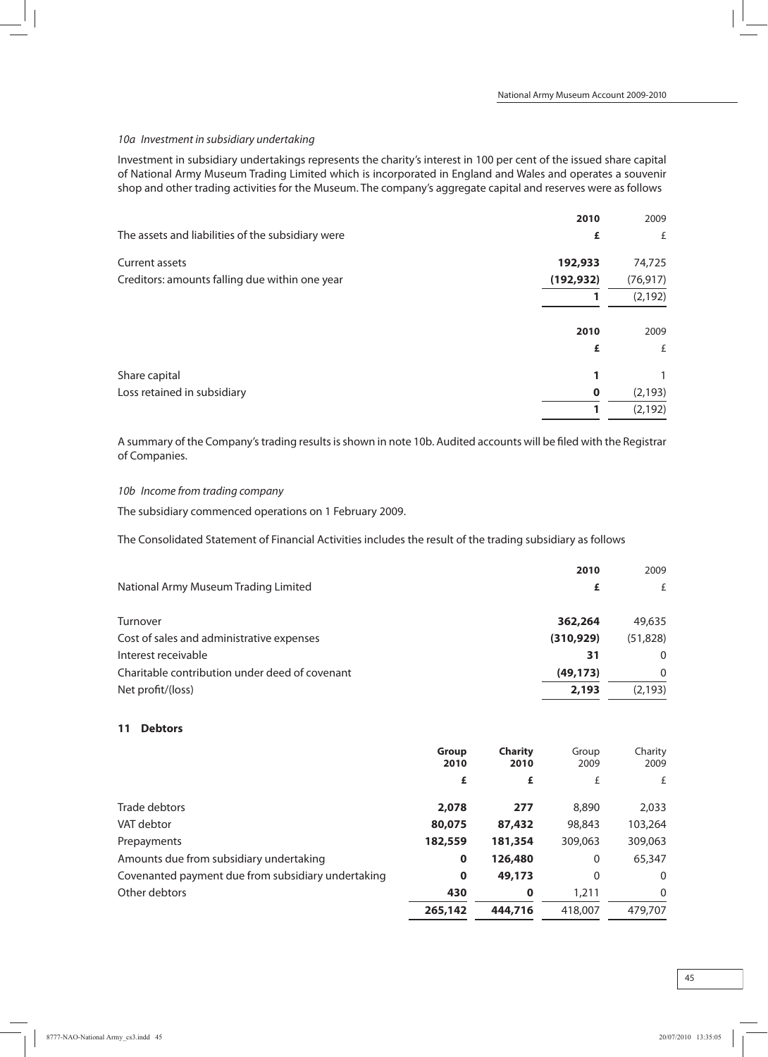*10a Investment in subsidiary undertaking*

Investment in subsidiary undertakings represents the charity's interest in 100 per cent of the issued share capital of National Army Museum Trading Limited which is incorporated in England and Wales and operates a souvenir shop and other trading activities for the Museum. The company's aggregate capital and reserves were as follows

| | **2010** | 2009 |
|---|---|---|
| The assets and liabilities of the subsidiary were | **£** | £ |
| Current assets | **192,933** | 74,725 |
| Creditors: amounts falling due within one year | **(192,932)** | (76,917) |
| | **1** | (2,192) |

| | **2010** | 2009 |
|---|---|---|
| | **£** | £ |
| Share capital | **1** | 1 |
| Loss retained in subsidiary | **0** | (2,193) |
| | **1** | (2,192) |

A summary of the Company's trading results is shown in note 10b. Audited accounts will be filed with the Registrar of Companies.

*10b Income from trading company*

The subsidiary commenced operations on 1 February 2009.

The Consolidated Statement of Financial Activities includes the result of the trading subsidiary as follows

| | **2010** | 2009 |
|---|---|---|
| National Army Museum Trading Limited | **£** | £ |
| Turnover | **362,264** | 49,635 |
| Cost of sales and administrative expenses | **(310,929)** | (51,828) |
| Interest receivable | **31** | 0 |
| Charitable contribution under deed of covenant | **(49,173)** | 0 |
| Net profit/(loss) | **2,193** | (2,193) |

## 11 Debtors

| | **Group 2010** | **Charity 2010** | Group 2009 | Charity 2009 |
|---|---|---|---|---|
| | **£** | **£** | £ | £ |
| Trade debtors | **2,078** | **277** | 8,890 | 2,033 |
| VAT debtor | **80,075** | **87,432** | 98,843 | 103,264 |
| Prepayments | **182,559** | **181,354** | 309,063 | 309,063 |
| Amounts due from subsidiary undertaking | **0** | **126,480** | 0 | 65,347 |
| Covenanted payment due from subsidiary undertaking | **0** | **49,173** | 0 | 0 |
| Other debtors | **430** | **0** | 1,211 | 0 |
| | **265,142** | **444,716** | 418,007 | 479,707 |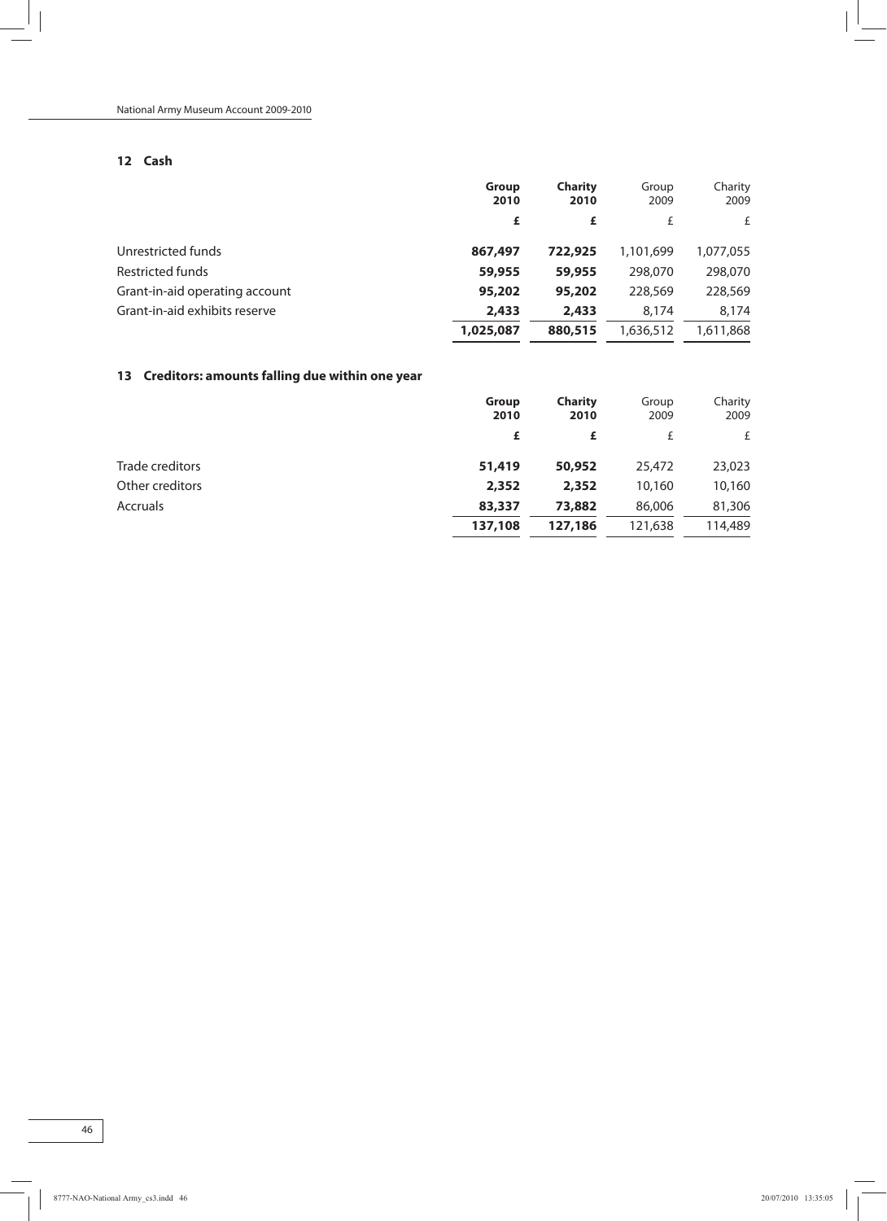## 12 Cash

| | Group 2010 | Charity 2010 | Group 2009 | Charity 2009 |
|---|---|---|---|---|
| | £ | £ | £ | £ |
| Unrestricted funds | 867,497 | 722,925 | 1,101,699 | 1,077,055 |
| Restricted funds | 59,955 | 59,955 | 298,070 | 298,070 |
| Grant-in-aid operating account | 95,202 | 95,202 | 228,569 | 228,569 |
| Grant-in-aid exhibits reserve | 2,433 | 2,433 | 8,174 | 8,174 |
| | 1,025,087 | 880,515 | 1,636,512 | 1,611,868 |

## 13 Creditors: amounts falling due within one year

| | Group 2010 | Charity 2010 | Group 2009 | Charity 2009 |
|---|---|---|---|---|
| | £ | £ | £ | £ |
| Trade creditors | 51,419 | 50,952 | 25,472 | 23,023 |
| Other creditors | 2,352 | 2,352 | 10,160 | 10,160 |
| Accruals | 83,337 | 73,882 | 86,006 | 81,306 |
| | 137,108 | 127,186 | 121,638 | 114,489 |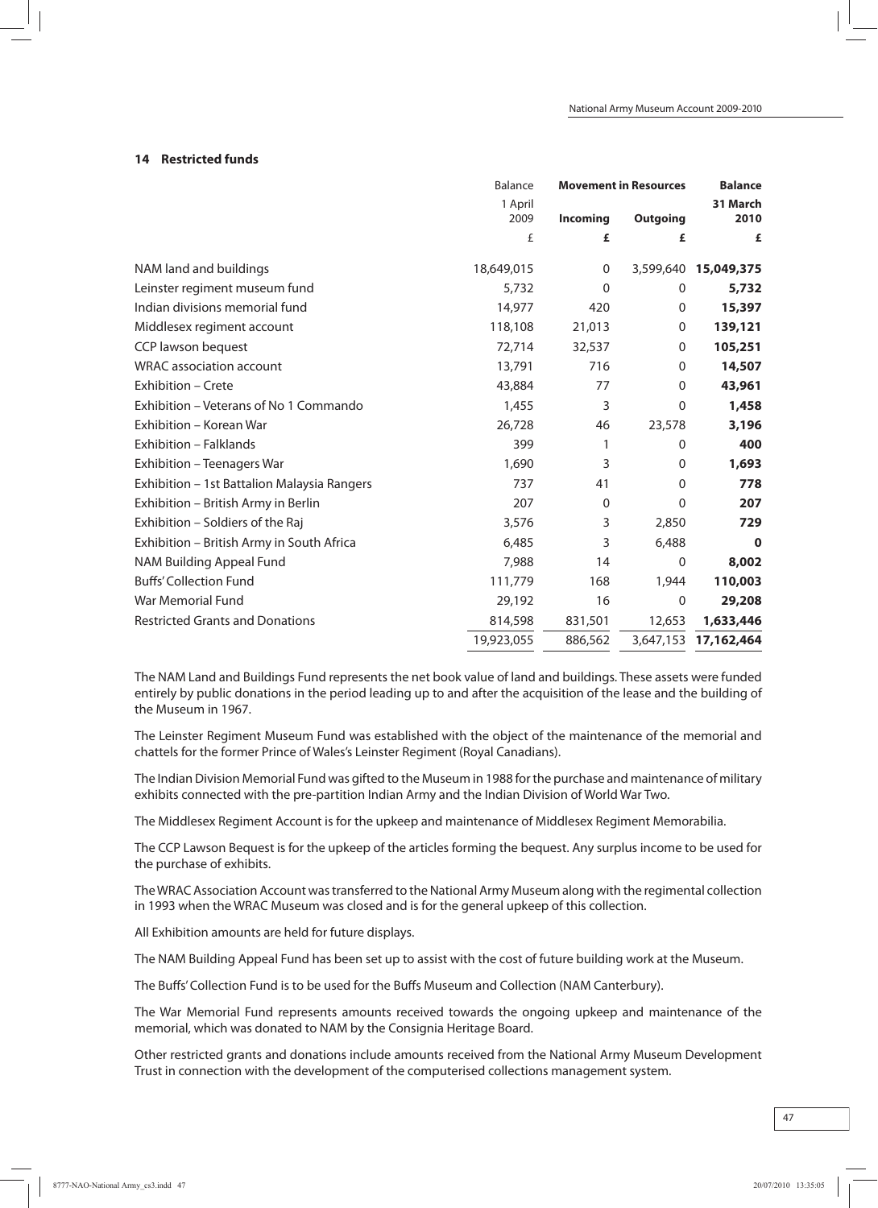### 14 Restricted funds

| | Balance 1 April 2009 | Movement in Resources Incoming | Outgoing | Balance 31 March 2010 |
|---|---|---|---|---|
| | £ | £ | £ | £ |
| NAM land and buildings | 18,649,015 | 0 | 3,599,640 | **15,049,375** |
| Leinster regiment museum fund | 5,732 | 0 | 0 | **5,732** |
| Indian divisions memorial fund | 14,977 | 420 | 0 | **15,397** |
| Middlesex regiment account | 118,108 | 21,013 | 0 | **139,121** |
| CCP lawson bequest | 72,714 | 32,537 | 0 | **105,251** |
| WRAC association account | 13,791 | 716 | 0 | **14,507** |
| Exhibition – Crete | 43,884 | 77 | 0 | **43,961** |
| Exhibition – Veterans of No 1 Commando | 1,455 | 3 | 0 | **1,458** |
| Exhibition – Korean War | 26,728 | 46 | 23,578 | **3,196** |
| Exhibition – Falklands | 399 | 1 | 0 | **400** |
| Exhibition – Teenagers War | 1,690 | 3 | 0 | **1,693** |
| Exhibition – 1st Battalion Malaysia Rangers | 737 | 41 | 0 | **778** |
| Exhibition – British Army in Berlin | 207 | 0 | 0 | **207** |
| Exhibition – Soldiers of the Raj | 3,576 | 3 | 2,850 | **729** |
| Exhibition – British Army in South Africa | 6,485 | 3 | 6,488 | **0** |
| NAM Building Appeal Fund | 7,988 | 14 | 0 | **8,002** |
| Buffs' Collection Fund | 111,779 | 168 | 1,944 | **110,003** |
| War Memorial Fund | 29,192 | 16 | 0 | **29,208** |
| Restricted Grants and Donations | 814,598 | 831,501 | 12,653 | **1,633,446** |
| | 19,923,055 | 886,562 | 3,647,153 | **17,162,464** |

The NAM Land and Buildings Fund represents the net book value of land and buildings. These assets were funded entirely by public donations in the period leading up to and after the acquisition of the lease and the building of the Museum in 1967.

The Leinster Regiment Museum Fund was established with the object of the maintenance of the memorial and chattels for the former Prince of Wales's Leinster Regiment (Royal Canadians).

The Indian Division Memorial Fund was gifted to the Museum in 1988 for the purchase and maintenance of military exhibits connected with the pre-partition Indian Army and the Indian Division of World War Two.

The Middlesex Regiment Account is for the upkeep and maintenance of Middlesex Regiment Memorabilia.

The CCP Lawson Bequest is for the upkeep of the articles forming the bequest. Any surplus income to be used for the purchase of exhibits.

The WRAC Association Account was transferred to the National Army Museum along with the regimental collection in 1993 when the WRAC Museum was closed and is for the general upkeep of this collection.

All Exhibition amounts are held for future displays.

The NAM Building Appeal Fund has been set up to assist with the cost of future building work at the Museum.

The Buffs' Collection Fund is to be used for the Buffs Museum and Collection (NAM Canterbury).

The War Memorial Fund represents amounts received towards the ongoing upkeep and maintenance of the memorial, which was donated to NAM by the Consignia Heritage Board.

Other restricted grants and donations include amounts received from the National Army Museum Development Trust in connection with the development of the computerised collections management system.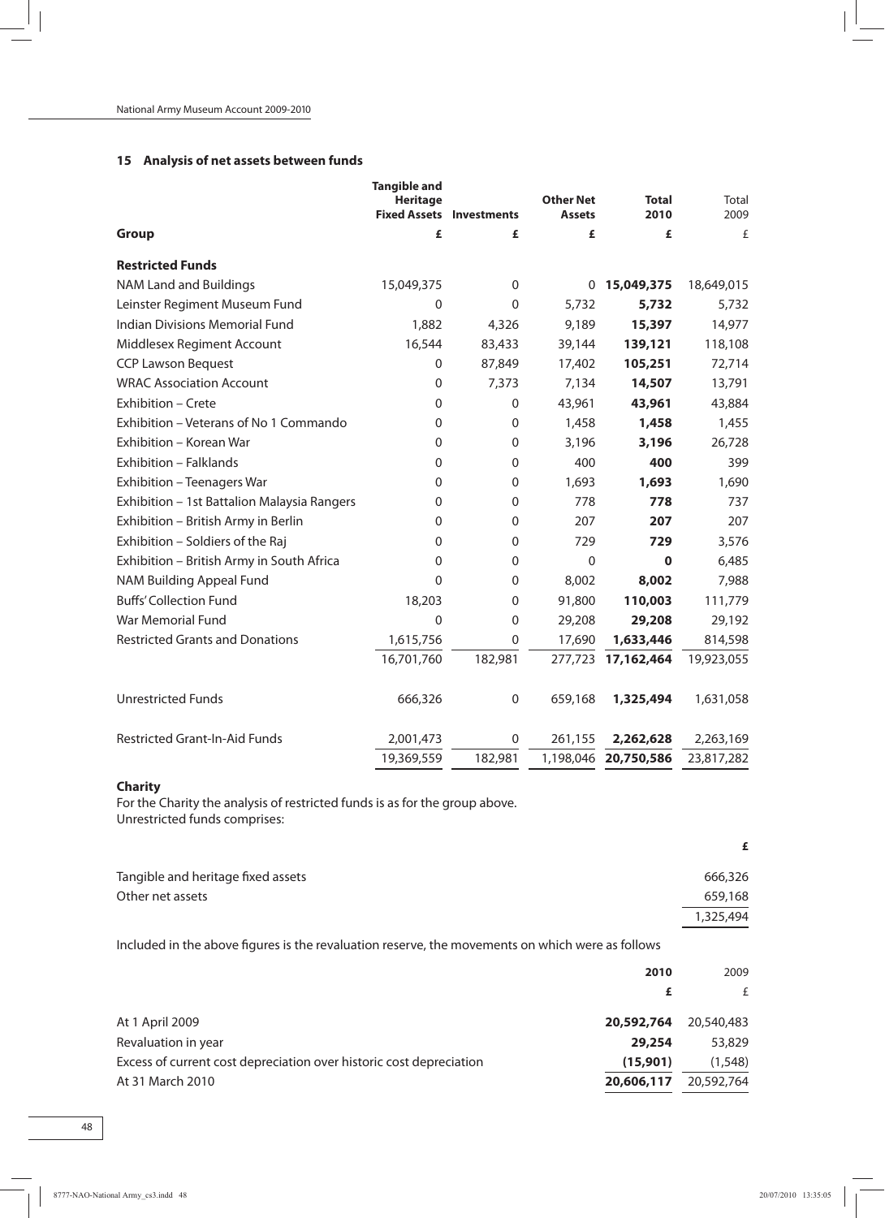## 15 Analysis of net assets between funds

| Group | Tangible and Heritage Fixed Assets | Investments | Other Net Assets | Total 2010 | Total 2009 |
|---|---|---|---|---|---|
| | £ | £ | £ | £ | £ |
| **Restricted Funds** | | | | | |
| NAM Land and Buildings | 15,049,375 | 0 | 0 | **15,049,375** | 18,649,015 |
| Leinster Regiment Museum Fund | 0 | 0 | 5,732 | **5,732** | 5,732 |
| Indian Divisions Memorial Fund | 1,882 | 4,326 | 9,189 | **15,397** | 14,977 |
| Middlesex Regiment Account | 16,544 | 83,433 | 39,144 | **139,121** | 118,108 |
| CCP Lawson Bequest | 0 | 87,849 | 17,402 | **105,251** | 72,714 |
| WRAC Association Account | 0 | 7,373 | 7,134 | **14,507** | 13,791 |
| Exhibition – Crete | 0 | 0 | 43,961 | **43,961** | 43,884 |
| Exhibition – Veterans of No 1 Commando | 0 | 0 | 1,458 | **1,458** | 1,455 |
| Exhibition – Korean War | 0 | 0 | 3,196 | **3,196** | 26,728 |
| Exhibition – Falklands | 0 | 0 | 400 | **400** | 399 |
| Exhibition – Teenagers War | 0 | 0 | 1,693 | **1,693** | 1,690 |
| Exhibition – 1st Battalion Malaysia Rangers | 0 | 0 | 778 | **778** | 737 |
| Exhibition – British Army in Berlin | 0 | 0 | 207 | **207** | 207 |
| Exhibition – Soldiers of the Raj | 0 | 0 | 729 | **729** | 3,576 |
| Exhibition – British Army in South Africa | 0 | 0 | 0 | **0** | 6,485 |
| NAM Building Appeal Fund | 0 | 0 | 8,002 | **8,002** | 7,988 |
| Buffs' Collection Fund | 18,203 | 0 | 91,800 | **110,003** | 111,779 |
| War Memorial Fund | 0 | 0 | 29,208 | **29,208** | 29,192 |
| Restricted Grants and Donations | 1,615,756 | 0 | 17,690 | **1,633,446** | 814,598 |
| | 16,701,760 | 182,981 | 277,723 | **17,162,464** | 19,923,055 |
| Unrestricted Funds | 666,326 | 0 | 659,168 | **1,325,494** | 1,631,058 |
| Restricted Grant-In-Aid Funds | 2,001,473 | 0 | 261,155 | **2,262,628** | 2,263,169 |
| | 19,369,559 | 182,981 | 1,198,046 | **20,750,586** | 23,817,282 |

**Charity**

For the Charity the analysis of restricted funds is as for the group above.
Unrestricted funds comprises:

| | £ |
|---|---|
| Tangible and heritage fixed assets | 666,326 |
| Other net assets | 659,168 |
| | 1,325,494 |

Included in the above figures is the revaluation reserve, the movements on which were as follows

| | 2010 | 2009 |
|---|---|---|
| | £ | £ |
| At 1 April 2009 | **20,592,764** | 20,540,483 |
| Revaluation in year | **29,254** | 53,829 |
| Excess of current cost depreciation over historic cost depreciation | **(15,901)** | (1,548) |
| At 31 March 2010 | **20,606,117** | 20,592,764 |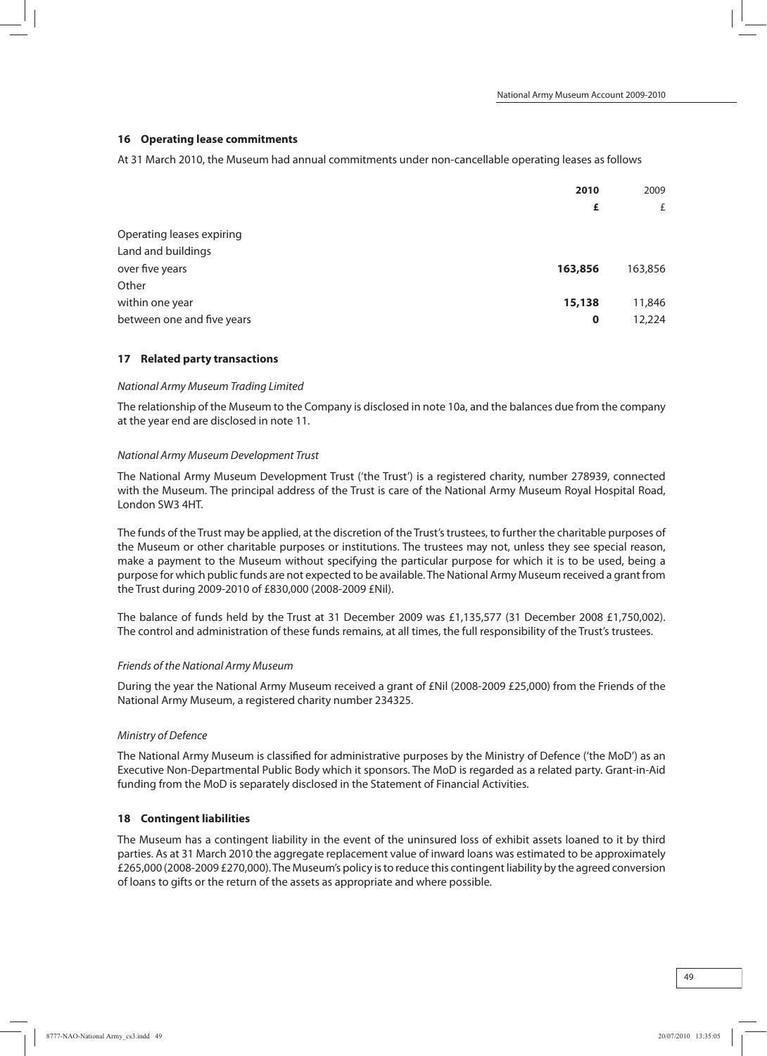## 16 Operating lease commitments

At 31 March 2010, the Museum had annual commitments under non-cancellable operating leases as follows

| | **2010** | 2009 |
|---|---|---|
| | **£** | £ |
| Operating leases expiring | | |
| Land and buildings | | |
| over five years | **163,856** | 163,856 |
| Other | | |
| within one year | **15,138** | 11,846 |
| between one and five years | **0** | 12,224 |

## 17 Related party transactions

*National Army Museum Trading Limited*

The relationship of the Museum to the Company is disclosed in note 10a, and the balances due from the company at the year end are disclosed in note 11.

*National Army Museum Development Trust*

The National Army Museum Development Trust ('the Trust') is a registered charity, number 278939, connected with the Museum. The principal address of the Trust is care of the National Army Museum Royal Hospital Road, London SW3 4HT.

The funds of the Trust may be applied, at the discretion of the Trust's trustees, to further the charitable purposes of the Museum or other charitable purposes or institutions. The trustees may not, unless they see special reason, make a payment to the Museum without specifying the particular purpose for which it is to be used, being a purpose for which public funds are not expected to be available. The National Army Museum received a grant from the Trust during 2009-2010 of £830,000 (2008-2009 £Nil).

The balance of funds held by the Trust at 31 December 2009 was £1,135,577 (31 December 2008 £1,750,002). The control and administration of these funds remains, at all times, the full responsibility of the Trust's trustees.

*Friends of the National Army Museum*

During the year the National Army Museum received a grant of £Nil (2008-2009 £25,000) from the Friends of the National Army Museum, a registered charity number 234325.

*Ministry of Defence*

The National Army Museum is classified for administrative purposes by the Ministry of Defence ('the MoD') as an Executive Non-Departmental Public Body which it sponsors. The MoD is regarded as a related party. Grant-in-Aid funding from the MoD is separately disclosed in the Statement of Financial Activities.

## 18 Contingent liabilities

The Museum has a contingent liability in the event of the uninsured loss of exhibit assets loaned to it by third parties. As at 31 March 2010 the aggregate replacement value of inward loans was estimated to be approximately £265,000 (2008-2009 £270,000). The Museum's policy is to reduce this contingent liability by the agreed conversion of loans to gifts or the return of the assets as appropriate and where possible.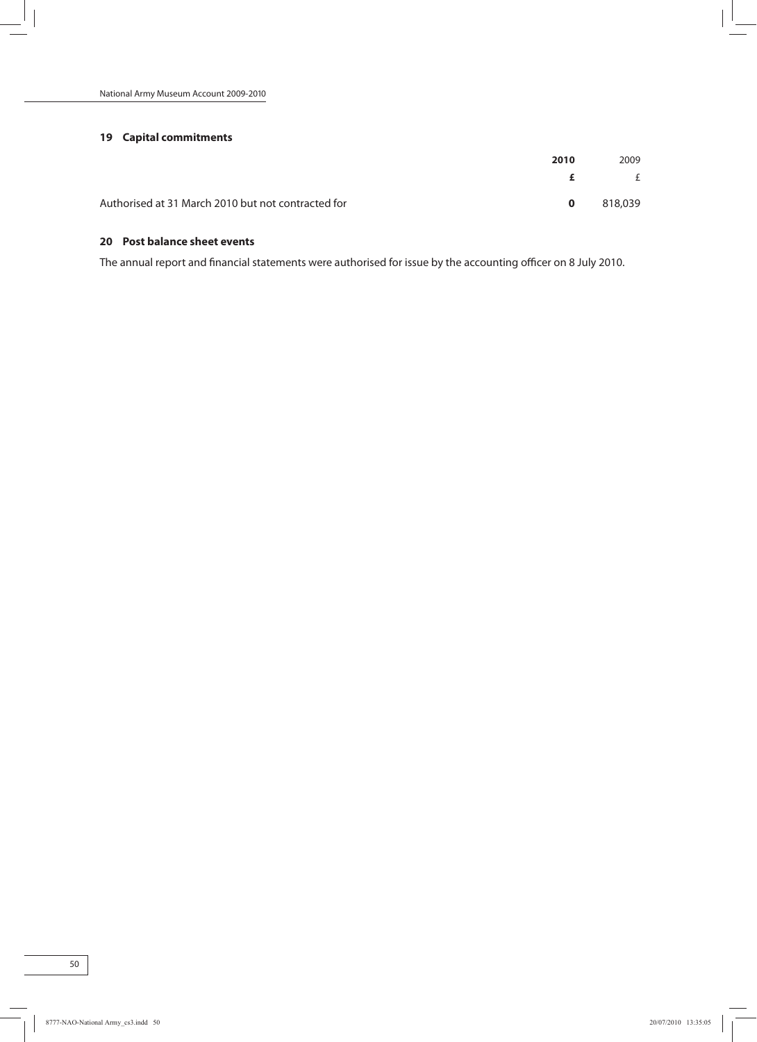## 19 Capital commitments

| | **2010** | 2009 |
|---|---|---|
| | **£** | £ |
| Authorised at 31 March 2010 but not contracted for | **0** | 818,039 |

## 20 Post balance sheet events

The annual report and financial statements were authorised for issue by the accounting officer on 8 July 2010.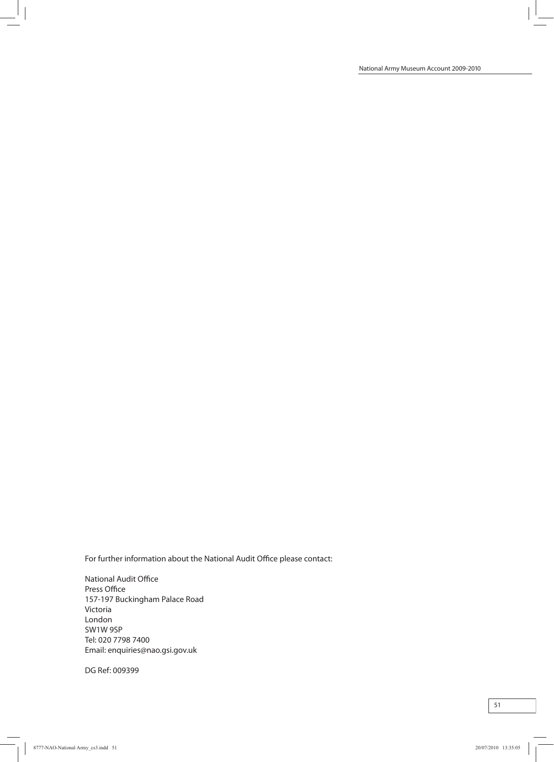For further information about the National Audit Office please contact:

National Audit Office
Press Office
157-197 Buckingham Palace Road
Victoria
London
SW1W 9SP
Tel: 020 7798 7400
Email: enquiries@nao.gsi.gov.uk

DG Ref: 009399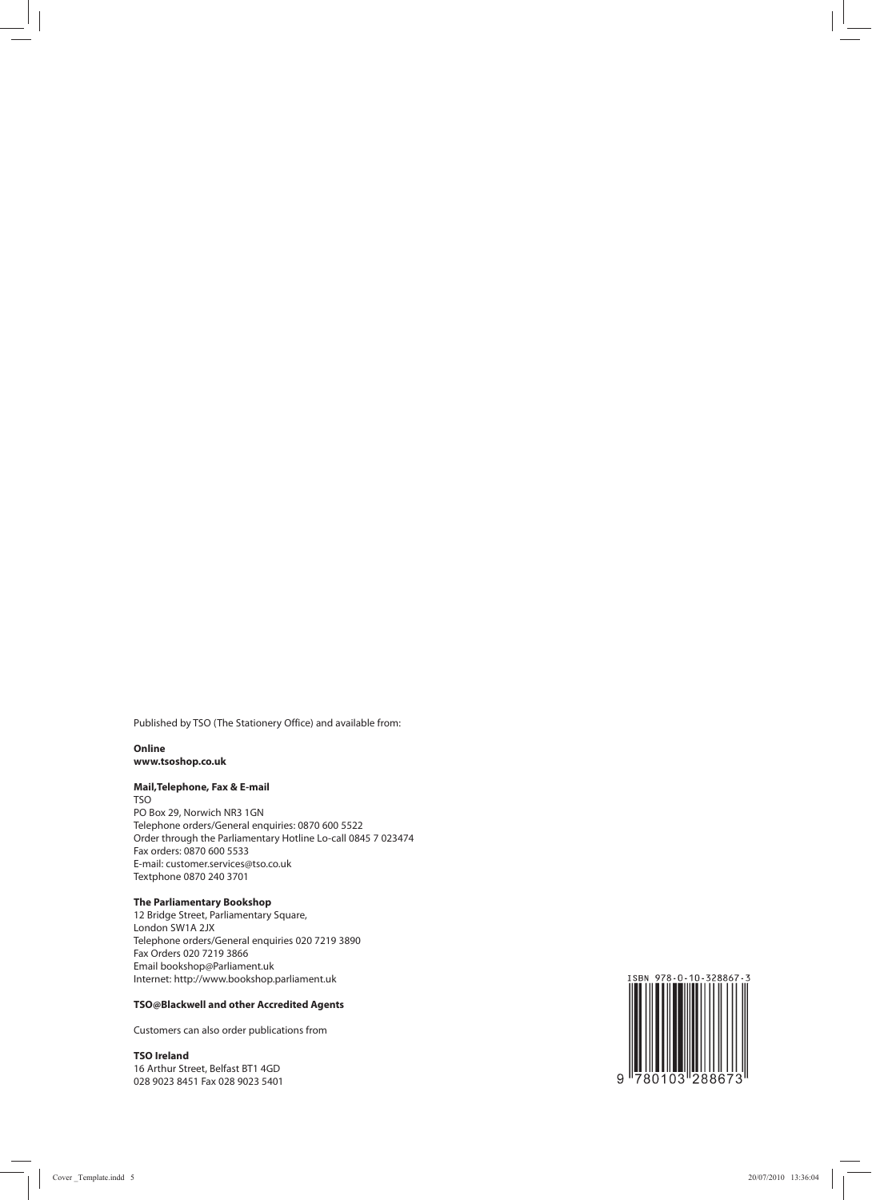Published by TSO (The Stationery Office) and available from:

**Online**
**www.tsoshop.co.uk**

**Mail,Telephone, Fax & E-mail**
TSO
PO Box 29, Norwich NR3 1GN
Telephone orders/General enquiries: 0870 600 5522
Order through the Parliamentary Hotline Lo-call 0845 7 023474
Fax orders: 0870 600 5533
E-mail: customer.services@tso.co.uk
Textphone 0870 240 3701

**The Parliamentary Bookshop**
12 Bridge Street, Parliamentary Square,
London SW1A 2JX
Telephone orders/General enquiries 020 7219 3890
Fax Orders 020 7219 3866
Email bookshop@Parliament.uk
Internet: http://www.bookshop.parliament.uk

**TSO@Blackwell and other Accredited Agents**

Customers can also order publications from

**TSO Ireland**
16 Arthur Street, Belfast BT1 4GD
028 9023 8451 Fax 028 9023 5401

ISBN 978-0-10-328867-3

9 780103 288673